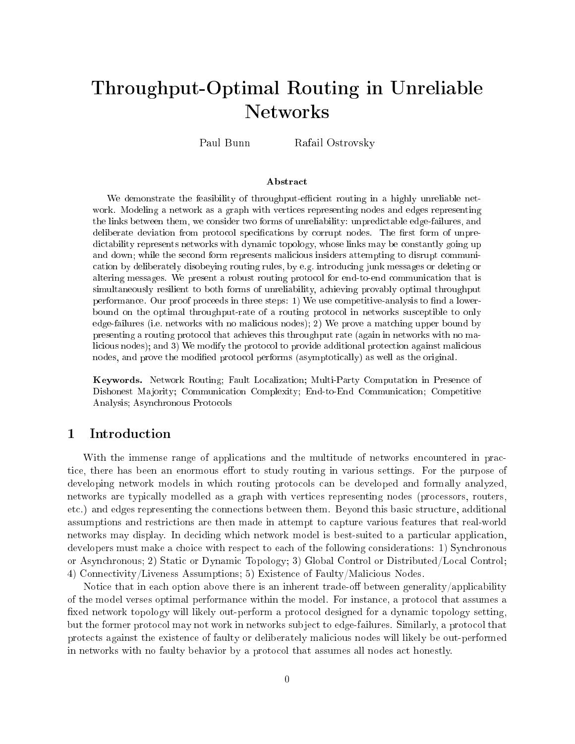# Throughput-Optimal Routing in Unreliable Networks

Paul Bunn   Rafail Ostrovsky

**Abstract**

We demonstrate the feasibility of throughput-efficient routing in a highly unreliable network. Modeling a network as a graph with vertices representing nodes and edges representing the links between them, we consider two forms of unreliability: unpredictable edge-failures, and deliberate deviation from protocol specifications by corrupt nodes. The first form of unpredictability represents networks with dynamic topology, whose links may be constantly going up and down; while the second form represents malicious insiders attempting to disrupt communication by deliberately disobeying routing rules, by e.g. introducing junk messages or deleting or altering messages. We present a robust routing protocol for end-to-end communication that is simultaneously resilient to both forms of unreliability, achieving provably optimal throughput performance. Our proof proceeds in three steps: 1) We use competitive-analysis to find a lower-bound on the optimal throughput-rate of a routing protocol in networks susceptible to only edge-failures (i.e. networks with no malicious nodes); 2) We prove a matching upper bound by presenting a routing protocol that achieves this throughput rate (again in networks with no malicious nodes); and 3) We modify the protocol to provide additional protection against malicious nodes, and prove the modified protocol performs (asymptotically) as well as the original.

**Keywords.** Network Routing; Fault Localization; Multi-Party Computation in Presence of Dishonest Majority; Communication Complexity; End-to-End Communication; Competitive Analysis; Asynchronous Protocols

## 1 Introduction

With the immense range of applications and the multitude of networks encountered in practice, there has been an enormous effort to study routing in various settings. For the purpose of developing network models in which routing protocols can be developed and formally analyzed, networks are typically modelled as a graph with vertices representing nodes (processors, routers, etc.) and edges representing the connections between them. Beyond this basic structure, additional assumptions and restrictions are then made in attempt to capture various features that real-world networks may display. In deciding which network model is best-suited to a particular application, developers must make a choice with respect to each of the following considerations: 1) Synchronous or Asynchronous; 2) Static or Dynamic Topology; 3) Global Control or Distributed/Local Control; 4) Connectivity/Liveness Assumptions; 5) Existence of Faulty/Malicious Nodes.

Notice that in each option above there is an inherent trade-off between generality/applicability of the model verses optimal performance within the model. For instance, a protocol that assumes a fixed network topology will likely out-perform a protocol designed for a dynamic topology setting, but the former protocol may not work in networks subject to edge-failures. Similarly, a protocol that protects against the existence of faulty or deliberately malicious nodes will likely be out-performed in networks with no faulty behavior by a protocol that assumes all nodes act honestly.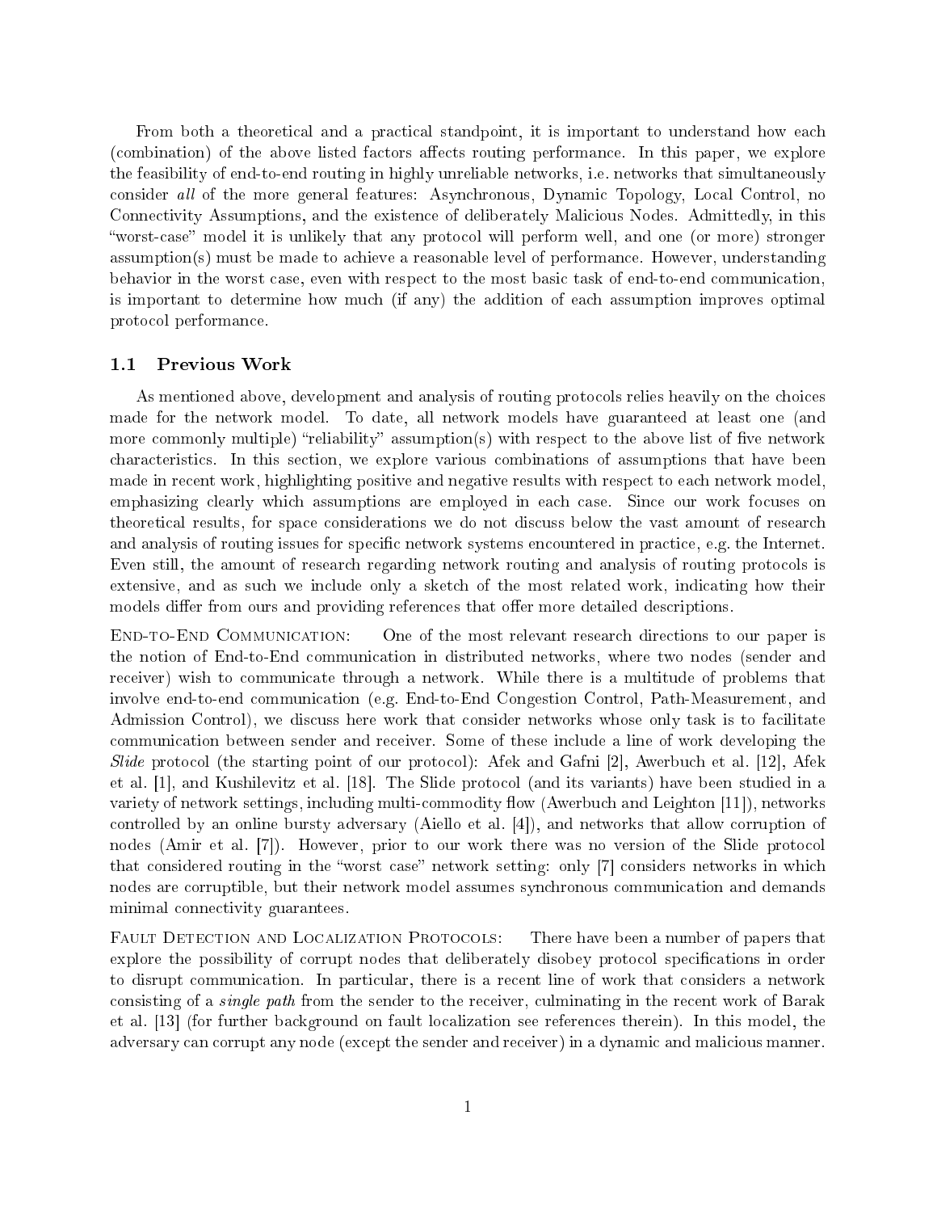From both a theoretical and a practical standpoint, it is important to understand how each (combination) of the above listed factors affects routing performance. In this paper, we explore the feasibility of end-to-end routing in highly unreliable networks, i.e. networks that simultaneously consider *all* of the more general features: Asynchronous, Dynamic Topology, Local Control, no Connectivity Assumptions, and the existence of deliberately Malicious Nodes. Admittedly, in this "worst-case" model it is unlikely that any protocol will perform well, and one (or more) stronger assumption(s) must be made to achieve a reasonable level of performance. However, understanding behavior in the worst case, even with respect to the most basic task of end-to-end communication, is important to determine how much (if any) the addition of each assumption improves optimal protocol performance.

### 1.1 Previous Work

As mentioned above, development and analysis of routing protocols relies heavily on the choices made for the network model. To date, all network models have guaranteed at least one (and more commonly multiple) "reliability" assumption(s) with respect to the above list of five network characteristics. In this section, we explore various combinations of assumptions that have been made in recent work, highlighting positive and negative results with respect to each network model, emphasizing clearly which assumptions are employed in each case. Since our work focuses on theoretical results, for space considerations we do not discuss below the vast amount of research and analysis of routing issues for specific network systems encountered in practice, e.g. the Internet. Even still, the amount of research regarding network routing and analysis of routing protocols is extensive, and as such we include only a sketch of the most related work, indicating how their models differ from ours and providing references that offer more detailed descriptions.

End-to-End Communication: One of the most relevant research directions to our paper is the notion of End-to-End communication in distributed networks, where two nodes (sender and receiver) wish to communicate through a network. While there is a multitude of problems that involve end-to-end communication (e.g. End-to-End Congestion Control, Path-Measurement, and Admission Control), we discuss here work that consider networks whose only task is to facilitate communication between sender and receiver. Some of these include a line of work developing the *Slide* protocol (the starting point of our protocol): Afek and Gafni [2], Awerbuch et al. [12], Afek et al. [1], and Kushilevitz et al. [18]. The Slide protocol (and its variants) have been studied in a variety of network settings, including multi-commodity flow (Awerbuch and Leighton [11]), networks controlled by an online bursty adversary (Aiello et al. [4]), and networks that allow corruption of nodes (Amir et al. [7]). However, prior to our work there was no version of the Slide protocol that considered routing in the "worst case" network setting: only [7] considers networks in which nodes are corruptible, but their network model assumes synchronous communication and demands minimal connectivity guarantees.

Fault Detection and Localization Protocols: There have been a number of papers that explore the possibility of corrupt nodes that deliberately disobey protocol specifications in order to disrupt communication. In particular, there is a recent line of work that considers a network consisting of a *single path* from the sender to the receiver, culminating in the recent work of Barak et al. [13] (for further background on fault localization see references therein). In this model, the adversary can corrupt any node (except the sender and receiver) in a dynamic and malicious manner.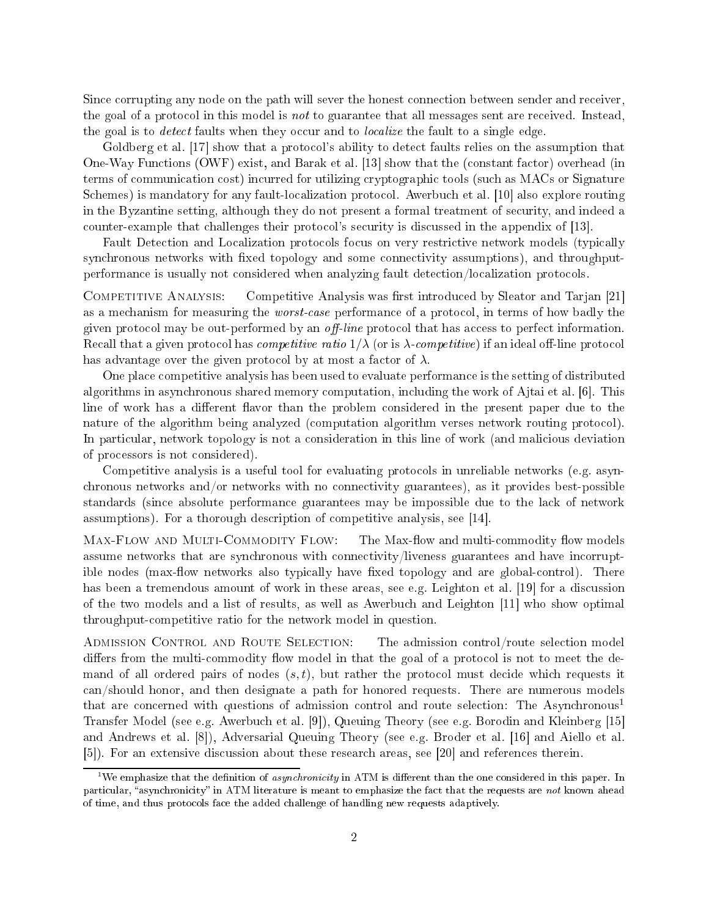Since corrupting any node on the path will sever the honest connection between sender and receiver, the goal of a protocol in this model is *not* to guarantee that all messages sent are received. Instead, the goal is to *detect* faults when they occur and to *localize* the fault to a single edge.

Goldberg et al. [17] show that a protocol's ability to detect faults relies on the assumption that One-Way Functions (OWF) exist, and Barak et al. [13] show that the (constant factor) overhead (in terms of communication cost) incurred for utilizing cryptographic tools (such as MACs or Signature Schemes) is mandatory for any fault-localization protocol. Awerbuch et al. [10] also explore routing in the Byzantine setting, although they do not present a formal treatment of security, and indeed a counter-example that challenges their protocol's security is discussed in the appendix of [13].

Fault Detection and Localization protocols focus on very restrictive network models (typically synchronous networks with fixed topology and some connectivity assumptions), and throughput-performance is usually not considered when analyzing fault detection/localization protocols.

Competitive Analysis: Competitive Analysis was first introduced by Sleator and Tarjan [21] as a mechanism for measuring the *worst-case* performance of a protocol, in terms of how badly the given protocol may be out-performed by an *off-line* protocol that has access to perfect information. Recall that a given protocol has *competitive ratio* $1/\lambda$ (or is $\lambda$*-competitive*) if an ideal off-line protocol has advantage over the given protocol by at most a factor of $\lambda$.

One place competitive analysis has been used to evaluate performance is the setting of distributed algorithms in asynchronous shared memory computation, including the work of Ajtai et al. [6]. This line of work has a different flavor than the problem considered in the present paper due to the nature of the algorithm being analyzed (computation algorithm verses network routing protocol). In particular, network topology is not a consideration in this line of work (and malicious deviation of processors is not considered).

Competitive analysis is a useful tool for evaluating protocols in unreliable networks (e.g. asynchronous networks and/or networks with no connectivity guarantees), as it provides best-possible standards (since absolute performance guarantees may be impossible due to the lack of network assumptions). For a thorough description of competitive analysis, see [14].

Max-Flow and Multi-Commodity Flow: The Max-flow and multi-commodity flow models assume networks that are synchronous with connectivity/liveness guarantees and have incorruptible nodes (max-flow networks also typically have fixed topology and are global-control). There has been a tremendous amount of work in these areas, see e.g. Leighton et al. [19] for a discussion of the two models and a list of results, as well as Awerbuch and Leighton [11] who show optimal throughput-competitive ratio for the network model in question.

Admission Control and Route Selection: The admission control/route selection model differs from the multi-commodity flow model in that the goal of a protocol is not to meet the demand of all ordered pairs of nodes $(s, t)$, but rather the protocol must decide which requests it can/should honor, and then designate a path for honored requests. There are numerous models that are concerned with questions of admission control and route selection: The Asynchronous[1] Transfer Model (see e.g. Awerbuch et al. [9]), Queuing Theory (see e.g. Borodin and Kleinberg [15] and Andrews et al. [8]), Adversarial Queuing Theory (see e.g. Broder et al. [16] and Aiello et al. [5]). For an extensive discussion about these research areas, see [20] and references therein.

[1] We emphasize that the definition of *asynchronicity* in ATM is different than the one considered in this paper. In particular, "asynchronicity" in ATM literature is meant to emphasize the fact that the requests are *not* known ahead of time, and thus protocols face the added challenge of handling new requests adaptively.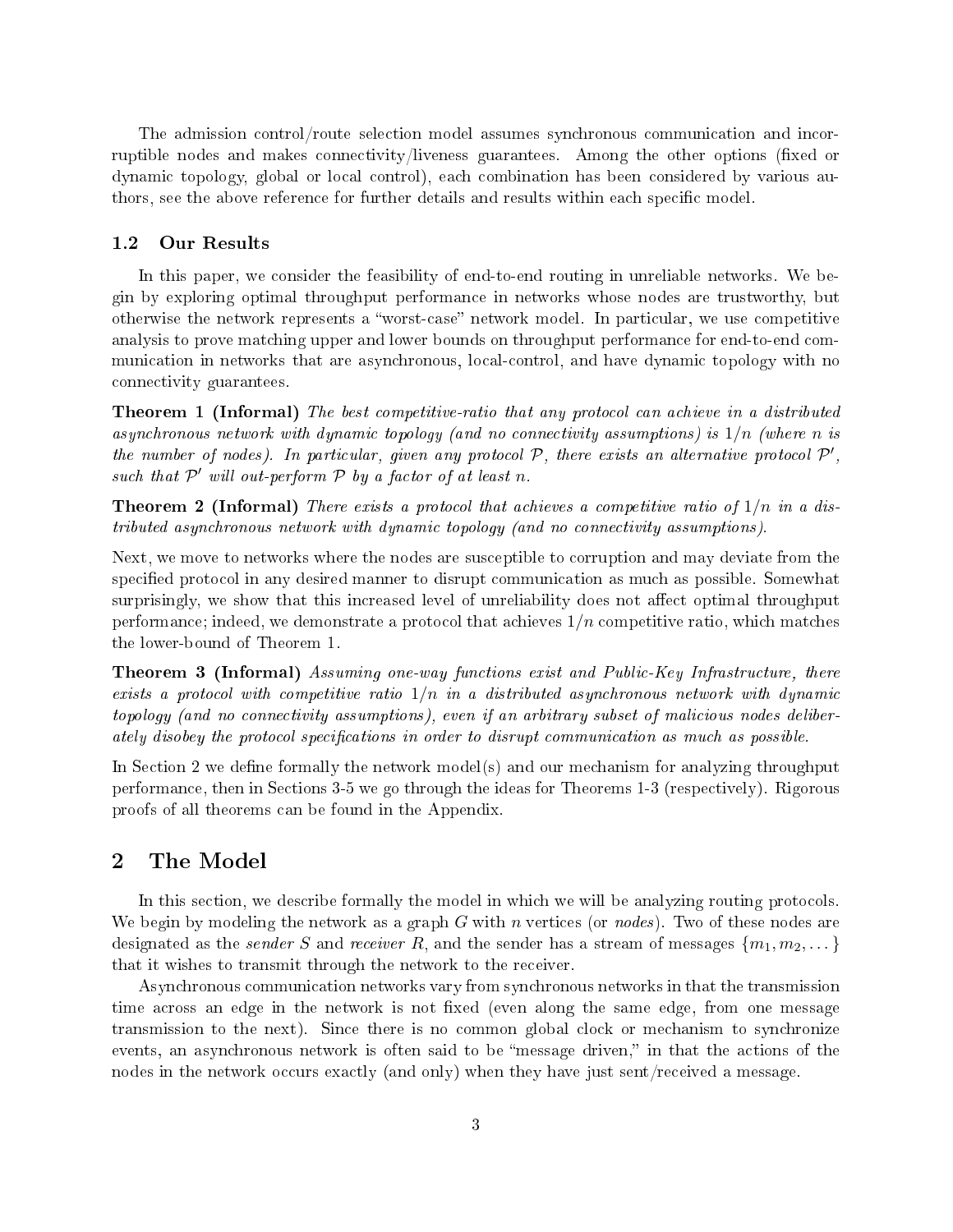The admission control/route selection model assumes synchronous communication and incorruptible nodes and makes connectivity/liveness guarantees. Among the other options (fixed or dynamic topology, global or local control), each combination has been considered by various authors, see the above reference for further details and results within each specific model.

### 1.2 Our Results

In this paper, we consider the feasibility of end-to-end routing in unreliable networks. We begin by exploring optimal throughput performance in networks whose nodes are trustworthy, but otherwise the network represents a "worst-case" network model. In particular, we use competitive analysis to prove matching upper and lower bounds on throughput performance for end-to-end communication in networks that are asynchronous, local-control, and have dynamic topology with no connectivity guarantees.

**Theorem 1 (Informal)** *The best competitive-ratio that any protocol can achieve in a distributed asynchronous network with dynamic topology (and no connectivity assumptions) is $1/n$ (where $n$ is the number of nodes). In particular, given any protocol $\mathcal{P}$, there exists an alternative protocol $\mathcal{P}'$, such that $\mathcal{P}'$ will out-perform $\mathcal{P}$ by a factor of at least $n$.*

**Theorem 2 (Informal)** *There exists a protocol that achieves a competitive ratio of $1/n$ in a distributed asynchronous network with dynamic topology (and no connectivity assumptions).*

Next, we move to networks where the nodes are susceptible to corruption and may deviate from the specified protocol in any desired manner to disrupt communication as much as possible. Somewhat surprisingly, we show that this increased level of unreliability does not affect optimal throughput performance; indeed, we demonstrate a protocol that achieves $1/n$ competitive ratio, which matches the lower-bound of Theorem 1.

**Theorem 3 (Informal)** *Assuming one-way functions exist and Public-Key Infrastructure, there exists a protocol with competitive ratio $1/n$ in a distributed asynchronous network with dynamic topology (and no connectivity assumptions), even if an arbitrary subset of malicious nodes deliberately disobey the protocol specifications in order to disrupt communication as much as possible.*

In Section 2 we define formally the network model(s) and our mechanism for analyzing throughput performance, then in Sections 3-5 we go through the ideas for Theorems 1-3 (respectively). Rigorous proofs of all theorems can be found in the Appendix.

## 2 The Model

In this section, we describe formally the model in which we will be analyzing routing protocols. We begin by modeling the network as a graph $G$ with $n$ vertices (or *nodes*). Two of these nodes are designated as the *sender* $S$ and *receiver* $R$, and the sender has a stream of messages $\{m_1, m_2, \dots\}$ that it wishes to transmit through the network to the receiver.

Asynchronous communication networks vary from synchronous networks in that the transmission time across an edge in the network is not fixed (even along the same edge, from one message transmission to the next). Since there is no common global clock or mechanism to synchronize events, an asynchronous network is often said to be "message driven," in that the actions of the nodes in the network occurs exactly (and only) when they have just sent/received a message.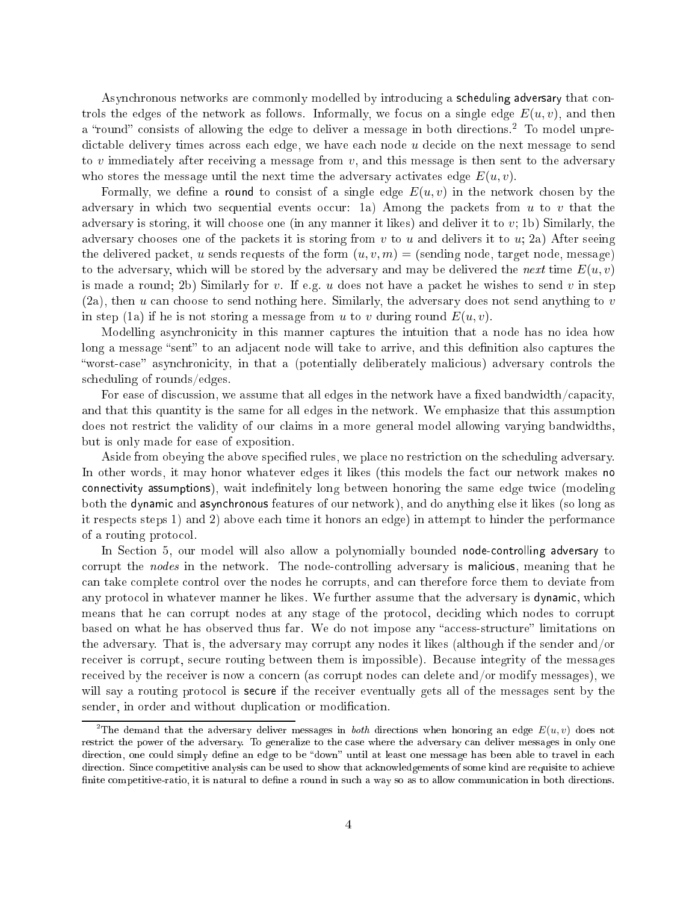Asynchronous networks are commonly modelled by introducing a scheduling adversary that controls the edges of the network as follows. Informally, we focus on a single edge $E(u, v)$, and then a "round" consists of allowing the edge to deliver a message in both directions.[2] To model unpredictable delivery times across each edge, we have each node $u$ decide on the next message to send to $v$ immediately after receiving a message from $v$, and this message is then sent to the adversary who stores the message until the next time the adversary activates edge $E(u, v)$.

Formally, we define a round to consist of a single edge $E(u, v)$ in the network chosen by the adversary in which two sequential events occur: 1a) Among the packets from $u$ to $v$ that the adversary is storing, it will choose one (in any manner it likes) and deliver it to $v$; 1b) Similarly, the adversary chooses one of the packets it is storing from $v$ to $u$ and delivers it to $u$; 2a) After seeing the delivered packet, $u$ sends requests of the form $(u, v, m) =$ (sending node, target node, message) to the adversary, which will be stored by the adversary and may be delivered the *next* time $E(u, v)$ is made a round; 2b) Similarly for $v$. If e.g. $u$ does not have a packet he wishes to send $v$ in step (2a), then $u$ can choose to send nothing here. Similarly, the adversary does not send anything to $v$ in step (1a) if he is not storing a message from $u$ to $v$ during round $E(u, v)$.

Modelling asynchronicity in this manner captures the intuition that a node has no idea how long a message "sent" to an adjacent node will take to arrive, and this definition also captures the "worst-case" asynchronicity, in that a (potentially deliberately malicious) adversary controls the scheduling of rounds/edges.

For ease of discussion, we assume that all edges in the network have a fixed bandwidth/capacity, and that this quantity is the same for all edges in the network. We emphasize that this assumption does not restrict the validity of our claims in a more general model allowing varying bandwidths, but is only made for ease of exposition.

Aside from obeying the above specified rules, we place no restriction on the scheduling adversary. In other words, it may honor whatever edges it likes (this models the fact our network makes no connectivity assumptions), wait indefinitely long between honoring the same edge twice (modeling both the dynamic and asynchronous features of our network), and do anything else it likes (so long as it respects steps 1) and 2) above each time it honors an edge) in attempt to hinder the performance of a routing protocol.

In Section 5, our model will also allow a polynomially bounded node-controlling adversary to corrupt the *nodes* in the network. The node-controlling adversary is malicious, meaning that he can take complete control over the nodes he corrupts, and can therefore force them to deviate from any protocol in whatever manner he likes. We further assume that the adversary is dynamic, which means that he can corrupt nodes at any stage of the protocol, deciding which nodes to corrupt based on what he has observed thus far. We do not impose any "access-structure" limitations on the adversary. That is, the adversary may corrupt any nodes it likes (although if the sender and/or receiver is corrupt, secure routing between them is impossible). Because integrity of the messages received by the receiver is now a concern (as corrupt nodes can delete and/or modify messages), we will say a routing protocol is secure if the receiver eventually gets all of the messages sent by the sender, in order and without duplication or modification.

[2]The demand that the adversary deliver messages in *both* directions when honoring an edge $E(u, v)$ does not restrict the power of the adversary. To generalize to the case where the adversary can deliver messages in only one direction, one could simply define an edge to be "down" until at least one message has been able to travel in each direction. Since competitive analysis can be used to show that acknowledgements of some kind are requisite to achieve finite competitive-ratio, it is natural to define a round in such a way so as to allow communication in both directions.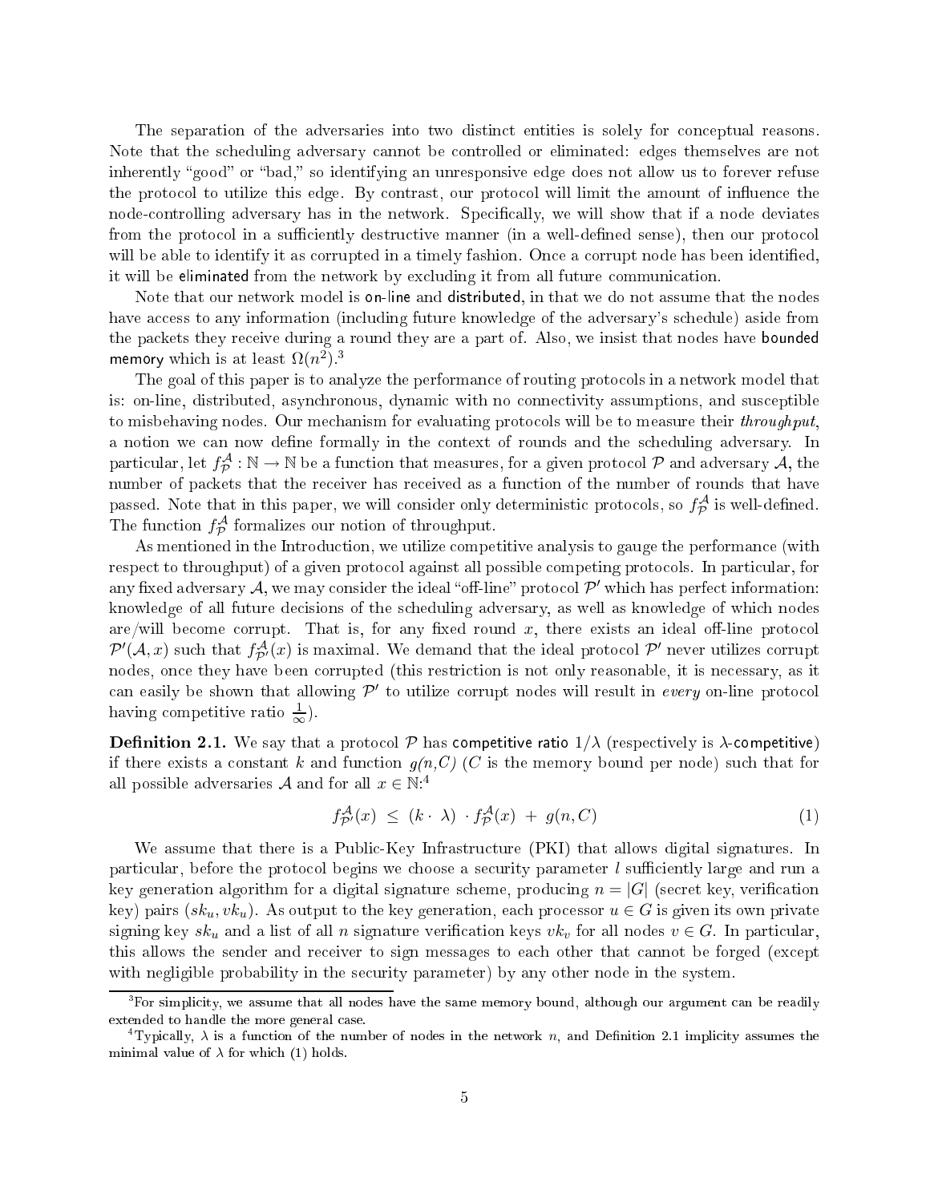The separation of the adversaries into two distinct entities is solely for conceptual reasons. Note that the scheduling adversary cannot be controlled or eliminated: edges themselves are not inherently "good" or "bad," so identifying an unresponsive edge does not allow us to forever refuse the protocol to utilize this edge. By contrast, our protocol will limit the amount of influence the node-controlling adversary has in the network. Specifically, we will show that if a node deviates from the protocol in a sufficiently destructive manner (in a well-defined sense), then our protocol will be able to identify it as corrupted in a timely fashion. Once a corrupt node has been identified, it will be eliminated from the network by excluding it from all future communication.

Note that our network model is on-line and distributed, in that we do not assume that the nodes have access to any information (including future knowledge of the adversary's schedule) aside from the packets they receive during a round they are a part of. Also, we insist that nodes have bounded memory which is at least $\Omega(n^2)$.[3]

The goal of this paper is to analyze the performance of routing protocols in a network model that is: on-line, distributed, asynchronous, dynamic with no connectivity assumptions, and susceptible to misbehaving nodes. Our mechanism for evaluating protocols will be to measure their *throughput*, a notion we can now define formally in the context of rounds and the scheduling adversary. In particular, let $f^{\mathcal{A}}_{\mathcal{P}} : \mathbb{N} \rightarrow \mathbb{N}$ be a function that measures, for a given protocol $\mathcal{P}$ and adversary $\mathcal{A}$, the number of packets that the receiver has received as a function of the number of rounds that have passed. Note that in this paper, we will consider only deterministic protocols, so $f^{\mathcal{A}}_{\mathcal{P}}$ is well-defined. The function $f^{\mathcal{A}}_{\mathcal{P}}$ formalizes our notion of throughput.

As mentioned in the Introduction, we utilize competitive analysis to gauge the performance (with respect to throughput) of a given protocol against all possible competing protocols. In particular, for any fixed adversary $\mathcal{A}$, we may consider the ideal "off-line" protocol $\mathcal{P}'$ which has perfect information: knowledge of all future decisions of the scheduling adversary, as well as knowledge of which nodes are/will become corrupt. That is, for any fixed round $x$, there exists an ideal off-line protocol $\mathcal{P}'(\mathcal{A}, x)$ such that $f^{\mathcal{A}}_{\mathcal{P}'}(x)$ is maximal. We demand that the ideal protocol $\mathcal{P}'$ never utilizes corrupt nodes, once they have been corrupted (this restriction is not only reasonable, it is necessary, as it can easily be shown that allowing $\mathcal{P}'$ to utilize corrupt nodes will result in *every* on-line protocol having competitive ratio $\frac{1}{\infty}$).

**Definition 2.1.** We say that a protocol $\mathcal{P}$ has competitive ratio $1/\lambda$ (respectively is $\lambda$-competitive) if there exists a constant $k$ and function *g(n,C)* ($C$ is the memory bound per node) such that for all possible adversaries $\mathcal{A}$ and for all $x \in \mathbb{N}$:[4]

$$f^{\mathcal{A}}_{\mathcal{P}'}(x) \ \leq \ (k \cdot \ \lambda) \ \cdot f^{\mathcal{A}}_{\mathcal{P}}(x) \ + \ g(n, C) \tag{1}$$

We assume that there is a Public-Key Infrastructure (PKI) that allows digital signatures. In particular, before the protocol begins we choose a security parameter $l$ sufficiently large and run a key generation algorithm for a digital signature scheme, producing $n = |G|$ (secret key, verification key) pairs $(sk_u, vk_u)$. As output to the key generation, each processor $u \in G$ is given its own private signing key $sk_u$ and a list of all $n$ signature verification keys $vk_v$ for all nodes $v \in G$. In particular, this allows the sender and receiver to sign messages to each other that cannot be forged (except with negligible probability in the security parameter) by any other node in the system.

[3] For simplicity, we assume that all nodes have the same memory bound, although our argument can be readily extended to handle the more general case.

[4] Typically, $\lambda$ is a function of the number of nodes in the network $n$, and Definition 2.1 implicity assumes the minimal value of $\lambda$ for which (1) holds.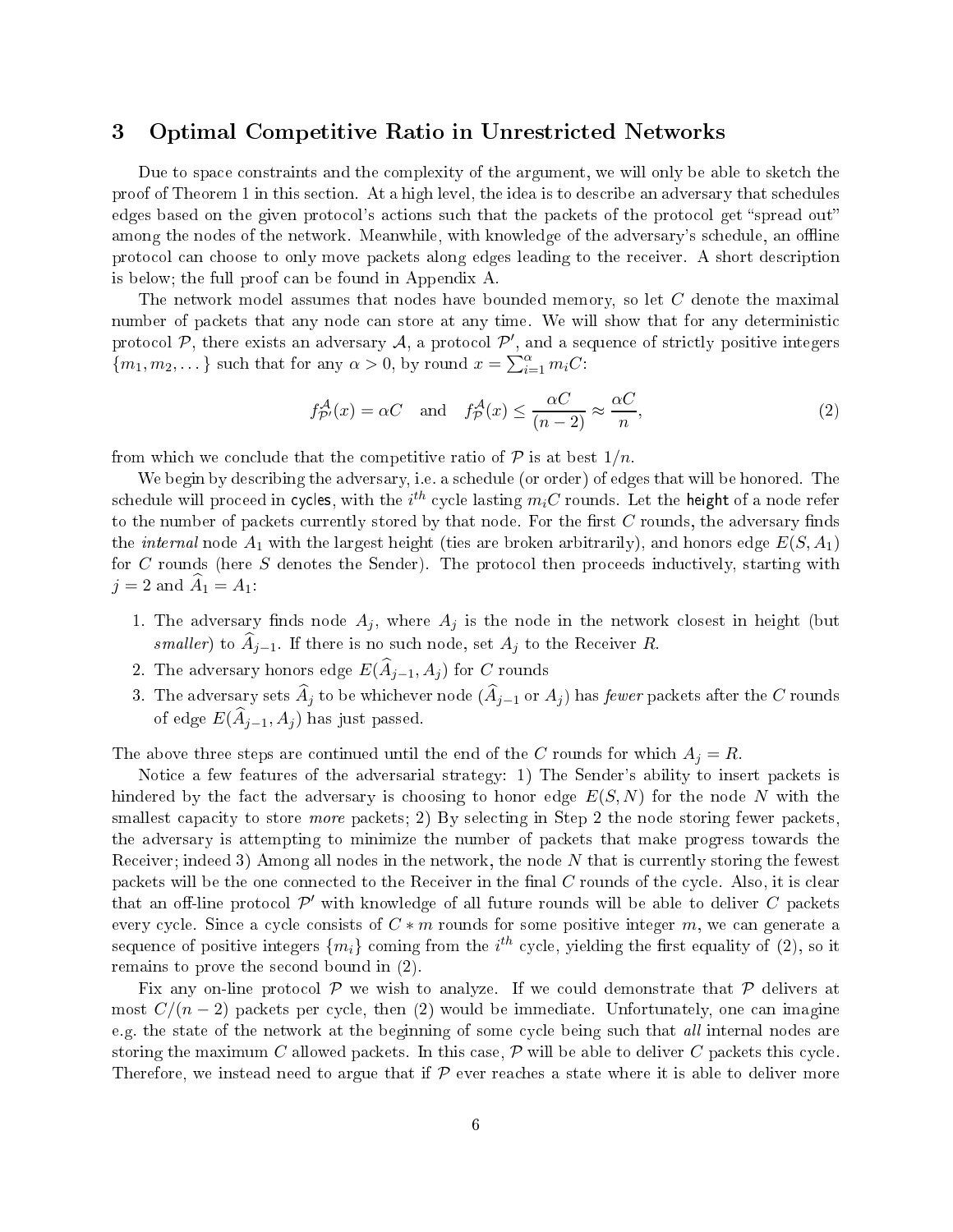## 3 Optimal Competitive Ratio in Unrestricted Networks

Due to space constraints and the complexity of the argument, we will only be able to sketch the proof of Theorem 1 in this section. At a high level, the idea is to describe an adversary that schedules edges based on the given protocol's actions such that the packets of the protocol get "spread out" among the nodes of the network. Meanwhile, with knowledge of the adversary's schedule, an offline protocol can choose to only move packets along edges leading to the receiver. A short description is below; the full proof can be found in Appendix A.

The network model assumes that nodes have bounded memory, so let $C$ denote the maximal number of packets that any node can store at any time. We will show that for any deterministic protocol $\mathcal{P}$, there exists an adversary $\mathcal{A}$, a protocol $\mathcal{P}'$, and a sequence of strictly positive integers $\{m_1, m_2, \dots\}$ such that for any $\alpha > 0$, by round $x = \sum_{i=1}^{\alpha} m_i C$:

$$f^{\mathcal{A}}_{\mathcal{P}'}(x) = \alpha C \quad \text{and} \quad f^{\mathcal{A}}_{\mathcal{P}}(x) \leq \frac{\alpha C}{(n-2)} \approx \frac{\alpha C}{n}, \tag{2}$$

from which we conclude that the competitive ratio of $\mathcal{P}$ is at best $1/n$.

We begin by describing the adversary, i.e. a schedule (or order) of edges that will be honored. The schedule will proceed in cycles, with the $i^{th}$ cycle lasting $m_i C$ rounds. Let the height of a node refer to the number of packets currently stored by that node. For the first $C$ rounds, the adversary finds the *internal* node $A_1$ with the largest height (ties are broken arbitrarily), and honors edge $E(S, A_1)$ for $C$ rounds (here $S$ denotes the Sender). The protocol then proceeds inductively, starting with $j = 2$ and $\widehat{A}_1 = A_1$:

1. The adversary finds node $A_j$, where $A_j$ is the node in the network closest in height (but *smaller*) to $\widehat{A}_{j-1}$. If there is no such node, set $A_j$ to the Receiver $R$.
2. The adversary honors edge $E(\widehat{A}_{j-1}, A_j)$ for $C$ rounds
3. The adversary sets $\widehat{A}_j$ to be whichever node ($\widehat{A}_{j-1}$ or $A_j$) has *fewer* packets after the $C$ rounds of edge $E(\widehat{A}_{j-1}, A_j)$ has just passed.

The above three steps are continued until the end of the $C$ rounds for which $A_j = R$.

Notice a few features of the adversarial strategy: 1) The Sender's ability to insert packets is hindered by the fact the adversary is choosing to honor edge $E(S, N)$ for the node $N$ with the smallest capacity to store *more* packets; 2) By selecting in Step 2 the node storing fewer packets, the adversary is attempting to minimize the number of packets that make progress towards the Receiver; indeed 3) Among all nodes in the network, the node $N$ that is currently storing the fewest packets will be the one connected to the Receiver in the final $C$ rounds of the cycle. Also, it is clear that an off-line protocol $\mathcal{P}'$ with knowledge of all future rounds will be able to deliver $C$ packets every cycle. Since a cycle consists of $C * m$ rounds for some positive integer $m$, we can generate a sequence of positive integers $\{m_i\}$ coming from the $i^{th}$ cycle, yielding the first equality of (2), so it remains to prove the second bound in (2).

Fix any on-line protocol $\mathcal{P}$ we wish to analyze. If we could demonstrate that $\mathcal{P}$ delivers at most $C/(n-2)$ packets per cycle, then (2) would be immediate. Unfortunately, one can imagine e.g. the state of the network at the beginning of some cycle being such that *all* internal nodes are storing the maximum $C$ allowed packets. In this case, $\mathcal{P}$ will be able to deliver $C$ packets this cycle. Therefore, we instead need to argue that if $\mathcal{P}$ ever reaches a state where it is able to deliver more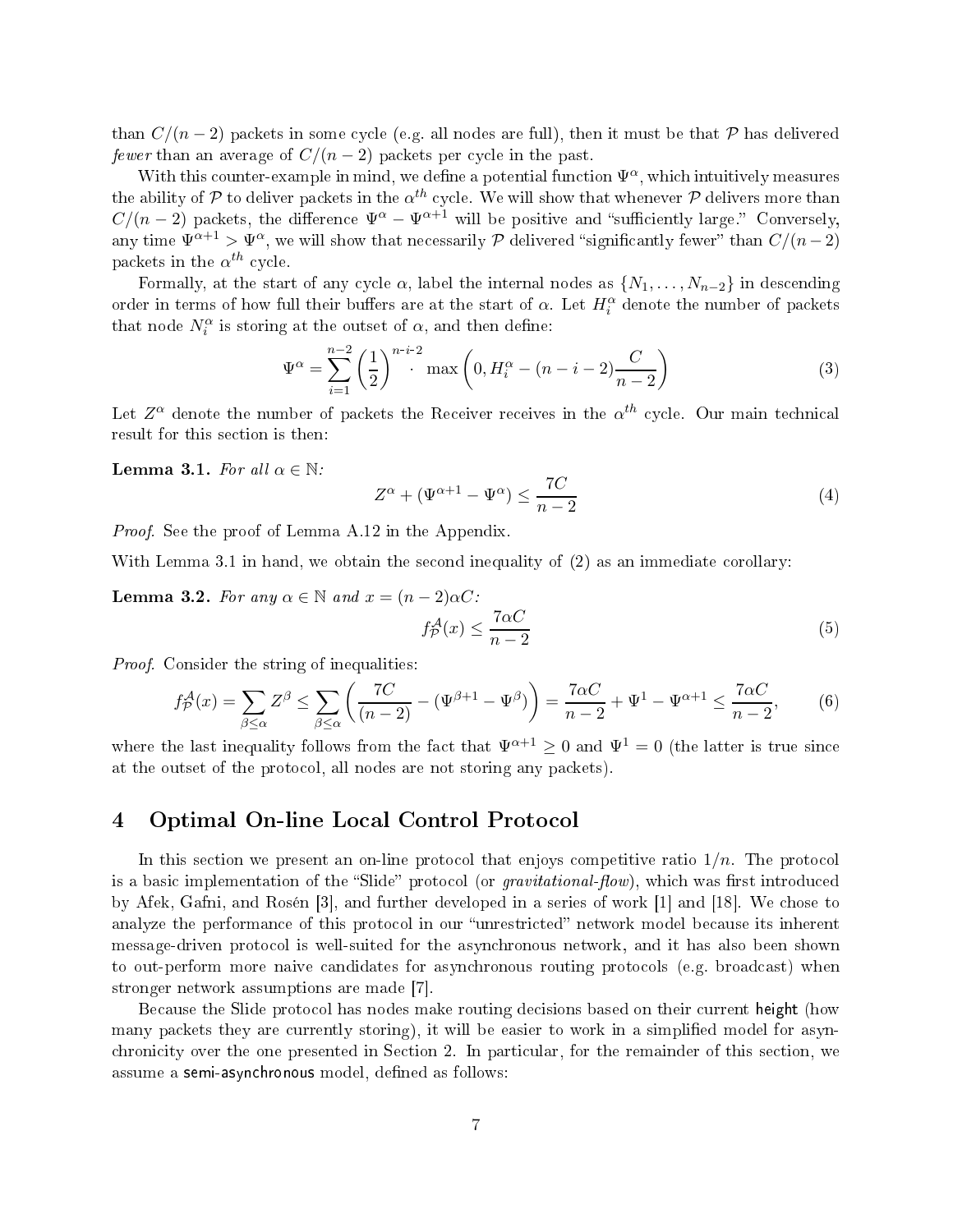than $C/(n-2)$ packets in some cycle (e.g. all nodes are full), then it must be that $\mathcal{P}$ has delivered *fewer* than an average of $C/(n-2)$ packets per cycle in the past.

With this counter-example in mind, we define a potential function $\Psi^\alpha$, which intuitively measures the ability of $\mathcal{P}$ to deliver packets in the $\alpha^{th}$ cycle. We will show that whenever $\mathcal{P}$ delivers more than $C/(n-2)$ packets, the difference $\Psi^\alpha - \Psi^{\alpha+1}$ will be positive and "sufficiently large." Conversely, any time $\Psi^{\alpha+1} > \Psi^\alpha$, we will show that necessarily $\mathcal{P}$ delivered "significantly fewer" than $C/(n-2)$ packets in the $\alpha^{th}$ cycle.

Formally, at the start of any cycle $\alpha$, label the internal nodes as $\{N_1, \dots, N_{n-2}\}$ in descending order in terms of how full their buffers are at the start of $\alpha$. Let $H_i^\alpha$ denote the number of packets that node $N_i^\alpha$ is storing at the outset of $\alpha$, and then define:

$$\Psi^\alpha = \sum_{i=1}^{n-2} \left(\frac{1}{2}\right)^{n-i-2} \cdot \max\left(0, H_i^\alpha - (n-i-2)\frac{C}{n-2}\right) \tag{3}$$

Let $Z^\alpha$ denote the number of packets the Receiver receives in the $\alpha^{th}$ cycle. Our main technical result for this section is then:

**Lemma 3.1.** *For all $\alpha \in \mathbb{N}$:*

$$Z^\alpha + (\Psi^{\alpha+1} - \Psi^\alpha) \le \frac{7C}{n-2} \tag{4}$$

*Proof.* See the proof of Lemma A.12 in the Appendix.

With Lemma 3.1 in hand, we obtain the second inequality of (2) as an immediate corollary:

**Lemma 3.2.** *For any $\alpha \in \mathbb{N}$ and $x = (n-2)\alpha C$:*

$$f_{\mathcal{P}}^{\mathcal{A}}(x) \le \frac{7\alpha C}{n-2} \tag{5}$$

*Proof.* Consider the string of inequalities:

$$f_{\mathcal{P}}^{\mathcal{A}}(x) = \sum_{\beta \le \alpha} Z^\beta \le \sum_{\beta \le \alpha} \left(\frac{7C}{(n-2)} - (\Psi^{\beta+1} - \Psi^\beta)\right) = \frac{7\alpha C}{n-2} + \Psi^1 - \Psi^{\alpha+1} \le \frac{7\alpha C}{n-2}, \tag{6}$$

where the last inequality follows from the fact that $\Psi^{\alpha+1} \ge 0$ and $\Psi^1 = 0$ (the latter is true since at the outset of the protocol, all nodes are not storing any packets).

# 4 Optimal On-line Local Control Protocol

In this section we present an on-line protocol that enjoys competitive ratio $1/n$. The protocol is a basic implementation of the "Slide" protocol (or *gravitational-flow*), which was first introduced by Afek, Gafni, and Rosén [3], and further developed in a series of work [1] and [18]. We chose to analyze the performance of this protocol in our "unrestricted" network model because its inherent message-driven protocol is well-suited for the asynchronous network, and it has also been shown to out-perform more naive candidates for asynchronous routing protocols (e.g. broadcast) when stronger network assumptions are made [7].

Because the Slide protocol has nodes make routing decisions based on their current height (how many packets they are currently storing), it will be easier to work in a simplified model for asynchronicity over the one presented in Section 2. In particular, for the remainder of this section, we assume a semi-asynchronous model, defined as follows: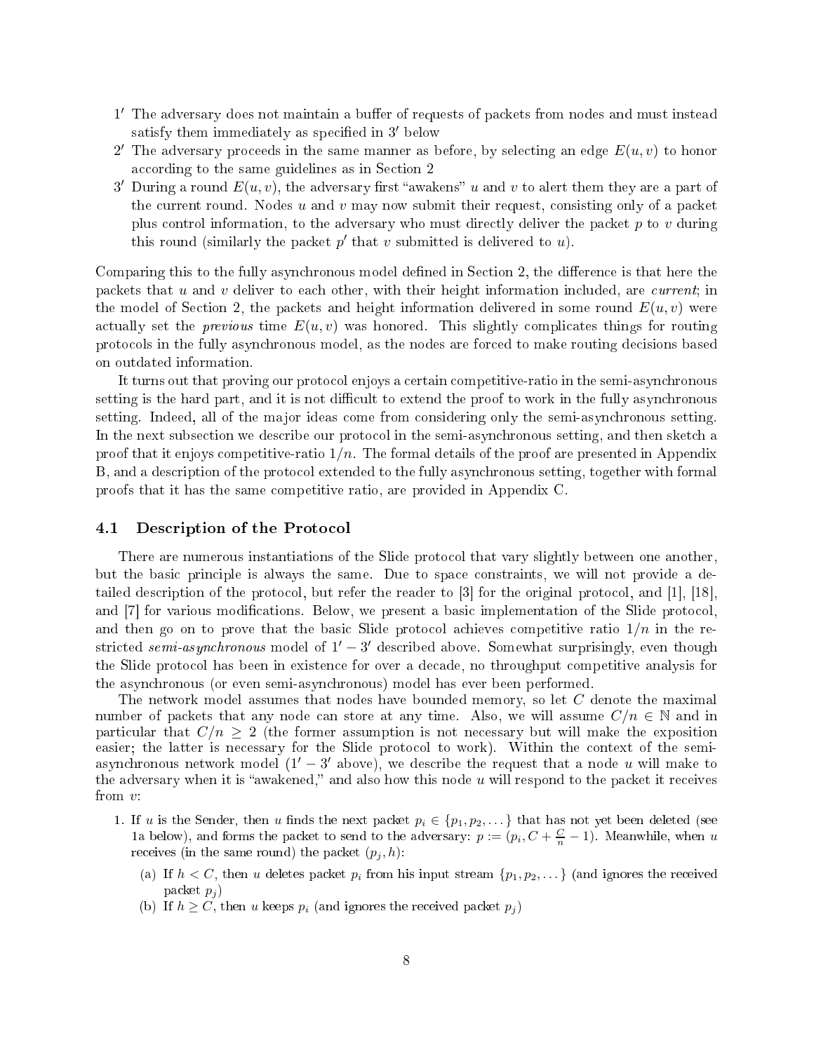1′ The adversary does not maintain a buffer of requests of packets from nodes and must instead satisfy them immediately as specified in 3′ below

2′ The adversary proceeds in the same manner as before, by selecting an edge $E(u, v)$ to honor according to the same guidelines as in Section 2

3′ During a round $E(u, v)$, the adversary first "awakens" $u$ and $v$ to alert them they are a part of the current round. Nodes $u$ and $v$ may now submit their request, consisting only of a packet plus control information, to the adversary who must directly deliver the packet $p$ to $v$ during this round (similarly the packet $p'$ that $v$ submitted is delivered to $u$).

Comparing this to the fully asynchronous model defined in Section 2, the difference is that here the packets that $u$ and $v$ deliver to each other, with their height information included, are *current*; in the model of Section 2, the packets and height information delivered in some round $E(u, v)$ were actually set the *previous* time $E(u, v)$ was honored. This slightly complicates things for routing protocols in the fully asynchronous model, as the nodes are forced to make routing decisions based on outdated information.

It turns out that proving our protocol enjoys a certain competitive-ratio in the semi-asynchronous setting is the hard part, and it is not difficult to extend the proof to work in the fully asynchronous setting. Indeed, all of the major ideas come from considering only the semi-asynchronous setting. In the next subsection we describe our protocol in the semi-asynchronous setting, and then sketch a proof that it enjoys competitive-ratio $1/n$. The formal details of the proof are presented in Appendix B, and a description of the protocol extended to the fully asynchronous setting, together with formal proofs that it has the same competitive ratio, are provided in Appendix C.

### 4.1 Description of the Protocol

There are numerous instantiations of the Slide protocol that vary slightly between one another, but the basic principle is always the same. Due to space constraints, we will not provide a detailed description of the protocol, but refer the reader to [3] for the original protocol, and [1], [18], and [7] for various modifications. Below, we present a basic implementation of the Slide protocol, and then go on to prove that the basic Slide protocol achieves competitive ratio $1/n$ in the restricted *semi-asynchronous* model of $1' - 3'$ described above. Somewhat surprisingly, even though the Slide protocol has been in existence for over a decade, no throughput competitive analysis for the asynchronous (or even semi-asynchronous) model has ever been performed.

The network model assumes that nodes have bounded memory, so let $C$ denote the maximal number of packets that any node can store at any time. Also, we will assume $C/n \in \mathbb{N}$ and in particular that $C/n \geq 2$ (the former assumption is not necessary but will make the exposition easier; the latter is necessary for the Slide protocol to work). Within the context of the semi-asynchronous network model ($1' - 3'$ above), we describe the request that a node $u$ will make to the adversary when it is "awakened," and also how this node $u$ will respond to the packet it receives from $v$:

1. If $u$ is the Sender, then $u$ finds the next packet $p_i \in \{p_1, p_2, \dots\}$ that has not yet been deleted (see 1a below), and forms the packet to send to the adversary: $p := (p_i, C + \frac{C}{n} - 1)$. Meanwhile, when $u$ receives (in the same round) the packet $(p_j, h)$:
   - (a) If $h < C$, then $u$ deletes packet $p_i$ from his input stream $\{p_1, p_2, \dots\}$ (and ignores the received packet $p_j$)
   - (b) If $h \geq C$, then $u$ keeps $p_i$ (and ignores the received packet $p_j$)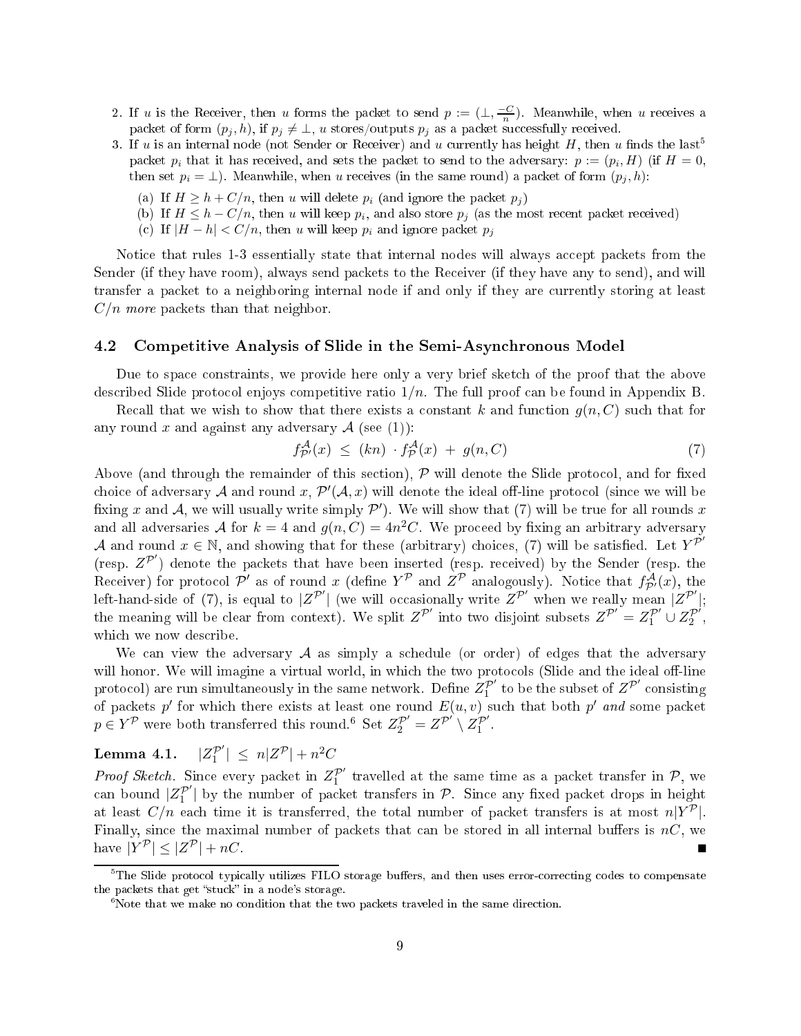2. If $u$ is the Receiver, then $u$ forms the packet to send $p := (\bot, \frac{-C}{n})$. Meanwhile, when $u$ receives a packet of form $(p_j, h)$, if $p_j \neq \bot$, $u$ stores/outputs $p_j$ as a packet successfully received.
3. If $u$ is an internal node (not Sender or Receiver) and $u$ currently has height $H$, then $u$ finds the last[5] packet $p_i$ that it has received, and sets the packet to send to the adversary: $p := (p_i, H)$ (if $H = 0$, then set $p_i = \bot$). Meanwhile, when $u$ receives (in the same round) a packet of form $(p_j, h)$:
   (a) If $H \geq h + C/n$, then $u$ will delete $p_i$ (and ignore the packet $p_j$)
   (b) If $H \leq h - C/n$, then $u$ will keep $p_i$, and also store $p_j$ (as the most recent packet received)
   (c) If $|H - h| < C/n$, then $u$ will keep $p_i$ and ignore packet $p_j$

Notice that rules 1-3 essentially state that internal nodes will always accept packets from the Sender (if they have room), always send packets to the Receiver (if they have any to send), and will transfer a packet to a neighboring internal node if and only if they are currently storing at least $C/n$ *more* packets than that neighbor.

### 4.2 Competitive Analysis of Slide in the Semi-Asynchronous Model

Due to space constraints, we provide here only a very brief sketch of the proof that the above described Slide protocol enjoys competitive ratio $1/n$. The full proof can be found in Appendix B.

Recall that we wish to show that there exists a constant $k$ and function $g(n, C)$ such that for any round $x$ and against any adversary $\mathcal{A}$ (see (1)):

$$f^{\mathcal{A}}_{\mathcal{P}'}(x) \;\leq\; (kn) \cdot f^{\mathcal{A}}_{\mathcal{P}}(x) \;+\; g(n, C) \tag{7}$$

Above (and through the remainder of this section), $\mathcal{P}$ will denote the Slide protocol, and for fixed choice of adversary $\mathcal{A}$ and round $x$, $\mathcal{P}'(\mathcal{A}, x)$ will denote the ideal off-line protocol (since we will be fixing $x$ and $\mathcal{A}$, we will usually write simply $\mathcal{P}'$). We will show that (7) will be true for all rounds $x$ and all adversaries $\mathcal{A}$ for $k = 4$ and $g(n, C) = 4n^2C$. We proceed by fixing an arbitrary adversary $\mathcal{A}$ and round $x \in \mathbb{N}$, and showing that for these (arbitrary) choices, (7) will be satisfied. Let $Y^{\mathcal{P}'}$ (resp. $Z^{\mathcal{P}'}$) denote the packets that have been inserted (resp. received) by the Sender (resp. the Receiver) for protocol $\mathcal{P}'$ as of round $x$ (define $Y^{\mathcal{P}}$ and $Z^{\mathcal{P}}$ analogously). Notice that $f^{\mathcal{A}}_{\mathcal{P}'}(x)$, the left-hand-side of (7), is equal to $|Z^{\mathcal{P}'}|$ (we will occasionally write $Z^{\mathcal{P}'}$ when we really mean $|Z^{\mathcal{P}'}|$; the meaning will be clear from context). We split $Z^{\mathcal{P}'}$ into two disjoint subsets $Z^{\mathcal{P}'} = Z^{\mathcal{P}'}_1 \cup Z^{\mathcal{P}'}_2$, which we now describe.

We can view the adversary $\mathcal{A}$ as simply a schedule (or order) of edges that the adversary will honor. We will imagine a virtual world, in which the two protocols (Slide and the ideal off-line protocol) are run simultaneously in the same network. Define $Z^{\mathcal{P}'}_1$ to be the subset of $Z^{\mathcal{P}'}$ consisting of packets $p'$ for which there exists at least one round $E(u, v)$ such that both $p'$ *and* some packet $p \in Y^{\mathcal{P}}$ were both transferred this round.[6] Set $Z^{\mathcal{P}'}_2 = Z^{\mathcal{P}'} \setminus Z^{\mathcal{P}'}_1$.

**Lemma 4.1.** $\quad |Z^{\mathcal{P}'}_1| \;\leq\; n|Z^{\mathcal{P}}| + n^2C$

*Proof Sketch.* Since every packet in $Z^{\mathcal{P}'}_1$ travelled at the same time as a packet transfer in $\mathcal{P}$, we can bound $|Z^{\mathcal{P}'}_1|$ by the number of packet transfers in $\mathcal{P}$. Since any fixed packet drops in height at least $C/n$ each time it is transferred, the total number of packet transfers is at most $n|Y^{\mathcal{P}}|$. Finally, since the maximal number of packets that can be stored in all internal buffers is $nC$, we have $|Y^{\mathcal{P}}| \leq |Z^{\mathcal{P}}| + nC$. ∎

[5] The Slide protocol typically utilizes FILO storage buffers, and then uses error-correcting codes to compensate the packets that get "stuck" in a node's storage.

[6] Note that we make no condition that the two packets traveled in the same direction.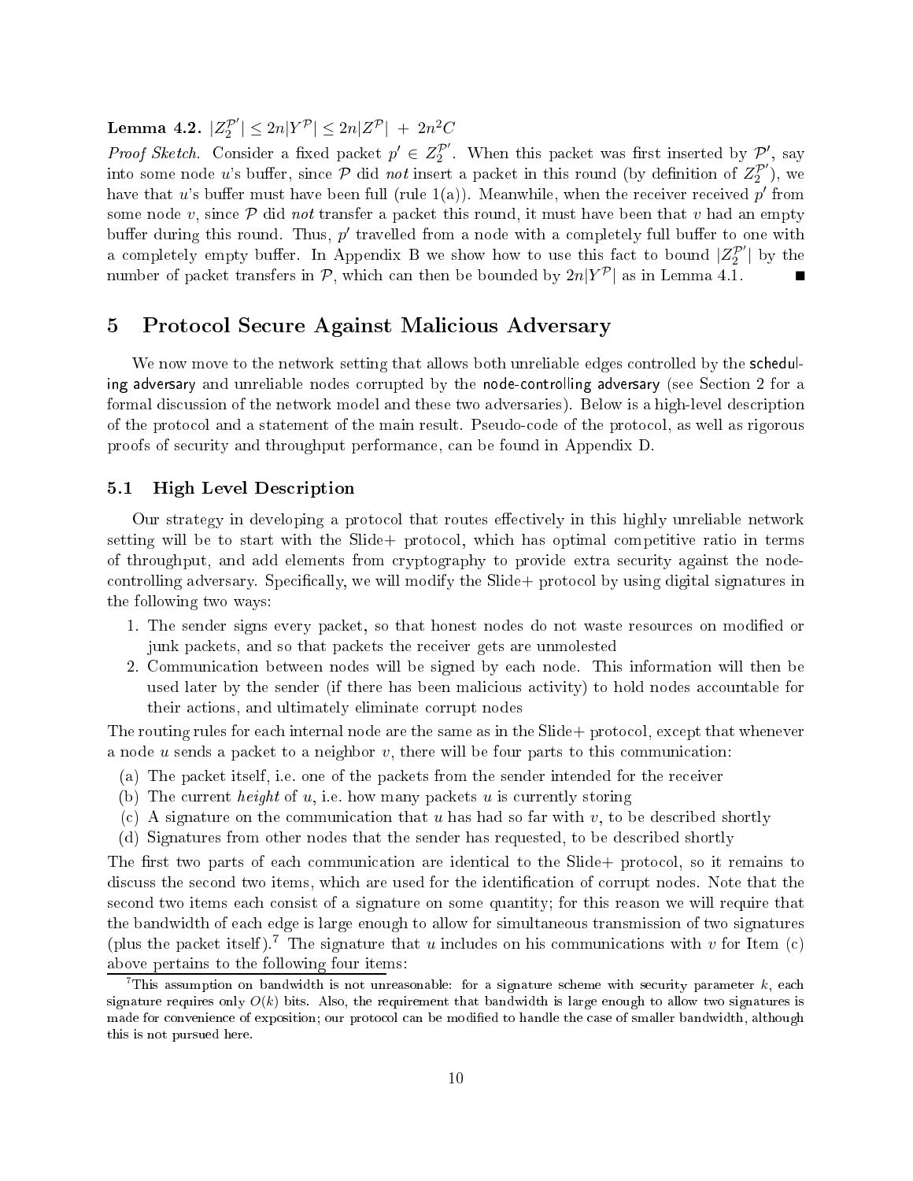**Lemma 4.2.** $|Z_2^{\mathcal{P}'}| \le 2n|Y^{\mathcal{P}}| \le 2n|Z^{\mathcal{P}}| \; + \; 2n^2C$

*Proof Sketch.* Consider a fixed packet $p' \in Z_2^{\mathcal{P}'}$. When this packet was first inserted by $\mathcal{P}'$, say into some node $u$'s buffer, since $\mathcal{P}$ did *not* insert a packet in this round (by definition of $Z_2^{\mathcal{P}'}$), we have that $u$'s buffer must have been full (rule 1(a)). Meanwhile, when the receiver received $p'$ from some node $v$, since $\mathcal{P}$ did *not* transfer a packet this round, it must have been that $v$ had an empty buffer during this round. Thus, $p'$ travelled from a node with a completely full buffer to one with a completely empty buffer. In Appendix B we show how to use this fact to bound $|Z_2^{\mathcal{P}'}|$ by the number of packet transfers in $\mathcal{P}$, which can then be bounded by $2n|Y^{\mathcal{P}}|$ as in Lemma 4.1. ∎

# 5 Protocol Secure Against Malicious Adversary

We now move to the network setting that allows both unreliable edges controlled by the scheduling adversary and unreliable nodes corrupted by the node-controlling adversary (see Section 2 for a formal discussion of the network model and these two adversaries). Below is a high-level description of the protocol and a statement of the main result. Pseudo-code of the protocol, as well as rigorous proofs of security and throughput performance, can be found in Appendix D.

## 5.1 High Level Description

Our strategy in developing a protocol that routes effectively in this highly unreliable network setting will be to start with the Slide+ protocol, which has optimal competitive ratio in terms of throughput, and add elements from cryptography to provide extra security against the node-controlling adversary. Specifically, we will modify the Slide+ protocol by using digital signatures in the following two ways:

1. The sender signs every packet, so that honest nodes do not waste resources on modified or junk packets, and so that packets the receiver gets are unmolested
2. Communication between nodes will be signed by each node. This information will then be used later by the sender (if there has been malicious activity) to hold nodes accountable for their actions, and ultimately eliminate corrupt nodes

The routing rules for each internal node are the same as in the Slide+ protocol, except that whenever a node $u$ sends a packet to a neighbor $v$, there will be four parts to this communication:

(a) The packet itself, i.e. one of the packets from the sender intended for the receiver

(b) The current *height* of $u$, i.e. how many packets $u$ is currently storing

(c) A signature on the communication that $u$ has had so far with $v$, to be described shortly

(d) Signatures from other nodes that the sender has requested, to be described shortly

The first two parts of each communication are identical to the Slide+ protocol, so it remains to discuss the second two items, which are used for the identification of corrupt nodes. Note that the second two items each consist of a signature on some quantity; for this reason we will require that the bandwidth of each edge is large enough to allow for simultaneous transmission of two signatures (plus the packet itself).[7] The signature that $u$ includes on his communications with $v$ for Item (c) above pertains to the following four items:

[7] This assumption on bandwidth is not unreasonable: for a signature scheme with security parameter $k$, each signature requires only $O(k)$ bits. Also, the requirement that bandwidth is large enough to allow two signatures is made for convenience of exposition; our protocol can be modified to handle the case of smaller bandwidth, although this is not pursued here.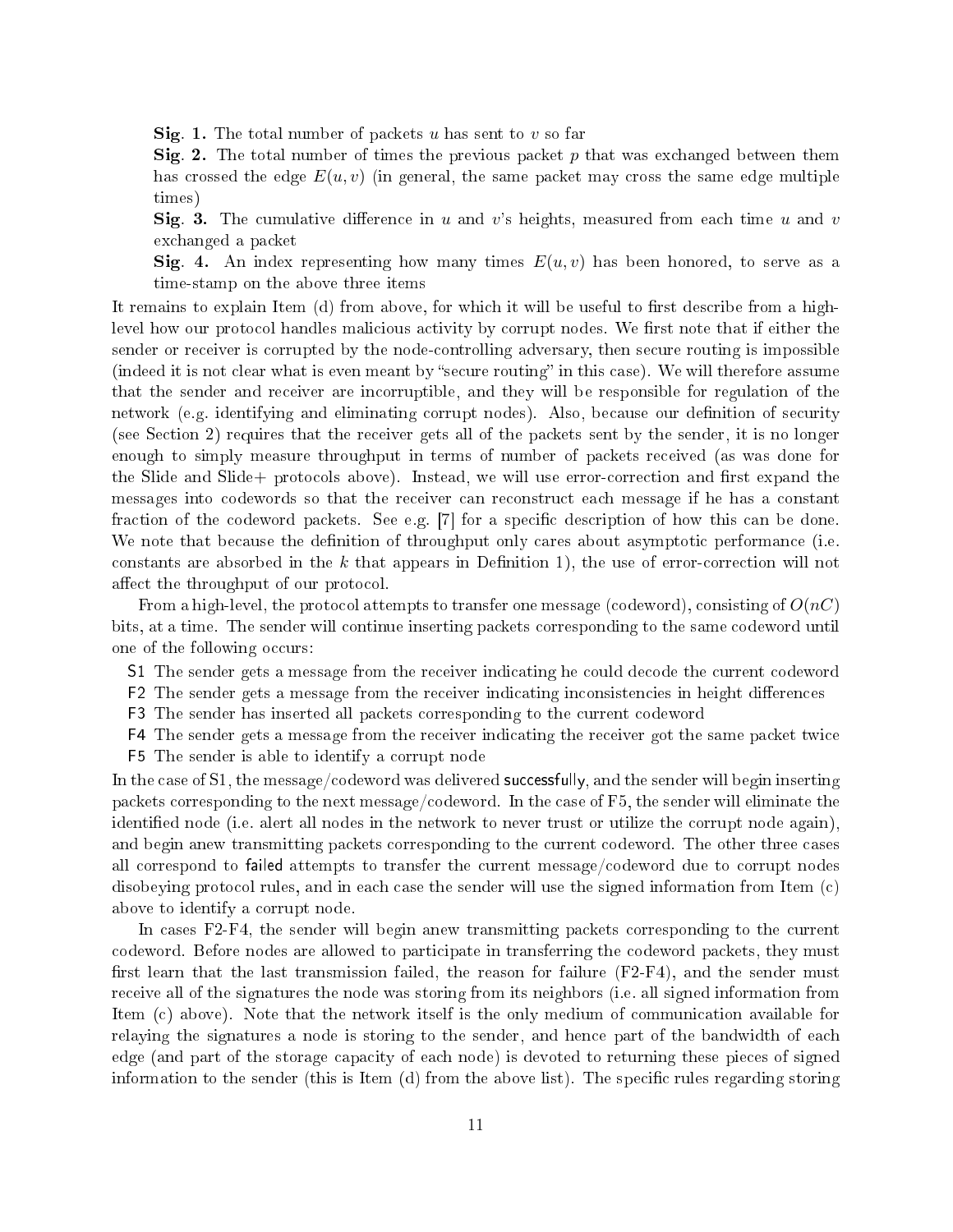**Sig. 1.** The total number of packets $u$ has sent to $v$ so far

**Sig. 2.** The total number of times the previous packet $p$ that was exchanged between them has crossed the edge $E(u, v)$ (in general, the same packet may cross the same edge multiple times)

**Sig. 3.** The cumulative difference in $u$ and $v$'s heights, measured from each time $u$ and $v$ exchanged a packet

**Sig. 4.** An index representing how many times $E(u, v)$ has been honored, to serve as a time-stamp on the above three items

It remains to explain Item (d) from above, for which it will be useful to first describe from a high-level how our protocol handles malicious activity by corrupt nodes. We first note that if either the sender or receiver is corrupted by the node-controlling adversary, then secure routing is impossible (indeed it is not clear what is even meant by "secure routing" in this case). We will therefore assume that the sender and receiver are incorruptible, and they will be responsible for regulation of the network (e.g. identifying and eliminating corrupt nodes). Also, because our definition of security (see Section 2) requires that the receiver gets all of the packets sent by the sender, it is no longer enough to simply measure throughput in terms of number of packets received (as was done for the Slide and Slide+ protocols above). Instead, we will use error-correction and first expand the messages into codewords so that the receiver can reconstruct each message if he has a constant fraction of the codeword packets. See e.g. [7] for a specific description of how this can be done. We note that because the definition of throughput only cares about asymptotic performance (i.e. constants are absorbed in the $k$ that appears in Definition 1), the use of error-correction will not affect the throughput of our protocol.

From a high-level, the protocol attempts to transfer one message (codeword), consisting of $O(nC)$ bits, at a time. The sender will continue inserting packets corresponding to the same codeword until one of the following occurs:

- S1 The sender gets a message from the receiver indicating he could decode the current codeword
- F2 The sender gets a message from the receiver indicating inconsistencies in height differences
- F3 The sender has inserted all packets corresponding to the current codeword
- F4 The sender gets a message from the receiver indicating the receiver got the same packet twice
- F5 The sender is able to identify a corrupt node

In the case of S1, the message/codeword was delivered successfully, and the sender will begin inserting packets corresponding to the next message/codeword. In the case of F5, the sender will eliminate the identified node (i.e. alert all nodes in the network to never trust or utilize the corrupt node again), and begin anew transmitting packets corresponding to the current codeword. The other three cases all correspond to failed attempts to transfer the current message/codeword due to corrupt nodes disobeying protocol rules, and in each case the sender will use the signed information from Item (c) above to identify a corrupt node.

In cases F2-F4, the sender will begin anew transmitting packets corresponding to the current codeword. Before nodes are allowed to participate in transferring the codeword packets, they must first learn that the last transmission failed, the reason for failure (F2-F4), and the sender must receive all of the signatures the node was storing from its neighbors (i.e. all signed information from Item (c) above). Note that the network itself is the only medium of communication available for relaying the signatures a node is storing to the sender, and hence part of the bandwidth of each edge (and part of the storage capacity of each node) is devoted to returning these pieces of signed information to the sender (this is Item (d) from the above list). The specific rules regarding storing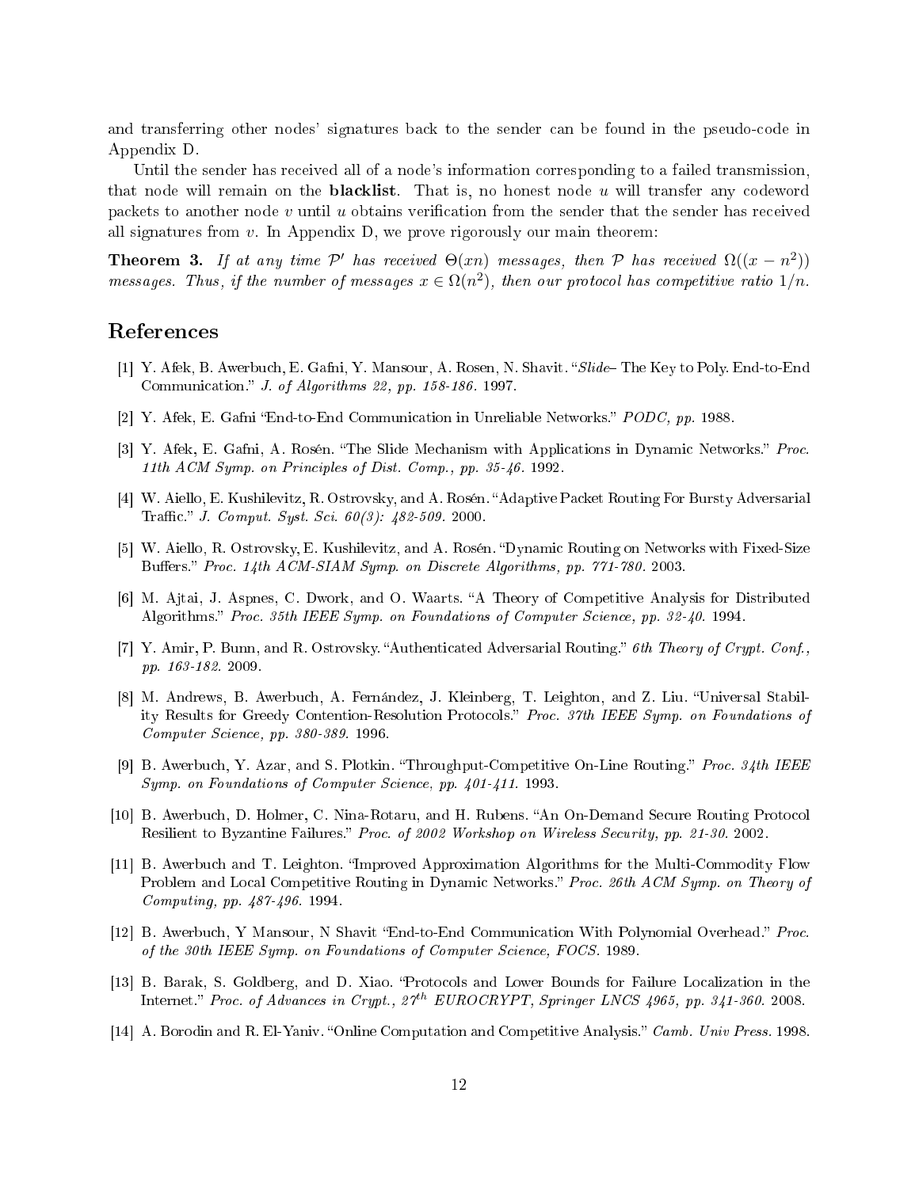and transferring other nodes' signatures back to the sender can be found in the pseudo-code in Appendix D.

Until the sender has received all of a node's information corresponding to a failed transmission, that node will remain on the **blacklist**. That is, no honest node $u$ will transfer any codeword packets to another node $v$ until $u$ obtains verification from the sender that the sender has received all signatures from $v$. In Appendix D, we prove rigorously our main theorem:

**Theorem 3.** *If at any time $\mathcal{P}'$ has received $\Theta(xn)$ messages, then $\mathcal{P}$ has received $\Omega((x - n^2))$ messages. Thus, if the number of messages $x \in \Omega(n^2)$, then our protocol has competitive ratio $1/n$.*

## References

[1] Y. Afek, B. Awerbuch, E. Gafni, Y. Mansour, A. Rosen, N. Shavit. "*Slide*– The Key to Poly. End-to-End Communication." *J. of Algorithms 22, pp. 158-186.* 1997.

[2] Y. Afek, E. Gafni "End-to-End Communication in Unreliable Networks." *PODC, pp.* 1988.

[3] Y. Afek, E. Gafni, A. Rosén. "The Slide Mechanism with Applications in Dynamic Networks." *Proc. 11th ACM Symp. on Principles of Dist. Comp., pp. 35-46.* 1992.

[4] W. Aiello, E. Kushilevitz, R. Ostrovsky, and A. Rosén. "Adaptive Packet Routing For Bursty Adversarial Traffic." *J. Comput. Syst. Sci. 60(3): 482-509.* 2000.

[5] W. Aiello, R. Ostrovsky, E. Kushilevitz, and A. Rosén. "Dynamic Routing on Networks with Fixed-Size Buffers." *Proc. 14th ACM-SIAM Symp. on Discrete Algorithms, pp. 771-780.* 2003.

[6] M. Ajtai, J. Aspnes, C. Dwork, and O. Waarts. "A Theory of Competitive Analysis for Distributed Algorithms." *Proc. 35th IEEE Symp. on Foundations of Computer Science, pp. 32-40.* 1994.

[7] Y. Amir, P. Bunn, and R. Ostrovsky. "Authenticated Adversarial Routing." *6th Theory of Crypt. Conf., pp. 163-182.* 2009.

[8] M. Andrews, B. Awerbuch, A. Fernández, J. Kleinberg, T. Leighton, and Z. Liu. "Universal Stability Results for Greedy Contention-Resolution Protocols." *Proc. 37th IEEE Symp. on Foundations of Computer Science, pp. 380-389.* 1996.

[9] B. Awerbuch, Y. Azar, and S. Plotkin. "Throughput-Competitive On-Line Routing." *Proc. 34th IEEE Symp. on Foundations of Computer Science, pp. 401-411.* 1993.

[10] B. Awerbuch, D. Holmer, C. Nina-Rotaru, and H. Rubens. "An On-Demand Secure Routing Protocol Resilient to Byzantine Failures." *Proc. of 2002 Workshop on Wireless Security, pp. 21-30.* 2002.

[11] B. Awerbuch and T. Leighton. "Improved Approximation Algorithms for the Multi-Commodity Flow Problem and Local Competitive Routing in Dynamic Networks." *Proc. 26th ACM Symp. on Theory of Computing, pp. 487-496.* 1994.

[12] B. Awerbuch, Y Mansour, N Shavit "End-to-End Communication With Polynomial Overhead." *Proc. of the 30th IEEE Symp. on Foundations of Computer Science, FOCS.* 1989.

[13] B. Barak, S. Goldberg, and D. Xiao. "Protocols and Lower Bounds for Failure Localization in the Internet." *Proc. of Advances in Crypt., 27th EUROCRYPT, Springer LNCS 4965, pp. 341-360.* 2008.

[14] A. Borodin and R. El-Yaniv. "Online Computation and Competitive Analysis." *Camb. Univ Press.* 1998.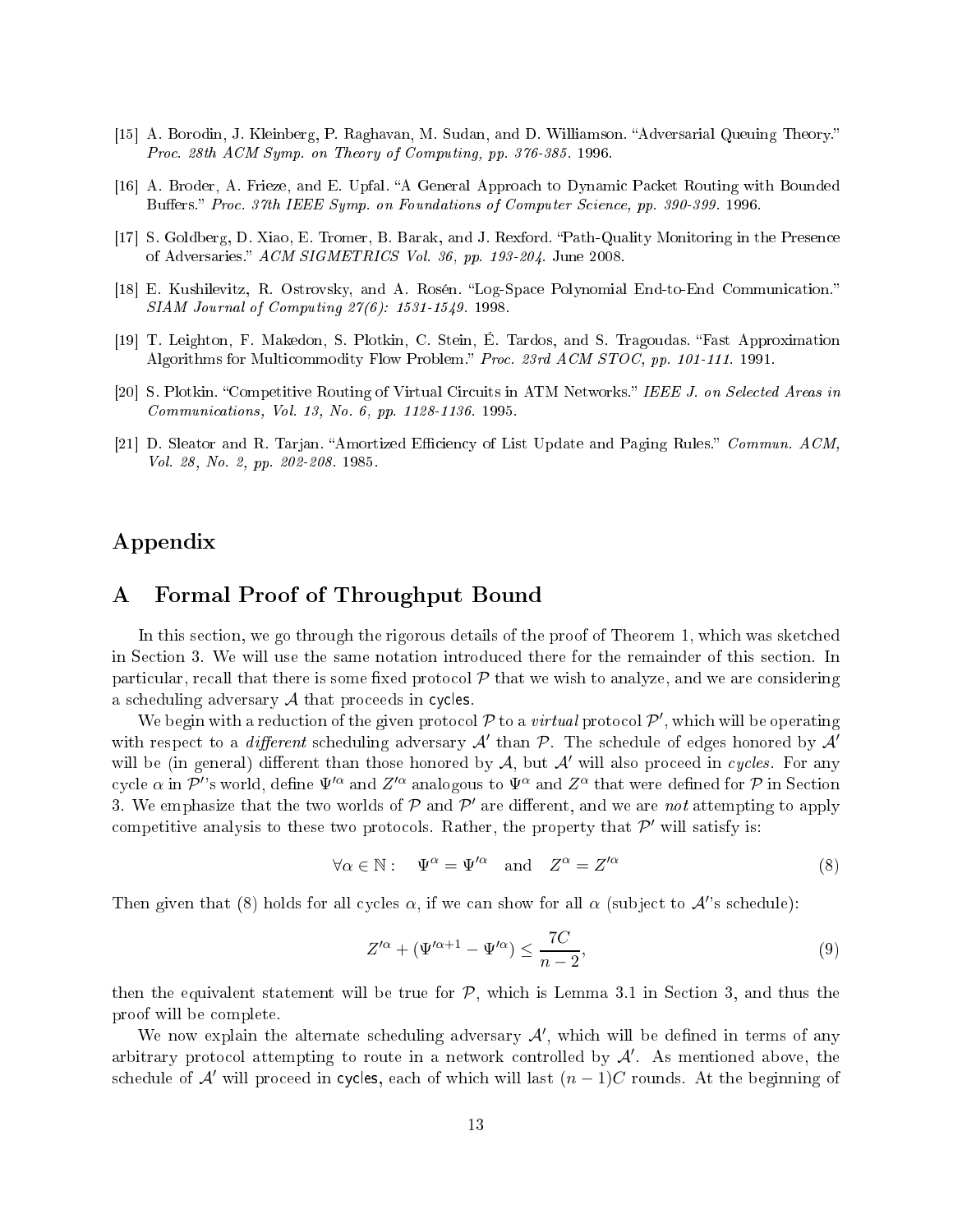[15] A. Borodin, J. Kleinberg, P. Raghavan, M. Sudan, and D. Williamson. "Adversarial Queuing Theory." *Proc. 28th ACM Symp. on Theory of Computing, pp. 376-385.* 1996.

[16] A. Broder, A. Frieze, and E. Upfal. "A General Approach to Dynamic Packet Routing with Bounded Buffers." *Proc. 37th IEEE Symp. on Foundations of Computer Science, pp. 390-399.* 1996.

[17] S. Goldberg, D. Xiao, E. Tromer, B. Barak, and J. Rexford. "Path-Quality Monitoring in the Presence of Adversaries." *ACM SIGMETRICS Vol. 36, pp. 193-204.* June 2008.

[18] E. Kushilevitz, R. Ostrovsky, and A. Rosén. "Log-Space Polynomial End-to-End Communication." *SIAM Journal of Computing 27(6): 1531-1549.* 1998.

[19] T. Leighton, F. Makedon, S. Plotkin, C. Stein, É. Tardos, and S. Tragoudas. "Fast Approximation Algorithms for Multicommodity Flow Problem." *Proc. 23rd ACM STOC, pp. 101-111.* 1991.

[20] S. Plotkin. "Competitive Routing of Virtual Circuits in ATM Networks." *IEEE J. on Selected Areas in Communications, Vol. 13, No. 6, pp. 1128-1136.* 1995.

[21] D. Sleator and R. Tarjan. "Amortized Efficiency of List Update and Paging Rules." *Commun. ACM, Vol. 28, No. 2, pp. 202-208.* 1985.

# Appendix

## A Formal Proof of Throughput Bound

In this section, we go through the rigorous details of the proof of Theorem 1, which was sketched in Section 3. We will use the same notation introduced there for the remainder of this section. In particular, recall that there is some fixed protocol $\mathcal{P}$ that we wish to analyze, and we are considering a scheduling adversary $\mathcal{A}$ that proceeds in cycles.

We begin with a reduction of the given protocol $\mathcal{P}$ to a *virtual* protocol $\mathcal{P}'$, which will be operating with respect to a *different* scheduling adversary $\mathcal{A}'$ than $\mathcal{P}$. The schedule of edges honored by $\mathcal{A}'$ will be (in general) different than those honored by $\mathcal{A}$, but $\mathcal{A}'$ will also proceed in *cycles*. For any cycle $\alpha$ in $\mathcal{P}'$'s world, define $\Psi'^{\alpha}$ and $Z'^{\alpha}$ analogous to $\Psi^{\alpha}$ and $Z^{\alpha}$ that were defined for $\mathcal{P}$ in Section 3. We emphasize that the two worlds of $\mathcal{P}$ and $\mathcal{P}'$ are different, and we are *not* attempting to apply competitive analysis to these two protocols. Rather, the property that $\mathcal{P}'$ will satisfy is:

$$\forall \alpha \in \mathbb{N}: \quad \Psi^{\alpha} = \Psi'^{\alpha} \quad \text{and} \quad Z^{\alpha} = Z'^{\alpha} \tag{8}$$

Then given that (8) holds for all cycles $\alpha$, if we can show for all $\alpha$ (subject to $\mathcal{A}'$'s schedule):

$$Z'^{\alpha} + (\Psi'^{\alpha+1} - \Psi'^{\alpha}) \leq \frac{7C}{n-2}, \tag{9}$$

then the equivalent statement will be true for $\mathcal{P}$, which is Lemma 3.1 in Section 3, and thus the proof will be complete.

We now explain the alternate scheduling adversary $\mathcal{A}'$, which will be defined in terms of any arbitrary protocol attempting to route in a network controlled by $\mathcal{A}'$. As mentioned above, the schedule of $\mathcal{A}'$ will proceed in cycles, each of which will last $(n-1)C$ rounds. At the beginning of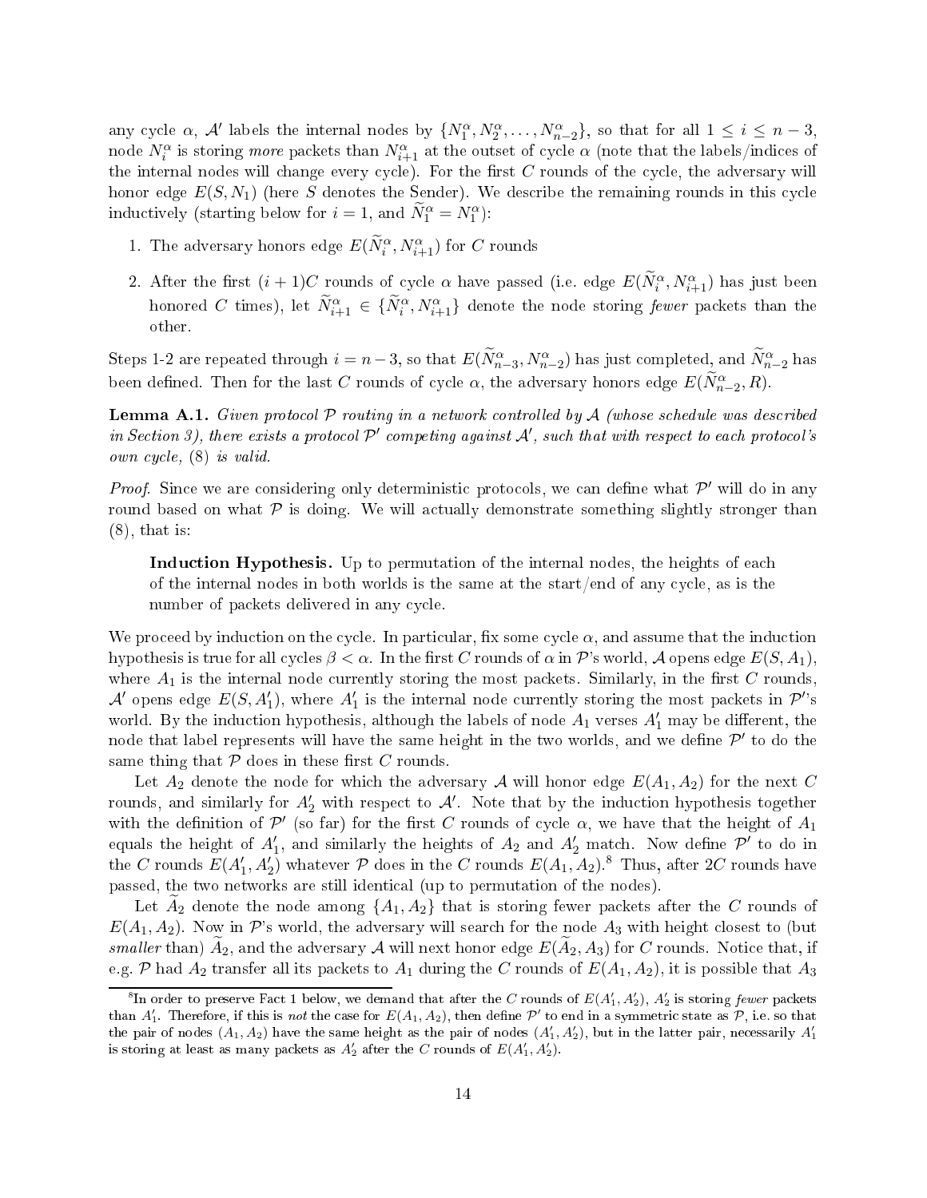any cycle $\alpha$, $\mathcal{A}'$ labels the internal nodes by $\{N_1^\alpha, N_2^\alpha, \ldots, N_{n-2}^\alpha\}$, so that for all $1 \le i \le n-3$, node $N_i^\alpha$ is storing *more* packets than $N_{i+1}^\alpha$ at the outset of cycle $\alpha$ (note that the labels/indices of the internal nodes will change every cycle). For the first $C$ rounds of the cycle, the adversary will honor edge $E(S, N_1)$ (here $S$ denotes the Sender). We describe the remaining rounds in this cycle inductively (starting below for $i = 1$, and $\widetilde{N}_1^\alpha = N_1^\alpha$):

1. The adversary honors edge $E(\widetilde{N}_i^\alpha, N_{i+1}^\alpha)$ for $C$ rounds
2. After the first $(i+1)C$ rounds of cycle $\alpha$ have passed (i.e. edge $E(\widetilde{N}_i^\alpha, N_{i+1}^\alpha)$ has just been honored $C$ times), let $\widetilde{N}_{i+1}^\alpha \in \{\widetilde{N}_i^\alpha, N_{i+1}^\alpha\}$ denote the node storing *fewer* packets than the other.

Steps 1-2 are repeated through $i = n-3$, so that $E(\widetilde{N}_{n-3}^\alpha, N_{n-2}^\alpha)$ has just completed, and $\widetilde{N}_{n-2}^\alpha$ has been defined. Then for the last $C$ rounds of cycle $\alpha$, the adversary honors edge $E(\widetilde{N}_{n-2}^\alpha, R)$.

**Lemma A.1.** *Given protocol $\mathcal{P}$ routing in a network controlled by $\mathcal{A}$ (whose schedule was described in Section 3), there exists a protocol $\mathcal{P}'$ competing against $\mathcal{A}'$, such that with respect to each protocol's own cycle, (8) is valid.*

*Proof.* Since we are considering only deterministic protocols, we can define what $\mathcal{P}'$ will do in any round based on what $\mathcal{P}$ is doing. We will actually demonstrate something slightly stronger than (8), that is:

> **Induction Hypothesis.** Up to permutation of the internal nodes, the heights of each of the internal nodes in both worlds is the same at the start/end of any cycle, as is the number of packets delivered in any cycle.

We proceed by induction on the cycle. In particular, fix some cycle $\alpha$, and assume that the induction hypothesis is true for all cycles $\beta < \alpha$. In the first $C$ rounds of $\alpha$ in $\mathcal{P}$'s world, $\mathcal{A}$ opens edge $E(S, A_1)$, where $A_1$ is the internal node currently storing the most packets. Similarly, in the first $C$ rounds, $\mathcal{A}'$ opens edge $E(S, A_1')$, where $A_1'$ is the internal node currently storing the most packets in $\mathcal{P}'$'s world. By the induction hypothesis, although the labels of node $A_1$ verses $A_1'$ may be different, the node that label represents will have the same height in the two worlds, and we define $\mathcal{P}'$ to do the same thing that $\mathcal{P}$ does in these first $C$ rounds.

Let $A_2$ denote the node for which the adversary $\mathcal{A}$ will honor edge $E(A_1, A_2)$ for the next $C$ rounds, and similarly for $A_2'$ with respect to $\mathcal{A}'$. Note that by the induction hypothesis together with the definition of $\mathcal{P}'$ (so far) for the first $C$ rounds of cycle $\alpha$, we have that the height of $A_1$ equals the height of $A_1'$, and similarly the heights of $A_2$ and $A_2'$ match. Now define $\mathcal{P}'$ to do in the $C$ rounds $E(A_1', A_2')$ whatever $\mathcal{P}$ does in the $C$ rounds $E(A_1, A_2)$.[8] Thus, after $2C$ rounds have passed, the two networks are still identical (up to permutation of the nodes).

Let $\widetilde{A}_2$ denote the node among $\{A_1, A_2\}$ that is storing fewer packets after the $C$ rounds of $E(A_1, A_2)$. Now in $\mathcal{P}$'s world, the adversary will search for the node $A_3$ with height closest to (but *smaller* than) $\widetilde{A}_2$, and the adversary $\mathcal{A}$ will next honor edge $E(\widetilde{A}_2, A_3)$ for $C$ rounds. Notice that, if e.g. $\mathcal{P}$ had $A_2$ transfer all its packets to $A_1$ during the $C$ rounds of $E(A_1, A_2)$, it is possible that $A_3$

[8] In order to preserve Fact 1 below, we demand that after the $C$ rounds of $E(A_1', A_2')$, $A_2'$ is storing *fewer* packets than $A_1'$. Therefore, if this is *not* the case for $E(A_1, A_2)$, then define $\mathcal{P}'$ to end in a symmetric state as $\mathcal{P}$, i.e. so that the pair of nodes $(A_1, A_2)$ have the same height as the pair of nodes $(A_1', A_2')$, but in the latter pair, necessarily $A_1'$ is storing at least as many packets as $A_2'$ after the $C$ rounds of $E(A_1', A_2')$.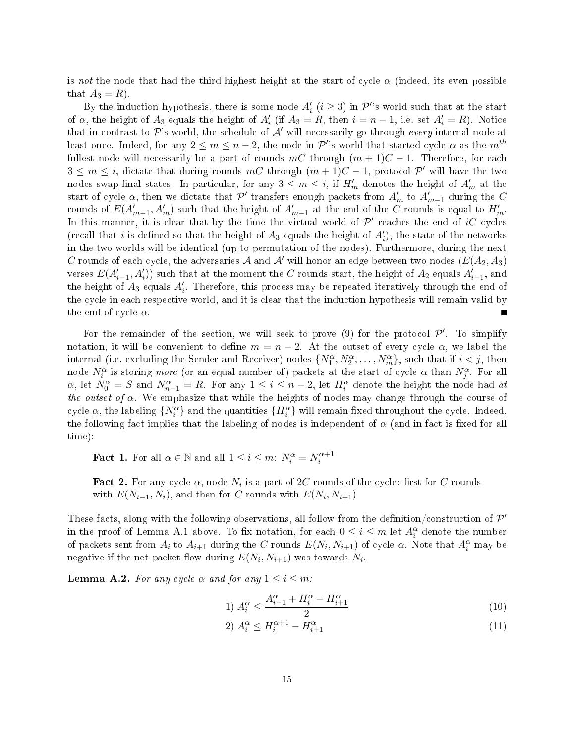is *not* the node that had the third highest height at the start of cycle $\alpha$ (indeed, its even possible that $A_3 = R$).

By the induction hypothesis, there is some node $A'_i$ ($i \geq 3$) in $\mathcal{P}'$'s world such that at the start of $\alpha$, the height of $A_3$ equals the height of $A'_i$ (if $A_3 = R$, then $i = n-1$, i.e. set $A'_i = R$). Notice that in contrast to $\mathcal{P}$'s world, the schedule of $\mathcal{A}'$ will necessarily go through *every* internal node at least once. Indeed, for any $2 \leq m \leq n-2$, the node in $\mathcal{P}'$'s world that started cycle $\alpha$ as the $m^{th}$ fullest node will necessarily be a part of rounds $mC$ through $(m+1)C - 1$. Therefore, for each $3 \leq m \leq i$, dictate that during rounds $mC$ through $(m+1)C-1$, protocol $\mathcal{P}'$ will have the two nodes swap final states. In particular, for any $3 \leq m \leq i$, if $H'_m$ denotes the height of $A'_m$ at the start of cycle $\alpha$, then we dictate that $\mathcal{P}'$ transfers enough packets from $A'_m$ to $A'_{m-1}$ during the $C$ rounds of $E(A'_{m-1}, A'_m)$ such that the height of $A'_{m-1}$ at the end of the $C$ rounds is equal to $H'_m$. In this manner, it is clear that by the time the virtual world of $\mathcal{P}'$ reaches the end of $iC$ cycles (recall that $i$ is defined so that the height of $A_3$ equals the height of $A'_i$), the state of the networks in the two worlds will be identical (up to permutation of the nodes). Furthermore, during the next $C$ rounds of each cycle, the adversaries $\mathcal{A}$ and $\mathcal{A}'$ will honor an edge between two nodes ($E(A_2, A_3)$ verses $E(A'_{i-1}, A'_i)$) such that at the moment the $C$ rounds start, the height of $A_2$ equals $A'_{i-1}$, and the height of $A_3$ equals $A'_i$. Therefore, this process may be repeated iteratively through the end of the cycle in each respective world, and it is clear that the induction hypothesis will remain valid by the end of cycle $\alpha$. ∎

For the remainder of the section, we will seek to prove (9) for the protocol $\mathcal{P}'$. To simplify notation, it will be convenient to define $m = n - 2$. At the outset of every cycle $\alpha$, we label the internal (i.e. excluding the Sender and Receiver) nodes $\{N^\alpha_1, N^\alpha_2, \dots, N^\alpha_m\}$, such that if $i < j$, then node $N^\alpha_i$ is storing *more* (or an equal number of) packets at the start of cycle $\alpha$ than $N^\alpha_j$. For all $\alpha$, let $N^\alpha_0 = S$ and $N^\alpha_{n-1} = R$. For any $1 \leq i \leq n-2$, let $H^\alpha_i$ denote the height the node had *at the outset of* $\alpha$. We emphasize that while the heights of nodes may change through the course of cycle $\alpha$, the labeling $\{N^\alpha_i\}$ and the quantities $\{H^\alpha_i\}$ will remain fixed throughout the cycle. Indeed, the following fact implies that the labeling of nodes is independent of $\alpha$ (and in fact is fixed for all time):

> **Fact 1.** For all $\alpha \in \mathbb{N}$ and all $1 \leq i \leq m$: $N^\alpha_i = N^{\alpha+1}_i$

> **Fact 2.** For any cycle $\alpha$, node $N_i$ is a part of $2C$ rounds of the cycle: first for $C$ rounds with $E(N_{i-1}, N_i)$, and then for $C$ rounds with $E(N_i, N_{i+1})$

These facts, along with the following observations, all follow from the definition/construction of $\mathcal{P}'$ in the proof of Lemma A.1 above. To fix notation, for each $0 \leq i \leq m$ let $A^\alpha_i$ denote the number of packets sent from $A_i$ to $A_{i+1}$ during the $C$ rounds $E(N_i, N_{i+1})$ of cycle $\alpha$. Note that $A^\alpha_i$ may be negative if the net packet flow during $E(N_i, N_{i+1})$ was towards $N_i$.

**Lemma A.2.** *For any cycle $\alpha$ and for any $1 \leq i \leq m$:*

$$1)\ A^\alpha_i \leq \frac{A^\alpha_{i-1} + H^\alpha_i - H^\alpha_{i+1}}{2} \tag{10}$$

$$2)\ A^\alpha_i \leq H^{\alpha+1}_i - H^\alpha_{i+1} \tag{11}$$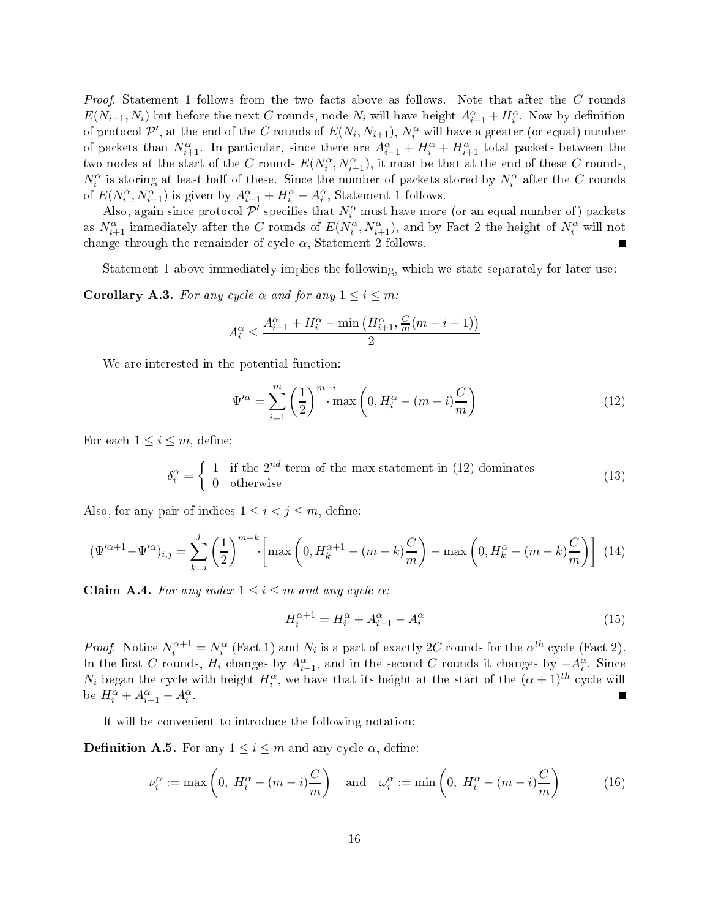*Proof.* Statement 1 follows from the two facts above as follows. Note that after the $C$ rounds $E(N_{i-1}, N_i)$ but before the next $C$ rounds, node $N_i$ will have height $A^\alpha_{i-1} + H^\alpha_i$. Now by definition of protocol $\mathcal{P}'$, at the end of the $C$ rounds of $E(N_i, N_{i+1})$, $N^\alpha_i$ will have a greater (or equal) number of packets than $N^\alpha_{i+1}$. In particular, since there are $A^\alpha_{i-1} + H^\alpha_i + H^\alpha_{i+1}$ total packets between the two nodes at the start of the $C$ rounds $E(N^\alpha_i, N^\alpha_{i+1})$, it must be that at the end of these $C$ rounds, $N^\alpha_i$ is storing at least half of these. Since the number of packets stored by $N^\alpha_i$ after the $C$ rounds of $E(N^\alpha_i, N^\alpha_{i+1})$ is given by $A^\alpha_{i-1} + H^\alpha_i - A^\alpha_i$, Statement 1 follows.

Also, again since protocol $\mathcal{P}'$ specifies that $N^\alpha_i$ must have more (or an equal number of) packets as $N^\alpha_{i+1}$ immediately after the $C$ rounds of $E(N^\alpha_i, N^\alpha_{i+1})$, and by Fact 2 the height of $N^\alpha_i$ will not change through the remainder of cycle $\alpha$, Statement 2 follows. ∎

Statement 1 above immediately implies the following, which we state separately for later use:

**Corollary A.3.** *For any cycle $\alpha$ and for any $1 \le i \le m$:*

$$A^\alpha_i \le \frac{A^\alpha_{i-1} + H^\alpha_i - \min\left(H^\alpha_{i+1}, \frac{C}{m}(m-i-1)\right)}{2}$$

We are interested in the potential function:

$$\Psi'^\alpha = \sum_{i=1}^{m} \left(\frac{1}{2}\right)^{m-i} \cdot \max\left(0, H^\alpha_i - (m-i)\frac{C}{m}\right) \tag{12}$$

For each $1 \le i \le m$, define:

$$\delta^\alpha_i = \begin{cases} 1 & \text{if the } 2^{nd} \text{ term of the max statement in (12) dominates} \\ 0 & \text{otherwise} \end{cases} \tag{13}$$

Also, for any pair of indices $1 \le i < j \le m$, define:

$$(\Psi'^{\alpha+1} - \Psi'^\alpha)_{i,j} = \sum_{k=i}^{j} \left(\frac{1}{2}\right)^{m-k} \cdot \left[\max\left(0, H^{\alpha+1}_k - (m-k)\frac{C}{m}\right) - \max\left(0, H^\alpha_k - (m-k)\frac{C}{m}\right)\right] \tag{14}$$

**Claim A.4.** *For any index $1 \le i \le m$ and any cycle $\alpha$:*

$$H^{\alpha+1}_i = H^\alpha_i + A^\alpha_{i-1} - A^\alpha_i \tag{15}$$

*Proof.* Notice $N^{\alpha+1}_i = N^\alpha_i$ (Fact 1) and $N_i$ is a part of exactly $2C$ rounds for the $\alpha^{th}$ cycle (Fact 2). In the first $C$ rounds, $H_i$ changes by $A^\alpha_{i-1}$, and in the second $C$ rounds it changes by $-A^\alpha_i$. Since $N_i$ began the cycle with height $H^\alpha_i$, we have that its height at the start of the $(\alpha+1)^{th}$ cycle will be $H^\alpha_i + A^\alpha_{i-1} - A^\alpha_i$. ∎

It will be convenient to introduce the following notation:

**Definition A.5.** For any $1 \le i \le m$ and any cycle $\alpha$, define:

$$\nu^\alpha_i := \max\left(0,\ H^\alpha_i - (m-i)\frac{C}{m}\right) \quad \text{and} \quad \omega^\alpha_i := \min\left(0,\ H^\alpha_i - (m-i)\frac{C}{m}\right) \tag{16}$$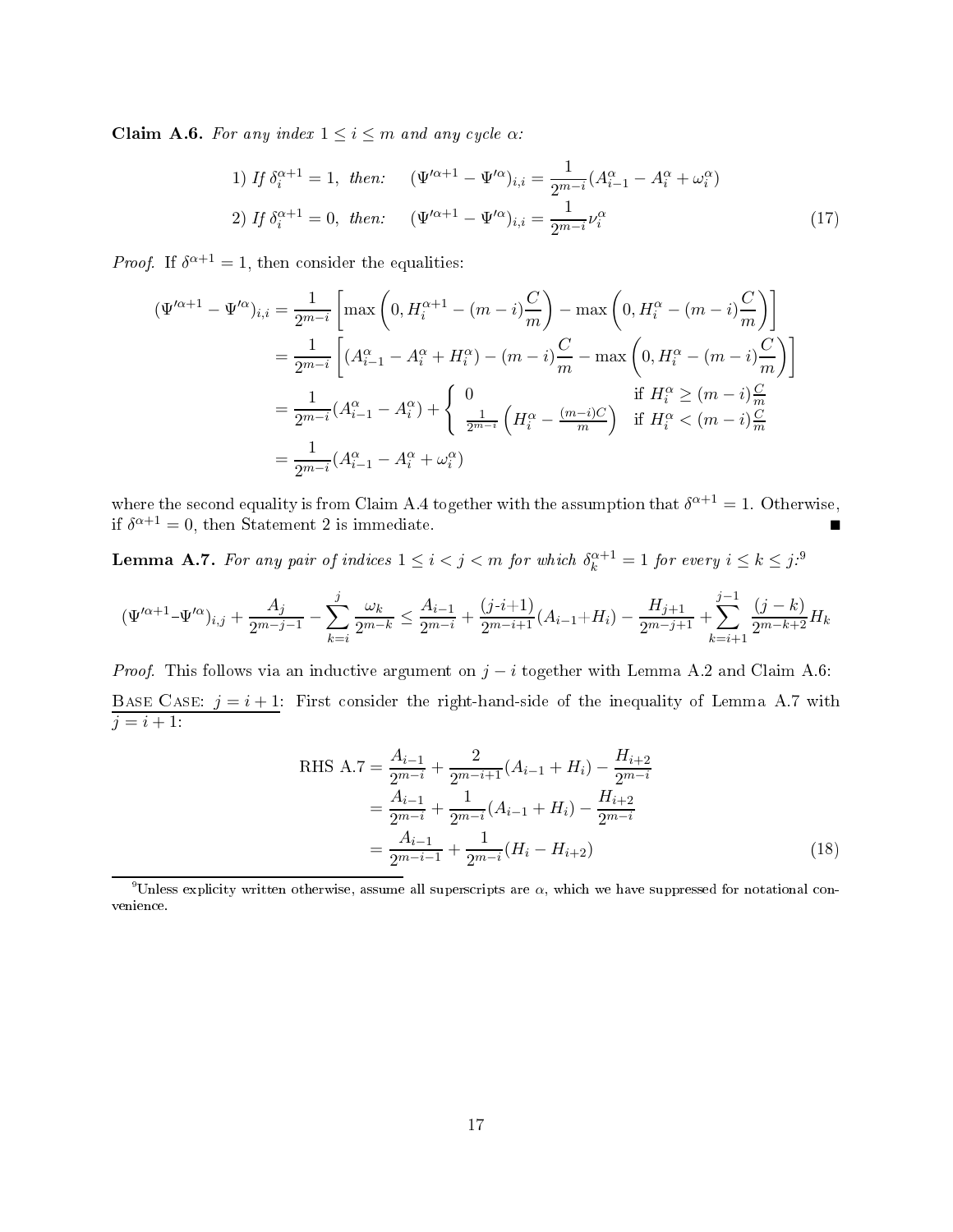**Claim A.6.** *For any index $1 \leq i \leq m$ and any cycle $\alpha$:*

$$
\begin{aligned}
&1) \text{ If } \delta_i^{\alpha+1} = 1, \text{ then:} \quad (\Psi'^{\alpha+1} - \Psi'^{\alpha})_{i,i} = \frac{1}{2^{m-i}}(A_{i-1}^{\alpha} - A_i^{\alpha} + \omega_i^{\alpha}) \\
&2) \text{ If } \delta_i^{\alpha+1} = 0, \text{ then:} \quad (\Psi'^{\alpha+1} - \Psi'^{\alpha})_{i,i} = \frac{1}{2^{m-i}}\nu_i^{\alpha}
\end{aligned}
\tag{17}
$$

*Proof.* If $\delta^{\alpha+1} = 1$, then consider the equalities:

$$
\begin{aligned}
(\Psi'^{\alpha+1} - \Psi'^{\alpha})_{i,i} &= \frac{1}{2^{m-i}}\left[\max\left(0, H_i^{\alpha+1} - (m-i)\frac{C}{m}\right) - \max\left(0, H_i^{\alpha} - (m-i)\frac{C}{m}\right)\right] \\
&= \frac{1}{2^{m-i}}\left[(A_{i-1}^{\alpha} - A_i^{\alpha} + H_i^{\alpha}) - (m-i)\frac{C}{m} - \max\left(0, H_i^{\alpha} - (m-i)\frac{C}{m}\right)\right] \\
&= \frac{1}{2^{m-i}}(A_{i-1}^{\alpha} - A_i^{\alpha}) + \begin{cases} 0 & \text{if } H_i^{\alpha} \geq (m-i)\frac{C}{m} \\ \frac{1}{2^{m-i}}\left(H_i^{\alpha} - \frac{(m-i)C}{m}\right) & \text{if } H_i^{\alpha} < (m-i)\frac{C}{m} \end{cases} \\
&= \frac{1}{2^{m-i}}(A_{i-1}^{\alpha} - A_i^{\alpha} + \omega_i^{\alpha})
\end{aligned}
$$

where the second equality is from Claim A.4 together with the assumption that $\delta^{\alpha+1} = 1$. Otherwise, if $\delta^{\alpha+1} = 0$, then Statement 2 is immediate. ∎

**Lemma A.7.** *For any pair of indices $1 \leq i < j < m$ for which $\delta_k^{\alpha+1} = 1$ for every $i \leq k \leq j$:*[9]

$$
(\Psi'^{\alpha+1} - \Psi'^{\alpha})_{i,j} + \frac{A_j}{2^{m-j-1}} - \sum_{k=i}^{j}\frac{\omega_k}{2^{m-k}} \leq \frac{A_{i-1}}{2^{m-i}} + \frac{(j-i+1)}{2^{m-i+1}}(A_{i-1} + H_i) - \frac{H_{j+1}}{2^{m-j+1}} + \sum_{k=i+1}^{j-1}\frac{(j-k)}{2^{m-k+2}}H_k
$$

*Proof.* This follows via an inductive argument on $j - i$ together with Lemma A.2 and Claim A.6:

<u>Base Case: $j = i+1$</u>: First consider the right-hand-side of the inequality of Lemma A.7 with $j = i+1$:

$$
\begin{aligned}
\text{RHS A.7} &= \frac{A_{i-1}}{2^{m-i}} + \frac{2}{2^{m-i+1}}(A_{i-1} + H_i) - \frac{H_{i+2}}{2^{m-i}} \\
&= \frac{A_{i-1}}{2^{m-i}} + \frac{1}{2^{m-i}}(A_{i-1} + H_i) - \frac{H_{i+2}}{2^{m-i}} \\
&= \frac{A_{i-1}}{2^{m-i-1}} + \frac{1}{2^{m-i}}(H_i - H_{i+2})
\end{aligned}
\tag{18}
$$

[9] Unless explicity written otherwise, assume all superscripts are $\alpha$, which we have suppressed for notational convenience.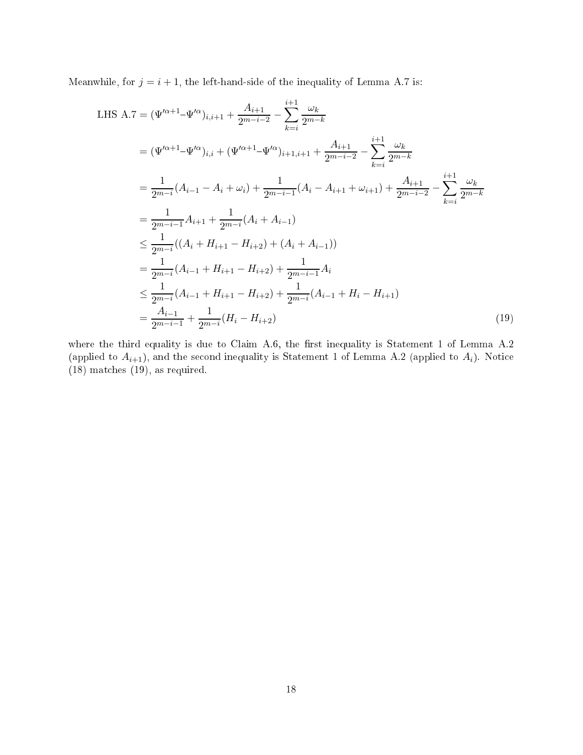Meanwhile, for $j = i+1$, the left-hand-side of the inequality of Lemma A.7 is:

$$
\begin{aligned}
\text{LHS A.7} &= (\Psi'^{\alpha+1} - \Psi'^{\alpha})_{i,i+1} + \frac{A_{i+1}}{2^{m-i-2}} - \sum_{k=i}^{i+1} \frac{\omega_k}{2^{m-k}} \\
&= (\Psi'^{\alpha+1} - \Psi'^{\alpha})_{i,i} + (\Psi'^{\alpha+1} - \Psi'^{\alpha})_{i+1,i+1} + \frac{A_{i+1}}{2^{m-i-2}} - \sum_{k=i}^{i+1} \frac{\omega_k}{2^{m-k}} \\
&= \frac{1}{2^{m-i}}(A_{i-1} - A_i + \omega_i) + \frac{1}{2^{m-i-1}}(A_i - A_{i+1} + \omega_{i+1}) + \frac{A_{i+1}}{2^{m-i-2}} - \sum_{k=i}^{i+1} \frac{\omega_k}{2^{m-k}} \\
&= \frac{1}{2^{m-i-1}} A_{i+1} + \frac{1}{2^{m-i}}(A_i + A_{i-1}) \\
&\leq \frac{1}{2^{m-i}}((A_i + H_{i+1} - H_{i+2}) + (A_i + A_{i-1})) \\
&= \frac{1}{2^{m-i}}(A_{i-1} + H_{i+1} - H_{i+2}) + \frac{1}{2^{m-i-1}} A_i \\
&\leq \frac{1}{2^{m-i}}(A_{i-1} + H_{i+1} - H_{i+2}) + \frac{1}{2^{m-i}}(A_{i-1} + H_i - H_{i+1}) \\
&= \frac{A_{i-1}}{2^{m-i-1}} + \frac{1}{2^{m-i}}(H_i - H_{i+2})
\end{aligned}
\tag{19}
$$

where the third equality is due to Claim A.6, the first inequality is Statement 1 of Lemma A.2 (applied to $A_{i+1}$), and the second inequality is Statement 1 of Lemma A.2 (applied to $A_i$). Notice (18) matches (19), as required.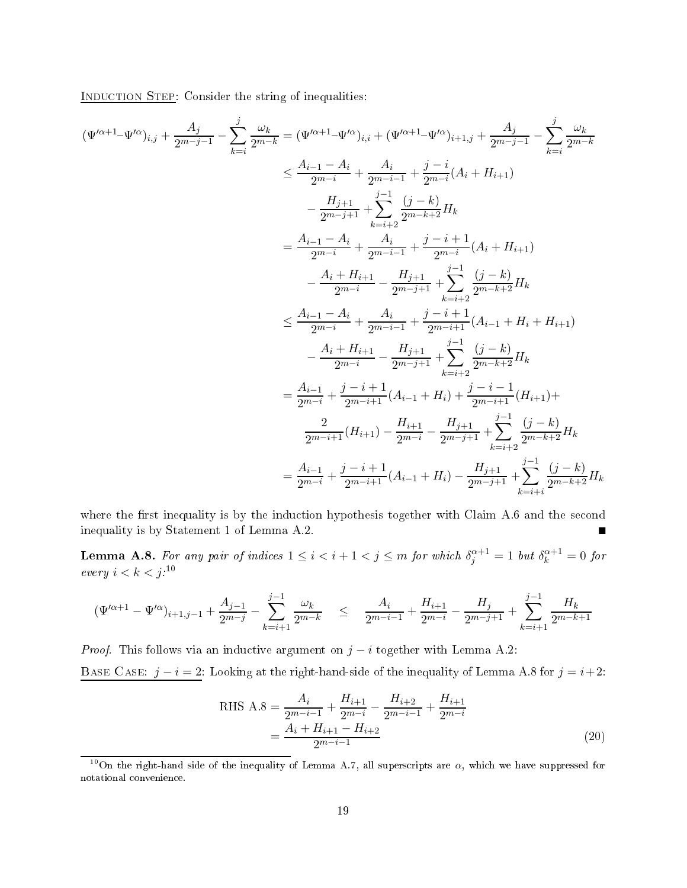<u>Induction Step</u>: Consider the string of inequalities:

$$
\begin{aligned}
(\Psi'^{\alpha+1} - \Psi'^{\alpha})_{i,j} + \frac{A_j}{2^{m-j-1}} - \sum_{k=i}^{j} \frac{\omega_k}{2^{m-k}} &= (\Psi'^{\alpha+1} - \Psi'^{\alpha})_{i,i} + (\Psi'^{\alpha+1} - \Psi'^{\alpha})_{i+1,j} + \frac{A_j}{2^{m-j-1}} - \sum_{k=i}^{j} \frac{\omega_k}{2^{m-k}} \\
&\le \frac{A_{i-1} - A_i}{2^{m-i}} + \frac{A_i}{2^{m-i-1}} + \frac{j-i}{2^{m-i}}(A_i + H_{i+1}) \\
&\quad - \frac{H_{j+1}}{2^{m-j+1}} + \sum_{k=i+2}^{j-1} \frac{(j-k)}{2^{m-k+2}} H_k \\
&= \frac{A_{i-1} - A_i}{2^{m-i}} + \frac{A_i}{2^{m-i-1}} + \frac{j-i+1}{2^{m-i}}(A_i + H_{i+1}) \\
&\quad - \frac{A_i + H_{i+1}}{2^{m-i}} - \frac{H_{j+1}}{2^{m-j+1}} + \sum_{k=i+2}^{j-1} \frac{(j-k)}{2^{m-k+2}} H_k \\
&\le \frac{A_{i-1} - A_i}{2^{m-i}} + \frac{A_i}{2^{m-i-1}} + \frac{j-i+1}{2^{m-i+1}}(A_{i-1} + H_i + H_{i+1}) \\
&\quad - \frac{A_i + H_{i+1}}{2^{m-i}} - \frac{H_{j+1}}{2^{m-j+1}} + \sum_{k=i+2}^{j-1} \frac{(j-k)}{2^{m-k+2}} H_k \\
&= \frac{A_{i-1}}{2^{m-i}} + \frac{j-i+1}{2^{m-i+1}}(A_{i-1} + H_i) + \frac{j-i-1}{2^{m-i+1}}(H_{i+1}) + \\
&\quad \frac{2}{2^{m-i+1}}(H_{i+1}) - \frac{H_{i+1}}{2^{m-i}} - \frac{H_{j+1}}{2^{m-j+1}} + \sum_{k=i+2}^{j-1} \frac{(j-k)}{2^{m-k+2}} H_k \\
&= \frac{A_{i-1}}{2^{m-i}} + \frac{j-i+1}{2^{m-i+1}}(A_{i-1} + H_i) - \frac{H_{j+1}}{2^{m-j+1}} + \sum_{k=i+i}^{j-1} \frac{(j-k)}{2^{m-k+2}} H_k
\end{aligned}
$$

where the first inequality is by the induction hypothesis together with Claim A.6 and the second inequality is by Statement 1 of Lemma A.2. ∎

**Lemma A.8.** *For any pair of indices $1 \le i < i+1 < j \le m$ for which $\delta_j^{\alpha+1} = 1$ but $\delta_k^{\alpha+1} = 0$ for every $i < k < j$:*[10]

$$
(\Psi'^{\alpha+1} - \Psi'^{\alpha})_{i+1,j-1} + \frac{A_{j-1}}{2^{m-j}} - \sum_{k=i+1}^{j-1} \frac{\omega_k}{2^{m-k}} \quad \le \quad \frac{A_i}{2^{m-i-1}} + \frac{H_{i+1}}{2^{m-i}} - \frac{H_j}{2^{m-j+1}} + \sum_{k=i+1}^{j-1} \frac{H_k}{2^{m-k+1}}
$$

*Proof.* This follows via an inductive argument on $j - i$ together with Lemma A.2:

<u>Base Case: $j - i = 2$</u>: Looking at the right-hand-side of the inequality of Lemma A.8 for $j = i+2$:

$$
\begin{aligned}
\text{RHS A.8} &= \frac{A_i}{2^{m-i-1}} + \frac{H_{i+1}}{2^{m-i}} - \frac{H_{i+2}}{2^{m-i-1}} + \frac{H_{i+1}}{2^{m-i}} \\
&= \frac{A_i + H_{i+1} - H_{i+2}}{2^{m-i-1}}
\end{aligned} \tag{20}
$$

[10] On the right-hand side of the inequality of Lemma A.7, all superscripts are $\alpha$, which we have suppressed for notational convenience.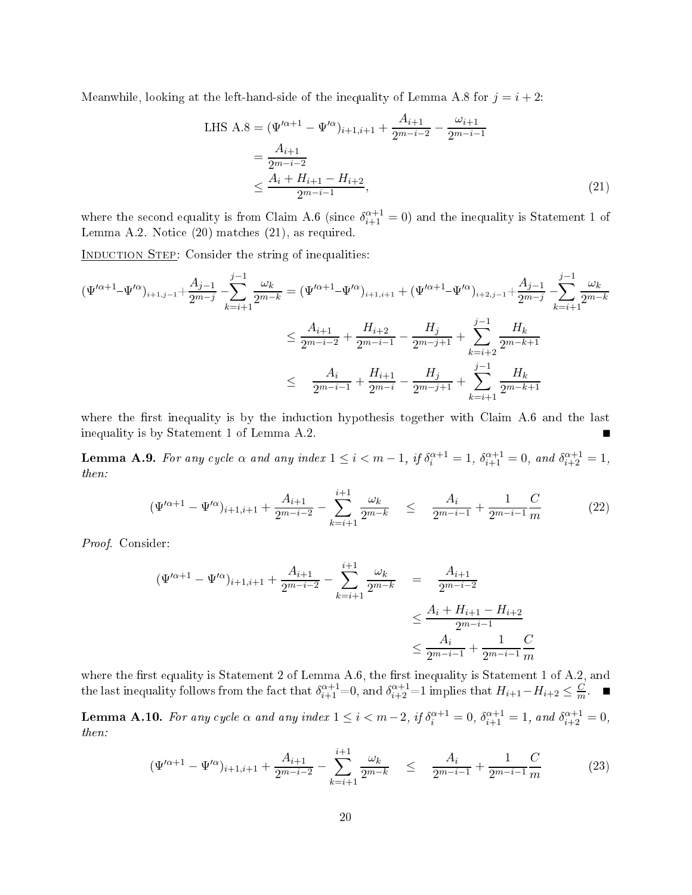Meanwhile, looking at the left-hand-side of the inequality of Lemma A.8 for $j = i+2$:

$$
\begin{aligned}
\text{LHS A.8} &= (\Psi'^{\alpha+1} - \Psi'^{\alpha})_{i+1,i+1} + \frac{A_{i+1}}{2^{m-i-2}} - \frac{\omega_{i+1}}{2^{m-i-1}} \\
&= \frac{A_{i+1}}{2^{m-i-2}} \\
&\leq \frac{A_i + H_{i+1} - H_{i+2}}{2^{m-i-1}},
\end{aligned} \tag{21}
$$

where the second equality is from Claim A.6 (since $\delta_{i+1}^{\alpha+1} = 0$) and the inequality is Statement 1 of Lemma A.2. Notice (20) matches (21), as required.

<u>Induction Step</u>: Consider the string of inequalities:

$$
\begin{aligned}
(\Psi'^{\alpha+1} - \Psi'^{\alpha})_{i+1,j-1} + \frac{A_{j-1}}{2^{m-j}} - \sum_{k=i+1}^{j-1} \frac{\omega_k}{2^{m-k}} &= (\Psi'^{\alpha+1} - \Psi'^{\alpha})_{i+1,i+1} + (\Psi'^{\alpha+1} - \Psi'^{\alpha})_{i+2,j-1} + \frac{A_{j-1}}{2^{m-j}} - \sum_{k=i+1}^{j-1} \frac{\omega_k}{2^{m-k}} \\
&\leq \frac{A_{i+1}}{2^{m-i-2}} + \frac{H_{i+2}}{2^{m-i-1}} - \frac{H_j}{2^{m-j+1}} + \sum_{k=i+2}^{j-1} \frac{H_k}{2^{m-k+1}} \\
&\leq \frac{A_i}{2^{m-i-1}} + \frac{H_{i+1}}{2^{m-i}} - \frac{H_j}{2^{m-j+1}} + \sum_{k=i+1}^{j-1} \frac{H_k}{2^{m-k+1}}
\end{aligned}
$$

where the first inequality is by the induction hypothesis together with Claim A.6 and the last inequality is by Statement 1 of Lemma A.2. ■

**Lemma A.9.** *For any cycle $\alpha$ and any index $1 \leq i < m-1$, if $\delta_i^{\alpha+1} = 1$, $\delta_{i+1}^{\alpha+1} = 0$, and $\delta_{i+2}^{\alpha+1} = 1$, then:*

$$
(\Psi'^{\alpha+1} - \Psi'^{\alpha})_{i+1,i+1} + \frac{A_{i+1}}{2^{m-i-2}} - \sum_{k=i+1}^{i+1} \frac{\omega_k}{2^{m-k}} \quad \leq \quad \frac{A_i}{2^{m-i-1}} + \frac{1}{2^{m-i-1}} \frac{C}{m} \tag{22}
$$

*Proof.* Consider:

$$
\begin{aligned}
(\Psi'^{\alpha+1} - \Psi'^{\alpha})_{i+1,i+1} + \frac{A_{i+1}}{2^{m-i-2}} - \sum_{k=i+1}^{i+1} \frac{\omega_k}{2^{m-k}} \quad &= \quad \frac{A_{i+1}}{2^{m-i-2}} \\
&\leq \frac{A_i + H_{i+1} - H_{i+2}}{2^{m-i-1}} \\
&\leq \frac{A_i}{2^{m-i-1}} + \frac{1}{2^{m-i-1}} \frac{C}{m}
\end{aligned}
$$

where the first equality is Statement 2 of Lemma A.6, the first inequality is Statement 1 of A.2, and the last inequality follows from the fact that $\delta_{i+1}^{\alpha+1}=0$, and $\delta_{i+2}^{\alpha+1}=1$ implies that $H_{i+1} - H_{i+2} \leq \frac{C}{m}$. ■

**Lemma A.10.** *For any cycle $\alpha$ and any index $1 \leq i < m-2$, if $\delta_i^{\alpha+1} = 0$, $\delta_{i+1}^{\alpha+1} = 1$, and $\delta_{i+2}^{\alpha+1} = 0$, then:*

$$
(\Psi'^{\alpha+1} - \Psi'^{\alpha})_{i+1,i+1} + \frac{A_{i+1}}{2^{m-i-2}} - \sum_{k=i+1}^{i+1} \frac{\omega_k}{2^{m-k}} \quad \leq \quad \frac{A_i}{2^{m-i-1}} + \frac{1}{2^{m-i-1}} \frac{C}{m} \tag{23}
$$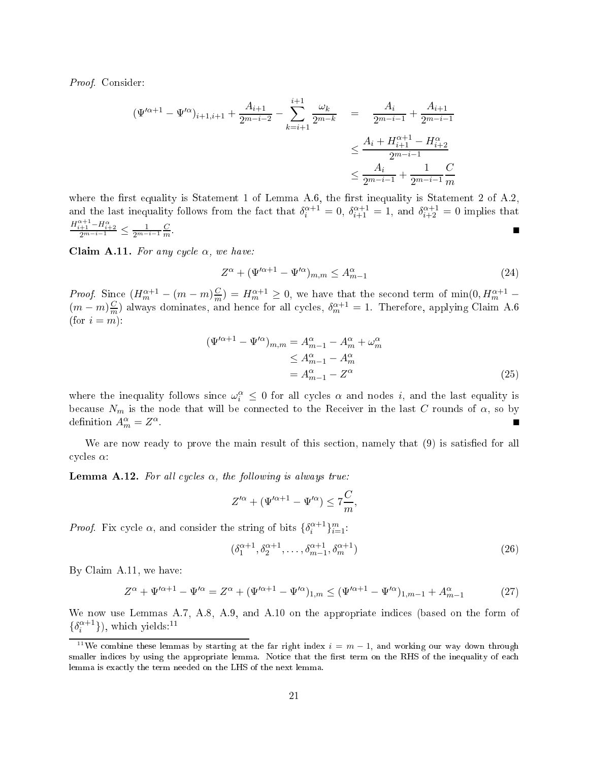*Proof.* Consider:

$$
\begin{aligned}
(\Psi'^{\alpha+1} - \Psi'^{\alpha})_{i+1,i+1} + \frac{A_{i+1}}{2^{m-i-2}} - \sum_{k=i+1}^{i+1} \frac{\omega_k}{2^{m-k}} \quad &= \quad \frac{A_i}{2^{m-i-1}} + \frac{A_{i+1}}{2^{m-i-1}} \\
&\leq \frac{A_i + H_{i+1}^{\alpha+1} - H_{i+2}^{\alpha}}{2^{m-i-1}} \\
&\leq \frac{A_i}{2^{m-i-1}} + \frac{1}{2^{m-i-1}} \frac{C}{m}
\end{aligned}
$$

where the first equality is Statement 1 of Lemma A.6, the first inequality is Statement 2 of A.2, and the last inequality follows from the fact that $\delta_i^{\alpha+1} = 0$, $\delta_{i+1}^{\alpha+1} = 1$, and $\delta_{i+2}^{\alpha+1} = 0$ implies that $\frac{H_{i+1}^{\alpha+1} - H_{i+2}^{\alpha}}{2^{m-i-1}} \leq \frac{1}{2^{m-i-1}} \frac{C}{m}$. ∎

**Claim A.11.** *For any cycle $\alpha$, we have:*

$$
Z^{\alpha} + (\Psi'^{\alpha+1} - \Psi'^{\alpha})_{m,m} \leq A_{m-1}^{\alpha} \tag{24}
$$

*Proof.* Since $(H_m^{\alpha+1} - (m-m)\frac{C}{m}) = H_m^{\alpha+1} \geq 0$, we have that the second term of $\min(0, H_m^{\alpha+1} - (m-m)\frac{C}{m})$ always dominates, and hence for all cycles, $\delta_m^{\alpha+1} = 1$. Therefore, applying Claim A.6 (for $i = m$):

$$
\begin{aligned}
(\Psi'^{\alpha+1} - \Psi'^{\alpha})_{m,m} &= A_{m-1}^{\alpha} - A_m^{\alpha} + \omega_m^{\alpha} \\
&\leq A_{m-1}^{\alpha} - A_m^{\alpha} \\
&= A_{m-1}^{\alpha} - Z^{\alpha}
\end{aligned} \tag{25}
$$

where the inequality follows since $\omega_i^{\alpha} \leq 0$ for all cycles $\alpha$ and nodes $i$, and the last equality is because $N_m$ is the node that will be connected to the Receiver in the last $C$ rounds of $\alpha$, so by definition $A_m^{\alpha} = Z^{\alpha}$. ∎

We are now ready to prove the main result of this section, namely that (9) is satisfied for all cycles $\alpha$:

**Lemma A.12.** *For all cycles $\alpha$, the following is always true:*

$$
Z'^{\alpha} + (\Psi'^{\alpha+1} - \Psi'^{\alpha}) \leq 7\frac{C}{m},
$$

*Proof.* Fix cycle $\alpha$, and consider the string of bits $\{\delta_i^{\alpha+1}\}_{i=1}^{m}$:

$$
(\delta_1^{\alpha+1}, \delta_2^{\alpha+1}, \ldots, \delta_{m-1}^{\alpha+1}, \delta_m^{\alpha+1}) \tag{26}
$$

By Claim A.11, we have:

$$
Z^{\alpha} + \Psi'^{\alpha+1} - \Psi'^{\alpha} = Z^{\alpha} + (\Psi'^{\alpha+1} - \Psi'^{\alpha})_{1,m} \leq (\Psi'^{\alpha+1} - \Psi'^{\alpha})_{1,m-1} + A_{m-1}^{\alpha} \tag{27}
$$

We now use Lemmas A.7, A.8, A.9, and A.10 on the appropriate indices (based on the form of $\{\delta_i^{\alpha+1}\}$), which yields:[11]

[11] We combine these lemmas by starting at the far right index $i = m-1$, and working our way down through smaller indices by using the appropriate lemma. Notice that the first term on the RHS of the inequality of each lemma is exactly the term needed on the LHS of the next lemma.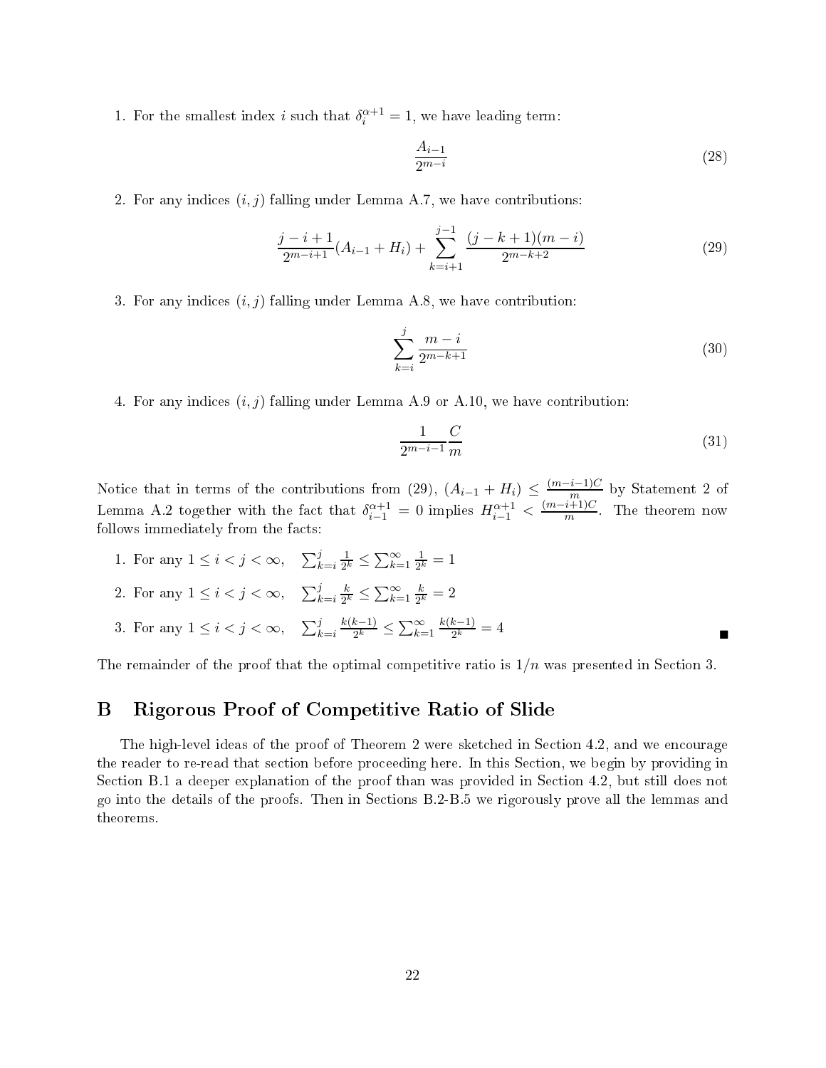1. For the smallest index $i$ such that $\delta_i^{\alpha+1} = 1$, we have leading term:

$$\frac{A_{i-1}}{2^{m-i}} \tag{28}$$

2. For any indices $(i, j)$ falling under Lemma A.7, we have contributions:

$$\frac{j-i+1}{2^{m-i+1}}(A_{i-1} + H_i) + \sum_{k=i+1}^{j-1} \frac{(j-k+1)(m-i)}{2^{m-k+2}} \tag{29}$$

3. For any indices $(i, j)$ falling under Lemma A.8, we have contribution:

$$\sum_{k=i}^{j} \frac{m-i}{2^{m-k+1}} \tag{30}$$

4. For any indices $(i, j)$ falling under Lemma A.9 or A.10, we have contribution:

$$\frac{1}{2^{m-i-1}} \frac{C}{m} \tag{31}$$

Notice that in terms of the contributions from (29), $(A_{i-1} + H_i) \leq \frac{(m-i-1)C}{m}$ by Statement 2 of Lemma A.2 together with the fact that $\delta_{i-1}^{\alpha+1} = 0$ implies $H_{i-1}^{\alpha+1} < \frac{(m-i+1)C}{m}$. The theorem now follows immediately from the facts:

1. For any $1 \leq i < j < \infty$, $\quad \sum_{k=i}^{j} \frac{1}{2^k} \leq \sum_{k=1}^{\infty} \frac{1}{2^k} = 1$
2. For any $1 \leq i < j < \infty$, $\quad \sum_{k=i}^{j} \frac{k}{2^k} \leq \sum_{k=1}^{\infty} \frac{k}{2^k} = 2$
3. For any $1 \leq i < j < \infty$, $\quad \sum_{k=i}^{j} \frac{k(k-1)}{2^k} \leq \sum_{k=1}^{\infty} \frac{k(k-1)}{2^k} = 4$ ∎

The remainder of the proof that the optimal competitive ratio is $1/n$ was presented in Section 3.

# B Rigorous Proof of Competitive Ratio of Slide

The high-level ideas of the proof of Theorem 2 were sketched in Section 4.2, and we encourage the reader to re-read that section before proceeding here. In this Section, we begin by providing in Section B.1 a deeper explanation of the proof than was provided in Section 4.2, but still does not go into the details of the proofs. Then in Sections B.2-B.5 we rigorously prove all the lemmas and theorems.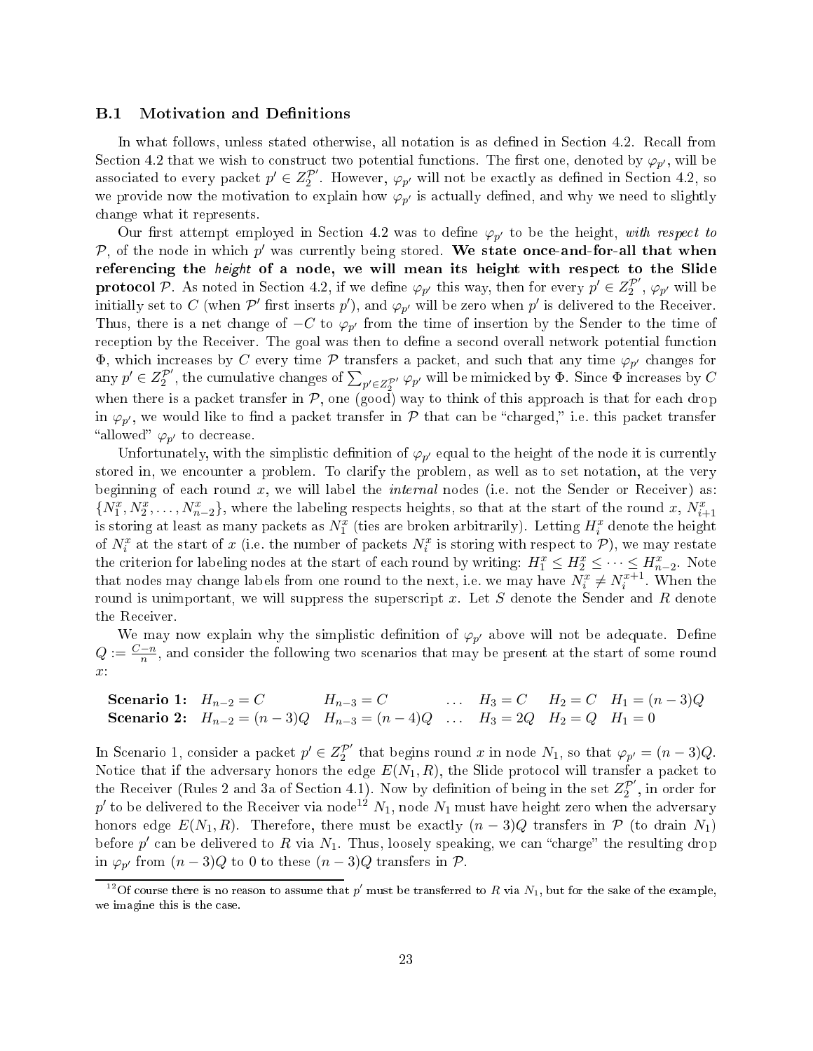### B.1 Motivation and Definitions

In what follows, unless stated otherwise, all notation is as defined in Section 4.2. Recall from Section 4.2 that we wish to construct two potential functions. The first one, denoted by $\varphi_{p'}$, will be associated to every packet $p' \in Z_2^{\mathcal{P}'}$. However, $\varphi_{p'}$ will not be exactly as defined in Section 4.2, so we provide now the motivation to explain how $\varphi_{p'}$ is actually defined, and why we need to slightly change what it represents.

Our first attempt employed in Section 4.2 was to define $\varphi_{p'}$ to be the height, *with respect to* $\mathcal{P}$, of the node in which $p'$ was currently being stored. **We state once-and-for-all that when referencing the *height* of a node, we will mean its height with respect to the Slide protocol** $\mathcal{P}$. As noted in Section 4.2, if we define $\varphi_{p'}$ this way, then for every $p' \in Z_2^{\mathcal{P}'}$, $\varphi_{p'}$ will be initially set to $C$ (when $\mathcal{P}'$ first inserts $p'$), and $\varphi_{p'}$ will be zero when $p'$ is delivered to the Receiver. Thus, there is a net change of $-C$ to $\varphi_{p'}$ from the time of insertion by the Sender to the time of reception by the Receiver. The goal was then to define a second overall network potential function $\Phi$, which increases by $C$ every time $\mathcal{P}$ transfers a packet, and such that any time $\varphi_{p'}$ changes for any $p' \in Z_2^{\mathcal{P}'}$, the cumulative changes of $\sum_{p' \in Z_2^{\mathcal{P}'}} \varphi_{p'}$ will be mimicked by $\Phi$. Since $\Phi$ increases by $C$ when there is a packet transfer in $\mathcal{P}$, one (good) way to think of this approach is that for each drop in $\varphi_{p'}$, we would like to find a packet transfer in $\mathcal{P}$ that can be "charged," i.e. this packet transfer "allowed" $\varphi_{p'}$ to decrease.

Unfortunately, with the simplistic definition of $\varphi_{p'}$ equal to the height of the node it is currently stored in, we encounter a problem. To clarify the problem, as well as to set notation, at the very beginning of each round $x$, we will label the *internal* nodes (i.e. not the Sender or Receiver) as: $\{N_1^x, N_2^x, \dots, N_{n-2}^x\}$, where the labeling respects heights, so that at the start of the round $x$, $N_{i+1}^x$ is storing at least as many packets as $N_1^x$ (ties are broken arbitrarily). Letting $H_i^x$ denote the height of $N_i^x$ at the start of $x$ (i.e. the number of packets $N_i^x$ is storing with respect to $\mathcal{P}$), we may restate the criterion for labeling nodes at the start of each round by writing: $H_1^x \le H_2^x \le \dots \le H_{n-2}^x$. Note that nodes may change labels from one round to the next, i.e. we may have $N_i^x \neq N_i^{x+1}$. When the round is unimportant, we will suppress the superscript $x$. Let $S$ denote the Sender and $R$ denote the Receiver.

We may now explain why the simplistic definition of $\varphi_{p'}$ above will not be adequate. Define $Q := \frac{C-n}{n}$, and consider the following two scenarios that may be present at the start of some round $x$:

**Scenario 1:** $H_{n-2} = C \quad H_{n-3} = C \quad \dots \quad H_3 = C \quad H_2 = C \quad H_1 = (n-3)Q$
**Scenario 2:** $H_{n-2} = (n-3)Q \quad H_{n-3} = (n-4)Q \quad \dots \quad H_3 = 2Q \quad H_2 = Q \quad H_1 = 0$

In Scenario 1, consider a packet $p' \in Z_2^{\mathcal{P}'}$ that begins round $x$ in node $N_1$, so that $\varphi_{p'} = (n-3)Q$. Notice that if the adversary honors the edge $E(N_1, R)$, the Slide protocol will transfer a packet to the Receiver (Rules 2 and 3a of Section 4.1). Now by definition of being in the set $Z_2^{\mathcal{P}'}$, in order for $p'$ to be delivered to the Receiver via node[12] $N_1$, node $N_1$ must have height zero when the adversary honors edge $E(N_1, R)$. Therefore, there must be exactly $(n-3)Q$ transfers in $\mathcal{P}$ (to drain $N_1$) before $p'$ can be delivered to $R$ via $N_1$. Thus, loosely speaking, we can "charge" the resulting drop in $\varphi_{p'}$ from $(n-3)Q$ to 0 to these $(n-3)Q$ transfers in $\mathcal{P}$.

[12] Of course there is no reason to assume that $p'$ must be transferred to $R$ via $N_1$, but for the sake of the example, we imagine this is the case.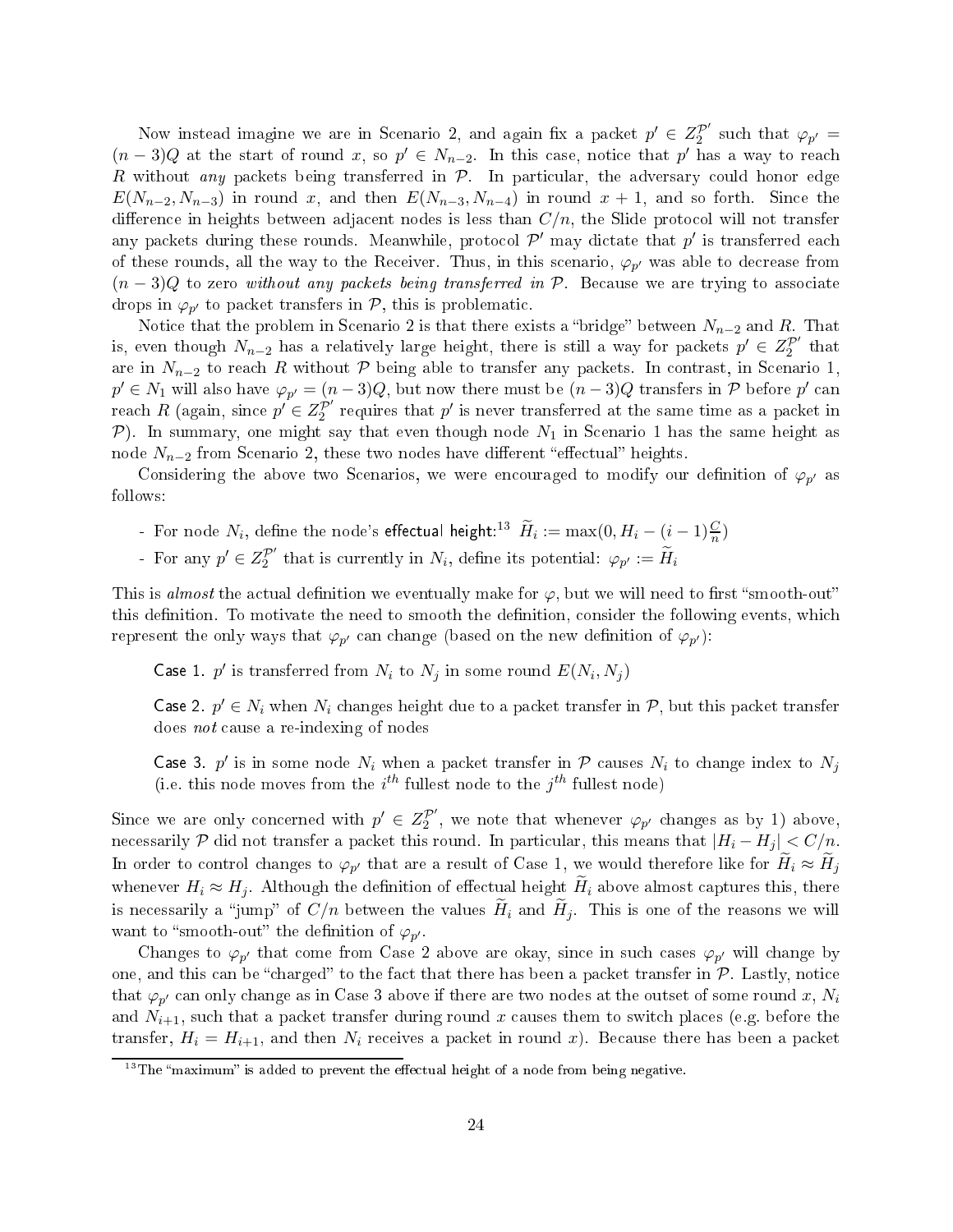Now instead imagine we are in Scenario 2, and again fix a packet $p' \in Z_2^{\mathcal{P}'}$ such that $\varphi_{p'} = (n-3)Q$ at the start of round $x$, so $p' \in N_{n-2}$. In this case, notice that $p'$ has a way to reach $R$ without *any* packets being transferred in $\mathcal{P}$. In particular, the adversary could honor edge $E(N_{n-2}, N_{n-3})$ in round $x$, and then $E(N_{n-3}, N_{n-4})$ in round $x+1$, and so forth. Since the difference in heights between adjacent nodes is less than $C/n$, the Slide protocol will not transfer any packets during these rounds. Meanwhile, protocol $\mathcal{P}'$ may dictate that $p'$ is transferred each of these rounds, all the way to the Receiver. Thus, in this scenario, $\varphi_{p'}$ was able to decrease from $(n-3)Q$ to zero *without any packets being transferred in* $\mathcal{P}$. Because we are trying to associate drops in $\varphi_{p'}$ to packet transfers in $\mathcal{P}$, this is problematic.

Notice that the problem in Scenario 2 is that there exists a "bridge" between $N_{n-2}$ and $R$. That is, even though $N_{n-2}$ has a relatively large height, there is still a way for packets $p' \in Z_2^{\mathcal{P}'}$ that are in $N_{n-2}$ to reach $R$ without $\mathcal{P}$ being able to transfer any packets. In contrast, in Scenario 1, $p' \in N_1$ will also have $\varphi_{p'} = (n-3)Q$, but now there must be $(n-3)Q$ transfers in $\mathcal{P}$ before $p'$ can reach $R$ (again, since $p' \in Z_2^{\mathcal{P}'}$ requires that $p'$ is never transferred at the same time as a packet in $\mathcal{P}$). In summary, one might say that even though node $N_1$ in Scenario 1 has the same height as node $N_{n-2}$ from Scenario 2, these two nodes have different "effectual" heights.

Considering the above two Scenarios, we were encouraged to modify our definition of $\varphi_{p'}$ as follows:

- For node $N_i$, define the node's effectual height:[13] $\widetilde{H}_i := \max(0, H_i - (i-1)\frac{C}{n})$
- For any $p' \in Z_2^{\mathcal{P}'}$ that is currently in $N_i$, define its potential: $\varphi_{p'} := \widetilde{H}_i$

This is *almost* the actual definition we eventually make for $\varphi$, but we will need to first "smooth-out" this definition. To motivate the need to smooth the definition, consider the following events, which represent the only ways that $\varphi_{p'}$ can change (based on the new definition of $\varphi_{p'}$):

Case 1. $p'$ is transferred from $N_i$ to $N_j$ in some round $E(N_i, N_j)$

Case 2. $p' \in N_i$ when $N_i$ changes height due to a packet transfer in $\mathcal{P}$, but this packet transfer does *not* cause a re-indexing of nodes

Case 3. $p'$ is in some node $N_i$ when a packet transfer in $\mathcal{P}$ causes $N_i$ to change index to $N_j$ (i.e. this node moves from the $i^{th}$ fullest node to the $j^{th}$ fullest node)

Since we are only concerned with $p' \in Z_2^{\mathcal{P}'}$, we note that whenever $\varphi_{p'}$ changes as by 1) above, necessarily $\mathcal{P}$ did not transfer a packet this round. In particular, this means that $|H_i - H_j| < C/n$. In order to control changes to $\varphi_{p'}$ that are a result of Case 1, we would therefore like for $\widetilde{H}_i \approx \widetilde{H}_j$ whenever $H_i \approx H_j$. Although the definition of effectual height $\widetilde{H}_i$ above almost captures this, there is necessarily a "jump" of $C/n$ between the values $\widetilde{H}_i$ and $\widetilde{H}_j$. This is one of the reasons we will want to "smooth-out" the definition of $\varphi_{p'}$.

Changes to $\varphi_{p'}$ that come from Case 2 above are okay, since in such cases $\varphi_{p'}$ will change by one, and this can be "charged" to the fact that there has been a packet transfer in $\mathcal{P}$. Lastly, notice that $\varphi_{p'}$ can only change as in Case 3 above if there are two nodes at the outset of some round $x$, $N_i$ and $N_{i+1}$, such that a packet transfer during round $x$ causes them to switch places (e.g. before the transfer, $H_i = H_{i+1}$, and then $N_i$ receives a packet in round $x$). Because there has been a packet

[13] The "maximum" is added to prevent the effectual height of a node from being negative.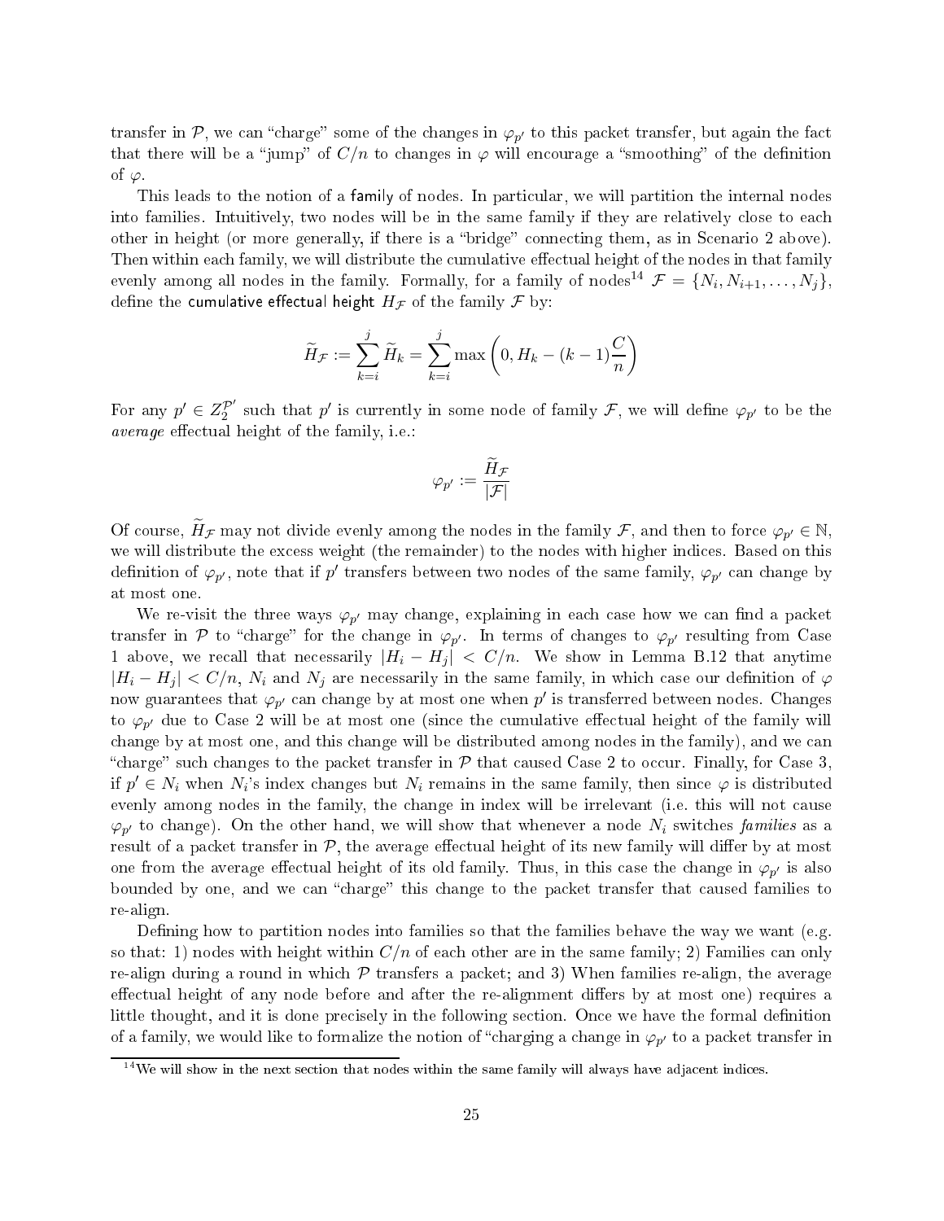transfer in $\mathcal{P}$, we can "charge" some of the changes in $\varphi_{p'}$ to this packet transfer, but again the fact that there will be a "jump" of $C/n$ to changes in $\varphi$ will encourage a "smoothing" of the definition of $\varphi$.

This leads to the notion of a **family** of nodes. In particular, we will partition the internal nodes into families. Intuitively, two nodes will be in the same family if they are relatively close to each other in height (or more generally, if there is a "bridge" connecting them, as in Scenario 2 above). Then within each family, we will distribute the cumulative effectual height of the nodes in that family evenly among all nodes in the family. Formally, for a family of nodes[14] $\mathcal{F} = \{N_i, N_{i+1}, \ldots, N_j\}$, define the **cumulative effectual height** $H_{\mathcal{F}}$ of the family $\mathcal{F}$ by:

$$\widetilde{H}_{\mathcal{F}} := \sum_{k=i}^{j} \widetilde{H}_k = \sum_{k=i}^{j} \max\left(0, H_k - (k-1)\frac{C}{n}\right)$$

For any $p' \in Z_2^{\mathcal{P}'}$ such that $p'$ is currently in some node of family $\mathcal{F}$, we will define $\varphi_{p'}$ to be the *average* effectual height of the family, i.e.:

$$\varphi_{p'} := \frac{\widetilde{H}_{\mathcal{F}}}{|\mathcal{F}|}$$

Of course, $\widetilde{H}_{\mathcal{F}}$ may not divide evenly among the nodes in the family $\mathcal{F}$, and then to force $\varphi_{p'} \in \mathbb{N}$, we will distribute the excess weight (the remainder) to the nodes with higher indices. Based on this definition of $\varphi_{p'}$, note that if $p'$ transfers between two nodes of the same family, $\varphi_{p'}$ can change by at most one.

We re-visit the three ways $\varphi_{p'}$ may change, explaining in each case how we can find a packet transfer in $\mathcal{P}$ to "charge" for the change in $\varphi_{p'}$. In terms of changes to $\varphi_{p'}$ resulting from Case 1 above, we recall that necessarily $|H_i - H_j| < C/n$. We show in Lemma B.12 that anytime $|H_i - H_j| < C/n$, $N_i$ and $N_j$ are necessarily in the same family, in which case our definition of $\varphi$ now guarantees that $\varphi_{p'}$ can change by at most one when $p'$ is transferred between nodes. Changes to $\varphi_{p'}$ due to Case 2 will be at most one (since the cumulative effectual height of the family will change by at most one, and this change will be distributed among nodes in the family), and we can "charge" such changes to the packet transfer in $\mathcal{P}$ that caused Case 2 to occur. Finally, for Case 3, if $p' \in N_i$ when $N_i$'s index changes but $N_i$ remains in the same family, then since $\varphi$ is distributed evenly among nodes in the family, the change in index will be irrelevant (i.e. this will not cause $\varphi_{p'}$ to change). On the other hand, we will show that whenever a node $N_i$ switches *families* as a result of a packet transfer in $\mathcal{P}$, the average effectual height of its new family will differ by at most one from the average effectual height of its old family. Thus, in this case the change in $\varphi_{p'}$ is also bounded by one, and we can "charge" this change to the packet transfer that caused families to re-align.

Defining how to partition nodes into families so that the families behave the way we want (e.g. so that: 1) nodes with height within $C/n$ of each other are in the same family; 2) Families can only re-align during a round in which $\mathcal{P}$ transfers a packet; and 3) When families re-align, the average effectual height of any node before and after the re-alignment differs by at most one) requires a little thought, and it is done precisely in the following section. Once we have the formal definition of a family, we would like to formalize the notion of "charging a change in $\varphi_{p'}$ to a packet transfer in

[14] We will show in the next section that nodes within the same family will always have adjacent indices.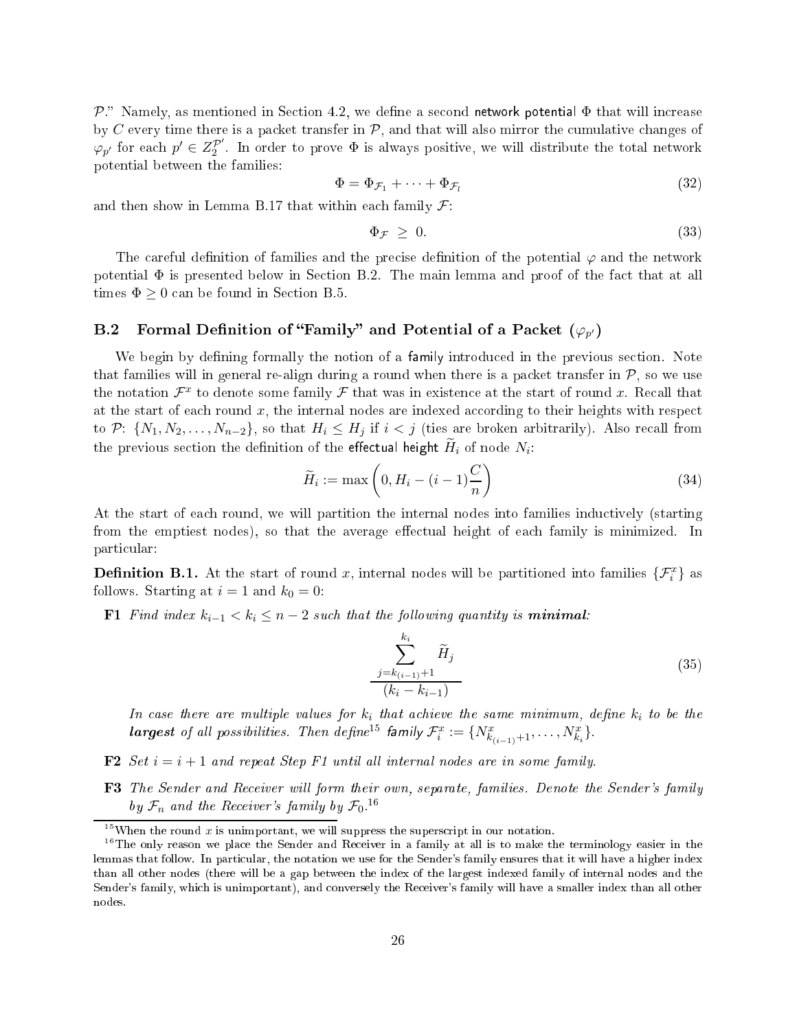$\mathcal{P}$." Namely, as mentioned in Section 4.2, we define a second **network potential** $\Phi$ that will increase by $C$ every time there is a packet transfer in $\mathcal{P}$, and that will also mirror the cumulative changes of $\varphi_{p'}$ for each $p' \in Z_2^{\mathcal{P}'}$. In order to prove $\Phi$ is always positive, we will distribute the total network potential between the families:

$$\Phi = \Phi_{\mathcal{F}_1} + \cdots + \Phi_{\mathcal{F}_l} \tag{32}$$

and then show in Lemma B.17 that within each family $\mathcal{F}$:

$$\Phi_{\mathcal{F}} \ \geq \ 0. \tag{33}$$

The careful definition of families and the precise definition of the potential $\varphi$ and the network potential $\Phi$ is presented below in Section B.2. The main lemma and proof of the fact that at all times $\Phi \geq 0$ can be found in Section B.5.

## B.2 Formal Definition of "Family" and Potential of a Packet ($\varphi_{p'}$)

We begin by defining formally the notion of a **family** introduced in the previous section. Note that families will in general re-align during a round when there is a packet transfer in $\mathcal{P}$, so we use the notation $\mathcal{F}^x$ to denote some family $\mathcal{F}$ that was in existence at the start of round $x$. Recall that at the start of each round $x$, the internal nodes are indexed according to their heights with respect to $\mathcal{P}$: $\{N_1, N_2, \ldots, N_{n-2}\}$, so that $H_i \leq H_j$ if $i < j$ (ties are broken arbitrarily). Also recall from the previous section the definition of the **effectual height** $\widetilde{H}_i$ of node $N_i$:

$$\widetilde{H}_i := \max\left(0, H_i - (i-1)\frac{C}{n}\right) \tag{34}$$

At the start of each round, we will partition the internal nodes into families inductively (starting from the emptiest nodes), so that the average effectual height of each family is minimized. In particular:

**Definition B.1.** At the start of round $x$, internal nodes will be partitioned into families $\{\mathcal{F}_i^x\}$ as follows. Starting at $i = 1$ and $k_0 = 0$:

**F1** *Find index $k_{i-1} < k_i \leq n-2$ such that the following quantity is **minimal**:*

$$\frac{\sum_{j=k_{(i-1)}+1}^{k_i} \widetilde{H}_j}{(k_i - k_{i-1})} \tag{35}$$

*In case there are multiple values for $k_i$ that achieve the same minimum, define $k_i$ to be the **largest** of all possibilities. Then define*[15] **family** *$\mathcal{F}_i^x := \{N^x_{k_{(i-1)}+1}, \ldots, N^x_{k_i}\}$.*

**F2** *Set $i = i+1$ and repeat Step F1 until all internal nodes are in some family.*

**F3** *The Sender and Receiver will form their own, separate, families. Denote the Sender's family by $\mathcal{F}_n$ and the Receiver's family by $\mathcal{F}_0$.*[16]

[15] When the round $x$ is unimportant, we will suppress the superscript in our notation.

[16] The only reason we place the Sender and Receiver in a family at all is to make the terminology easier in the lemmas that follow. In particular, the notation we use for the Sender's family ensures that it will have a higher index than all other nodes (there will be a gap between the index of the largest indexed family of internal nodes and the Sender's family, which is unimportant), and conversely the Receiver's family will have a smaller index than all other nodes.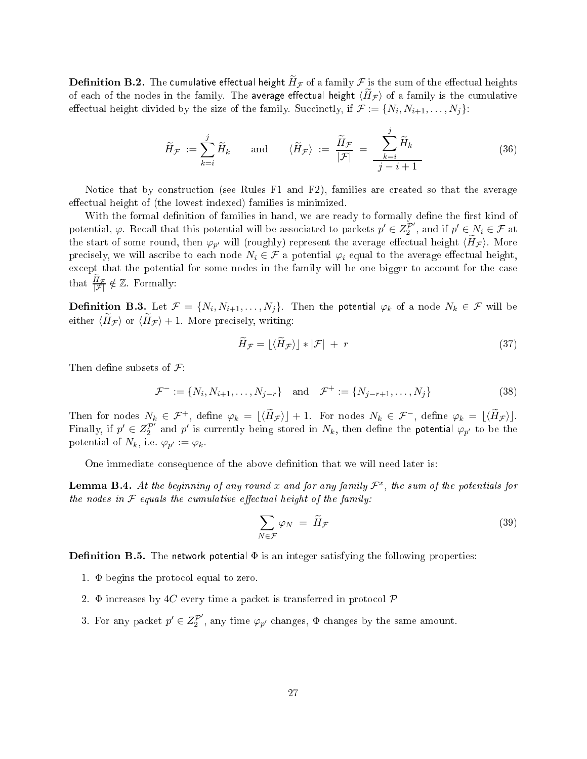**Definition B.2.** The cumulative effectual height $\widetilde{H}_{\mathcal{F}}$ of a family $\mathcal{F}$ is the sum of the effectual heights of each of the nodes in the family. The average effectual height $\langle \widetilde{H}_{\mathcal{F}} \rangle$ of a family is the cumulative effectual height divided by the size of the family. Succinctly, if $\mathcal{F} := \{N_i, N_{i+1}, \dots, N_j\}$:

$$\widetilde{H}_{\mathcal{F}} := \sum_{k=i}^{j} \widetilde{H}_k \qquad \text{and} \qquad \langle \widetilde{H}_{\mathcal{F}} \rangle := \frac{\widetilde{H}_{\mathcal{F}}}{|\mathcal{F}|} = \frac{\sum_{k=i}^{j} \widetilde{H}_k}{j-i+1} \tag{36}$$

Notice that by construction (see Rules F1 and F2), families are created so that the average effectual height of (the lowest indexed) families is minimized.

With the formal definition of families in hand, we are ready to formally define the first kind of potential, $\varphi$. Recall that this potential will be associated to packets $p' \in Z_2^{\mathcal{P}'}$, and if $p' \in N_i \in \mathcal{F}$ at the start of some round, then $\varphi_{p'}$ will (roughly) represent the average effectual height $\langle \widetilde{H}_{\mathcal{F}} \rangle$. More precisely, we will ascribe to each node $N_i \in \mathcal{F}$ a potential $\varphi_i$ equal to the average effectual height, except that the potential for some nodes in the family will be one bigger to account for the case that $\frac{\widetilde{H}_{\mathcal{F}}}{|\mathcal{F}|} \notin \mathbb{Z}$. Formally:

**Definition B.3.** Let $\mathcal{F} = \{N_i, N_{i+1}, \dots, N_j\}$. Then the potential $\varphi_k$ of a node $N_k \in \mathcal{F}$ will be either $\langle \widetilde{H}_{\mathcal{F}} \rangle$ or $\langle \widetilde{H}_{\mathcal{F}} \rangle + 1$. More precisely, writing:

$$\widetilde{H}_{\mathcal{F}} = \lfloor \langle \widetilde{H}_{\mathcal{F}} \rangle \rfloor * |\mathcal{F}| \; + \; r \tag{37}$$

Then define subsets of $\mathcal{F}$:

$$\mathcal{F}^- := \{N_i, N_{i+1}, \dots, N_{j-r}\} \quad \text{and} \quad \mathcal{F}^+ := \{N_{j-r+1}, \dots, N_j\} \tag{38}$$

Then for nodes $N_k \in \mathcal{F}^+$, define $\varphi_k = \lfloor \langle \widetilde{H}_{\mathcal{F}} \rangle \rfloor + 1$. For nodes $N_k \in \mathcal{F}^-$, define $\varphi_k = \lfloor \langle \widetilde{H}_{\mathcal{F}} \rangle \rfloor$. Finally, if $p' \in Z_2^{\mathcal{P}'}$ and $p'$ is currently being stored in $N_k$, then define the potential $\varphi_{p'}$ to be the potential of $N_k$, i.e. $\varphi_{p'} := \varphi_k$.

One immediate consequence of the above definition that we will need later is:

**Lemma B.4.** *At the beginning of any round $x$ and for any family $\mathcal{F}^x$, the sum of the potentials for the nodes in $\mathcal{F}$ equals the cumulative effectual height of the family:*

$$\sum_{N \in \mathcal{F}} \varphi_N \; = \; \widetilde{H}_{\mathcal{F}} \tag{39}$$

**Definition B.5.** The network potential $\Phi$ is an integer satisfying the following properties:

1. $\Phi$ begins the protocol equal to zero.
2. $\Phi$ increases by $4C$ every time a packet is transferred in protocol $\mathcal{P}$
3. For any packet $p' \in Z_2^{\mathcal{P}'}$, any time $\varphi_{p'}$ changes, $\Phi$ changes by the same amount.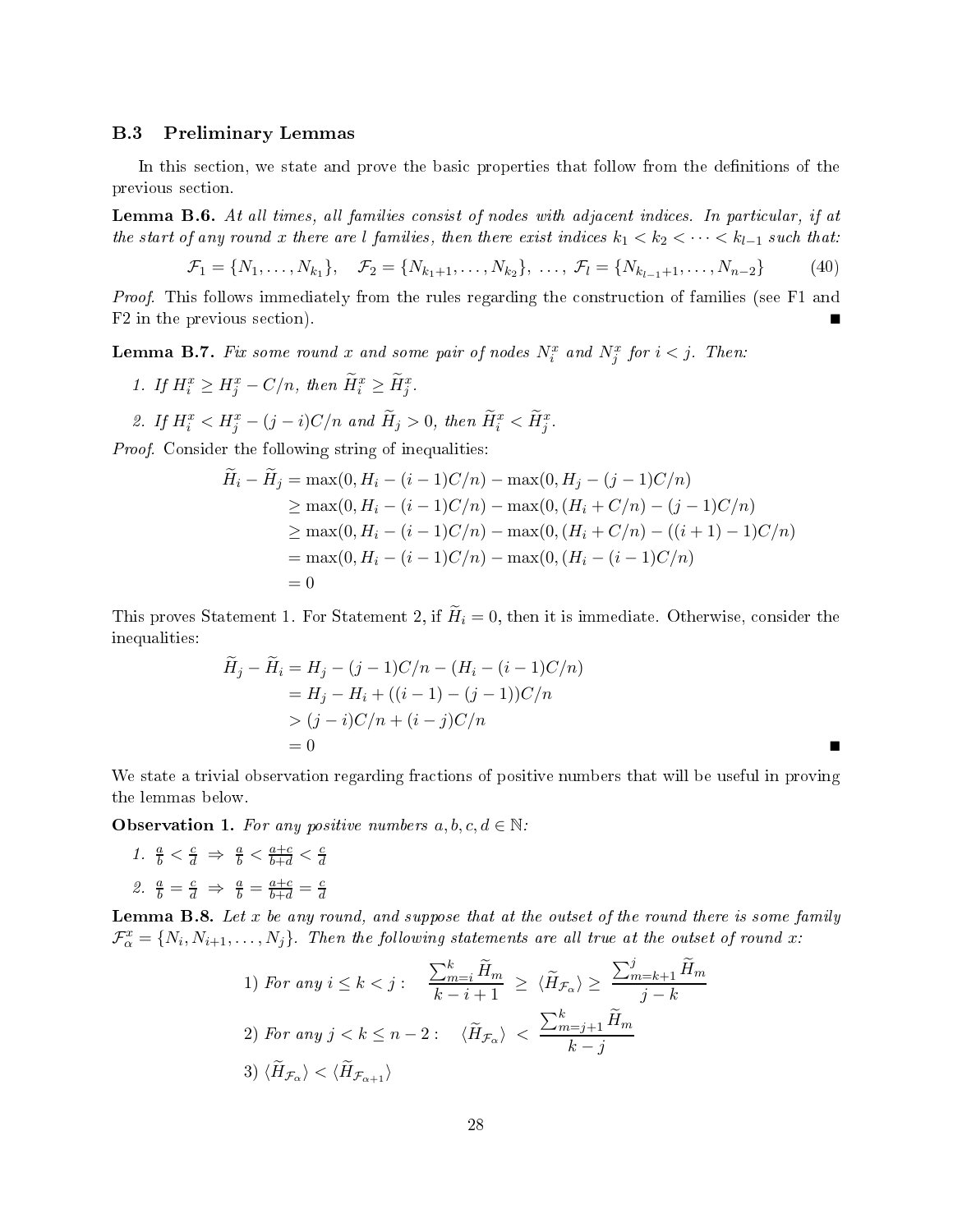### B.3 Preliminary Lemmas

In this section, we state and prove the basic properties that follow from the definitions of the previous section.

**Lemma B.6.** *At all times, all families consist of nodes with adjacent indices. In particular, if at the start of any round x there are l families, then there exist indices $k_1 < k_2 < \cdots < k_{l-1}$ such that:*

$$\mathcal{F}_1 = \{N_1, \ldots, N_{k_1}\}, \quad \mathcal{F}_2 = \{N_{k_1+1}, \ldots, N_{k_2}\}, \ \ldots, \ \mathcal{F}_l = \{N_{k_{l-1}+1}, \ldots, N_{n-2}\} \tag{40}$$

*Proof.* This follows immediately from the rules regarding the construction of families (see F1 and F2 in the previous section). ∎

**Lemma B.7.** *Fix some round x and some pair of nodes $N_i^x$ and $N_j^x$ for $i < j$. Then:*

1. *If $H_i^x \geq H_j^x - C/n$, then $\widetilde{H}_i^x \geq \widetilde{H}_j^x$.*
2. *If $H_i^x < H_j^x - (j-i)C/n$ and $\widetilde{H}_j > 0$, then $\widetilde{H}_i^x < \widetilde{H}_j^x$.*

*Proof.* Consider the following string of inequalities:

$$\begin{aligned}
\widetilde{H}_i - \widetilde{H}_j &= \max(0, H_i - (i-1)C/n) - \max(0, H_j - (j-1)C/n) \\
&\geq \max(0, H_i - (i-1)C/n) - \max(0, (H_i + C/n) - (j-1)C/n) \\
&\geq \max(0, H_i - (i-1)C/n) - \max(0, (H_i + C/n) - ((i+1)-1)C/n) \\
&= \max(0, H_i - (i-1)C/n) - \max(0, (H_i - (i-1)C/n) \\
&= 0
\end{aligned}$$

This proves Statement 1. For Statement 2, if $\widetilde{H}_i = 0$, then it is immediate. Otherwise, consider the inequalities:

$$\begin{aligned}
\widetilde{H}_j - \widetilde{H}_i &= H_j - (j-1)C/n - (H_i - (i-1)C/n) \\
&= H_j - H_i + ((i-1) - (j-1))C/n \\
&> (j-i)C/n + (i-j)C/n \\
&= 0
\end{aligned}$$

∎

We state a trivial observation regarding fractions of positive numbers that will be useful in proving the lemmas below.

**Observation 1.** *For any positive numbers $a, b, c, d \in \mathbb{N}$:*

1. $\frac{a}{b} < \frac{c}{d} \ \Rightarrow \ \frac{a}{b} < \frac{a+c}{b+d} < \frac{c}{d}$
2. $\frac{a}{b} = \frac{c}{d} \ \Rightarrow \ \frac{a}{b} = \frac{a+c}{b+d} = \frac{c}{d}$

**Lemma B.8.** *Let x be any round, and suppose that at the outset of the round there is some family $\mathcal{F}_\alpha^x = \{N_i, N_{i+1}, \ldots, N_j\}$. Then the following statements are all true at the outset of round x:*

$$1) \text{ For any } i \leq k < j: \quad \frac{\sum_{m=i}^{k} \widetilde{H}_m}{k-i+1} \ \geq \ \langle \widetilde{H}_{\mathcal{F}_\alpha} \rangle \geq \ \frac{\sum_{m=k+1}^{j} \widetilde{H}_m}{j-k}$$

$$2) \text{ For any } j < k \leq n-2: \quad \langle \widetilde{H}_{\mathcal{F}_\alpha} \rangle \ < \ \frac{\sum_{m=j+1}^{k} \widetilde{H}_m}{k-j}$$

$$3) \ \langle \widetilde{H}_{\mathcal{F}_\alpha} \rangle < \langle \widetilde{H}_{\mathcal{F}_{\alpha+1}} \rangle$$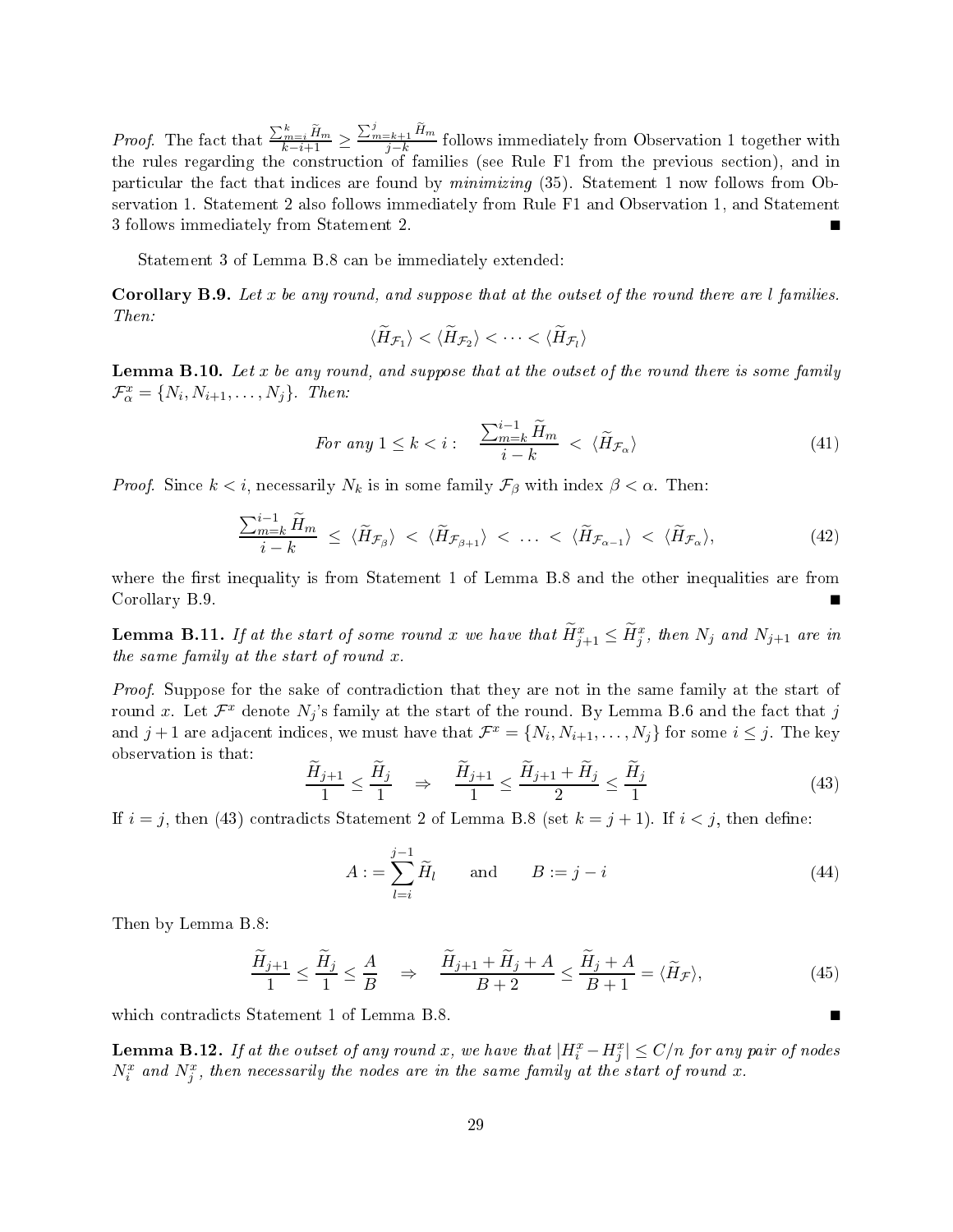*Proof.* The fact that $\frac{\sum_{m=i}^{k} \widetilde{H}_m}{k-i+1} \geq \frac{\sum_{m=k+1}^{j} \widetilde{H}_m}{j-k}$ follows immediately from Observation 1 together with the rules regarding the construction of families (see Rule F1 from the previous section), and in particular the fact that indices are found by *minimizing* (35). Statement 1 now follows from Observation 1. Statement 2 also follows immediately from Rule F1 and Observation 1, and Statement 3 follows immediately from Statement 2. ∎

Statement 3 of Lemma B.8 can be immediately extended:

**Corollary B.9.** *Let $x$ be any round, and suppose that at the outset of the round there are $l$ families. Then:*

$$\langle \widetilde{H}_{\mathcal{F}_1} \rangle < \langle \widetilde{H}_{\mathcal{F}_2} \rangle < \cdots < \langle \widetilde{H}_{\mathcal{F}_l} \rangle$$

**Lemma B.10.** *Let $x$ be any round, and suppose that at the outset of the round there is some family $\mathcal{F}_\alpha^x = \{N_i, N_{i+1}, \ldots, N_j\}$. Then:*

$$\textit{For any } 1 \leq k < i: \quad \frac{\sum_{m=k}^{i-1} \widetilde{H}_m}{i-k} \ < \ \langle \widetilde{H}_{\mathcal{F}_\alpha} \rangle \tag{41}$$

*Proof.* Since $k < i$, necessarily $N_k$ is in some family $\mathcal{F}_\beta$ with index $\beta < \alpha$. Then:

$$\frac{\sum_{m=k}^{i-1} \widetilde{H}_m}{i-k} \ \leq \ \langle \widetilde{H}_{\mathcal{F}_\beta} \rangle \ < \ \langle \widetilde{H}_{\mathcal{F}_{\beta+1}} \rangle \ < \ \ldots \ < \ \langle \widetilde{H}_{\mathcal{F}_{\alpha-1}} \rangle \ < \ \langle \widetilde{H}_{\mathcal{F}_\alpha} \rangle, \tag{42}$$

where the first inequality is from Statement 1 of Lemma B.8 and the other inequalities are from Corollary B.9. ∎

**Lemma B.11.** *If at the start of some round $x$ we have that $\widetilde{H}_{j+1}^x \leq \widetilde{H}_j^x$, then $N_j$ and $N_{j+1}$ are in the same family at the start of round $x$.*

*Proof.* Suppose for the sake of contradiction that they are not in the same family at the start of round $x$. Let $\mathcal{F}^x$ denote $N_j$'s family at the start of the round. By Lemma B.6 and the fact that $j$ and $j+1$ are adjacent indices, we must have that $\mathcal{F}^x = \{N_i, N_{i+1}, \ldots, N_j\}$ for some $i \leq j$. The key observation is that:

$$\frac{\widetilde{H}_{j+1}}{1} \leq \frac{\widetilde{H}_j}{1} \quad \Rightarrow \quad \frac{\widetilde{H}_{j+1}}{1} \leq \frac{\widetilde{H}_{j+1} + \widetilde{H}_j}{2} \leq \frac{\widetilde{H}_j}{1} \tag{43}$$

If $i = j$, then (43) contradicts Statement 2 of Lemma B.8 (set $k = j+1$). If $i < j$, then define:

$$A := \sum_{l=i}^{j-1} \widetilde{H}_l \qquad \text{and} \qquad B := j - i \tag{44}$$

Then by Lemma B.8:

$$\frac{\widetilde{H}_{j+1}}{1} \leq \frac{\widetilde{H}_j}{1} \leq \frac{A}{B} \quad \Rightarrow \quad \frac{\widetilde{H}_{j+1} + \widetilde{H}_j + A}{B+2} \leq \frac{\widetilde{H}_j + A}{B+1} = \langle \widetilde{H}_{\mathcal{F}} \rangle, \tag{45}$$

which contradicts Statement 1 of Lemma B.8. ∎

**Lemma B.12.** *If at the outset of any round $x$, we have that $|H_i^x - H_j^x| \leq C/n$ for any pair of nodes $N_i^x$ and $N_j^x$, then necessarily the nodes are in the same family at the start of round $x$.*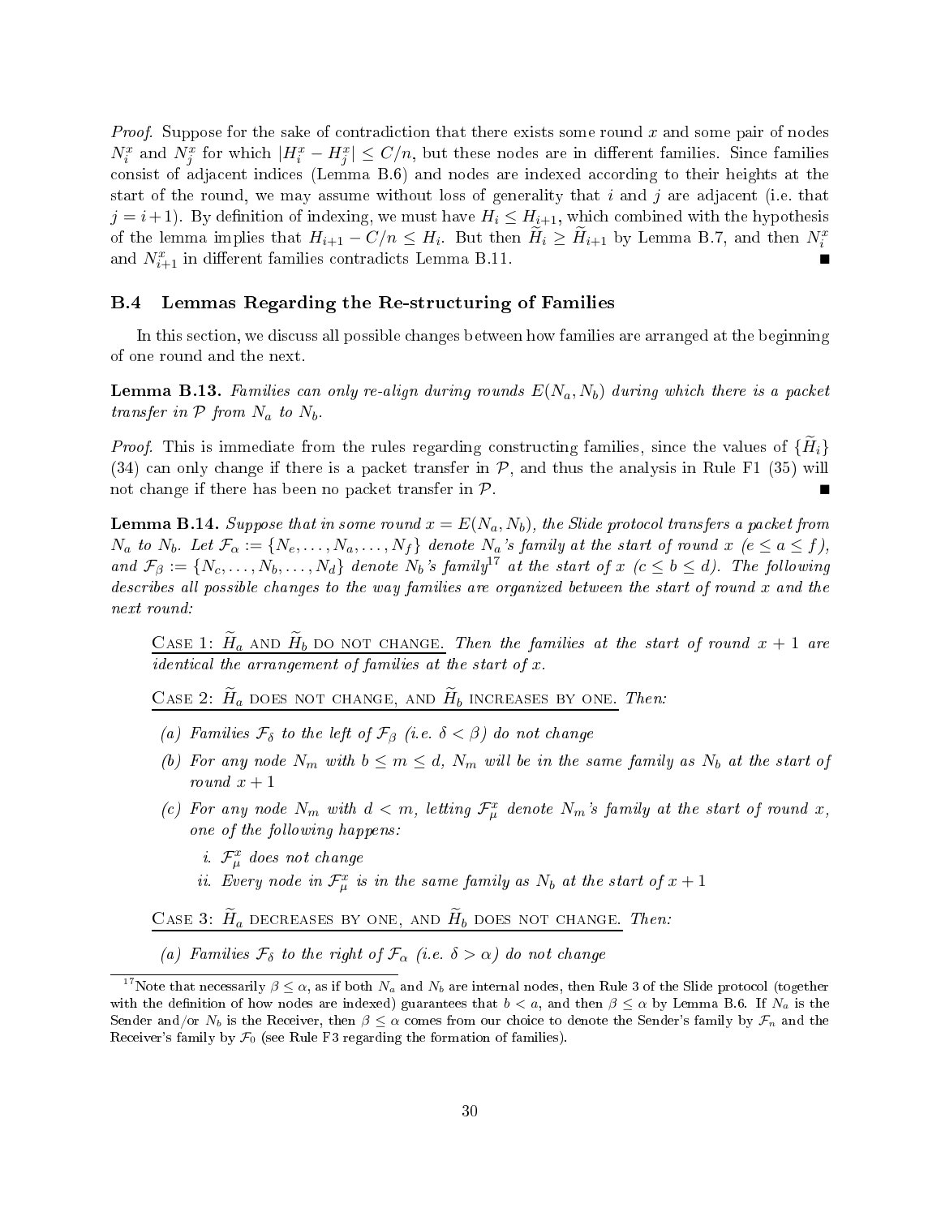*Proof.* Suppose for the sake of contradiction that there exists some round $x$ and some pair of nodes $N_i^x$ and $N_j^x$ for which $|H_i^x - H_j^x| \le C/n$, but these nodes are in different families. Since families consist of adjacent indices (Lemma B.6) and nodes are indexed according to their heights at the start of the round, we may assume without loss of generality that $i$ and $j$ are adjacent (i.e. that $j = i+1$). By definition of indexing, we must have $H_i \le H_{i+1}$, which combined with the hypothesis of the lemma implies that $H_{i+1} - C/n \le H_i$. But then $\widetilde{H}_i \ge \widetilde{H}_{i+1}$ by Lemma B.7, and then $N_i^x$ and $N_{i+1}^x$ in different families contradicts Lemma B.11. ∎

### B.4 Lemmas Regarding the Re-structuring of Families

In this section, we discuss all possible changes between how families are arranged at the beginning of one round and the next.

**Lemma B.13.** *Families can only re-align during rounds $E(N_a, N_b)$ during which there is a packet transfer in $\mathcal{P}$ from $N_a$ to $N_b$.*

*Proof.* This is immediate from the rules regarding constructing families, since the values of $\{\widetilde{H}_i\}$ (34) can only change if there is a packet transfer in $\mathcal{P}$, and thus the analysis in Rule F1 (35) will not change if there has been no packet transfer in $\mathcal{P}$. ∎

**Lemma B.14.** *Suppose that in some round $x = E(N_a, N_b)$, the Slide protocol transfers a packet from $N_a$ to $N_b$. Let $\mathcal{F}_\alpha := \{N_e, \dots, N_a, \dots, N_f\}$ denote $N_a$'s family at the start of round $x$ ($e \le a \le f$), and $\mathcal{F}_\beta := \{N_c, \dots, N_b, \dots, N_d\}$ denote $N_b$'s family*[17] *at the start of $x$ ($c \le b \le d$). The following describes all possible changes to the way families are organized between the start of round $x$ and the next round:*

<u>CASE 1: $\widetilde{H}_a$ AND $\widetilde{H}_b$ DO NOT CHANGE.</u> *Then the families at the start of round $x+1$ are identical the arrangement of families at the start of $x$.*

<u>CASE 2: $\widetilde{H}_a$ DOES NOT CHANGE, AND $\widetilde{H}_b$ INCREASES BY ONE.</u> *Then:*

- (a) *Families $\mathcal{F}_\delta$ to the left of $\mathcal{F}_\beta$ (i.e. $\delta < \beta$) do not change*
- (b) *For any node $N_m$ with $b \le m \le d$, $N_m$ will be in the same family as $N_b$ at the start of round $x+1$*
- (c) *For any node $N_m$ with $d < m$, letting $\mathcal{F}_\mu^x$ denote $N_m$'s family at the start of round $x$, one of the following happens:*
  - i. *$\mathcal{F}_\mu^x$ does not change*
  - ii. *Every node in $\mathcal{F}_\mu^x$ is in the same family as $N_b$ at the start of $x+1$*

<u>CASE 3: $\widetilde{H}_a$ DECREASES BY ONE, AND $\widetilde{H}_b$ DOES NOT CHANGE.</u> *Then:*

- (a) *Families $\mathcal{F}_\delta$ to the right of $\mathcal{F}_\alpha$ (i.e. $\delta > \alpha$) do not change*

---

[17] Note that necessarily $\beta \le \alpha$, as if both $N_a$ and $N_b$ are internal nodes, then Rule 3 of the Slide protocol (together with the definition of how nodes are indexed) guarantees that $b < a$, and then $\beta \le \alpha$ by Lemma B.6. If $N_a$ is the Sender and/or $N_b$ is the Receiver, then $\beta \le \alpha$ comes from our choice to denote the Sender's family by $\mathcal{F}_n$ and the Receiver's family by $\mathcal{F}_0$ (see Rule F3 regarding the formation of families).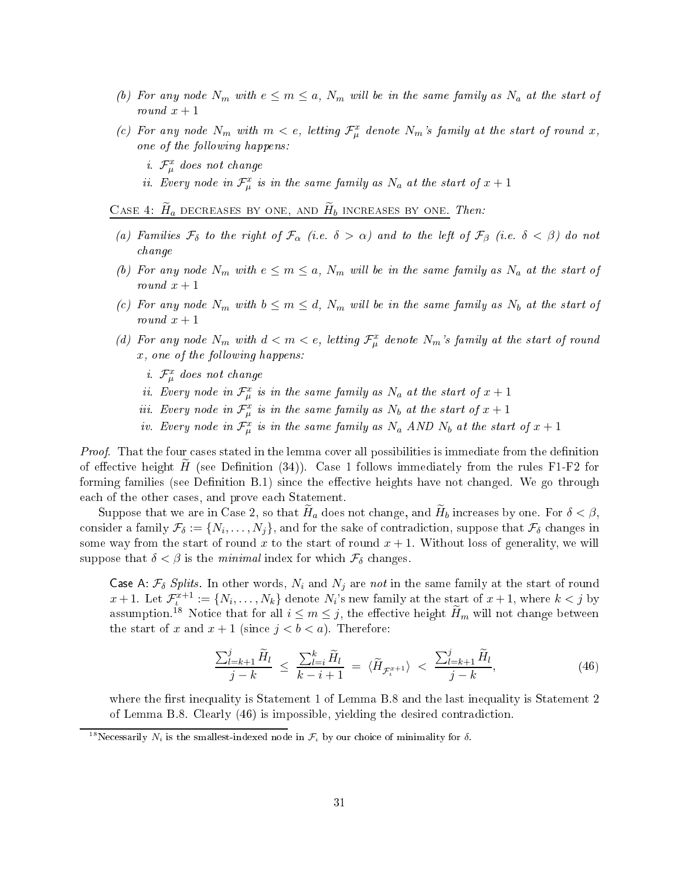*(b) For any node $N_m$ with $e \leq m \leq a$, $N_m$ will be in the same family as $N_a$ at the start of round $x+1$*

*(c) For any node $N_m$ with $m < e$, letting $\mathcal{F}^x_\mu$ denote $N_m$'s family at the start of round $x$, one of the following happens:*

*i. $\mathcal{F}^x_\mu$ does not change*

*ii. Every node in $\mathcal{F}^x_\mu$ is in the same family as $N_a$ at the start of $x+1$*

<u>CASE 4: $\widetilde{H}_a$ DECREASES BY ONE, AND $\widetilde{H}_b$ INCREASES BY ONE.</u> *Then:*

*(a) Families $\mathcal{F}_\delta$ to the right of $\mathcal{F}_\alpha$ (i.e. $\delta > \alpha$) and to the left of $\mathcal{F}_\beta$ (i.e. $\delta < \beta$) do not change*

*(b) For any node $N_m$ with $e \leq m \leq a$, $N_m$ will be in the same family as $N_a$ at the start of round $x+1$*

*(c) For any node $N_m$ with $b \leq m \leq d$, $N_m$ will be in the same family as $N_b$ at the start of round $x+1$*

*(d) For any node $N_m$ with $d < m < e$, letting $\mathcal{F}^x_\mu$ denote $N_m$'s family at the start of round $x$, one of the following happens:*

*i. $\mathcal{F}^x_\mu$ does not change*

*ii. Every node in $\mathcal{F}^x_\mu$ is in the same family as $N_a$ at the start of $x+1$*

*iii. Every node in $\mathcal{F}^x_\mu$ is in the same family as $N_b$ at the start of $x+1$*

*iv. Every node in $\mathcal{F}^x_\mu$ is in the same family as $N_a$ AND $N_b$ at the start of $x+1$*

*Proof.* That the four cases stated in the lemma cover all possibilities is immediate from the definition of effective height $\widetilde{H}$ (see Definition (34)). Case 1 follows immediately from the rules F1-F2 for forming families (see Definition B.1) since the effective heights have not changed. We go through each of the other cases, and prove each Statement.

Suppose that we are in Case 2, so that $\widetilde{H}_a$ does not change, and $\widetilde{H}_b$ increases by one. For $\delta < \beta$, consider a family $\mathcal{F}_\delta := \{N_i, \dots, N_j\}$, and for the sake of contradiction, suppose that $\mathcal{F}_\delta$ changes in some way from the start of round $x$ to the start of round $x+1$. Without loss of generality, we will suppose that $\delta < \beta$ is the *minimal* index for which $\mathcal{F}_\delta$ changes.

Case A: *$\mathcal{F}_\delta$ Splits.* In other words, $N_i$ and $N_j$ are *not* in the same family at the start of round $x+1$. Let $\mathcal{F}^{x+1}_\iota := \{N_i, \dots, N_k\}$ denote $N_i$'s new family at the start of $x+1$, where $k < j$ by assumption.[18] Notice that for all $i \leq m \leq j$, the effective height $\widetilde{H}_m$ will not change between the start of $x$ and $x+1$ (since $j < b < a$). Therefore:

$$\frac{\sum_{l=k+1}^{j} \widetilde{H}_l}{j-k} \;\leq\; \frac{\sum_{l=i}^{k} \widetilde{H}_l}{k-i+1} \;=\; \langle \widetilde{H}_{\mathcal{F}^{x+1}_\iota} \rangle \;<\; \frac{\sum_{l=k+1}^{j} \widetilde{H}_l}{j-k}, \tag{46}$$

where the first inequality is Statement 1 of Lemma B.8 and the last inequality is Statement 2 of Lemma B.8. Clearly (46) is impossible, yielding the desired contradiction.

[18] Necessarily $N_i$ is the smallest-indexed node in $\mathcal{F}_\iota$ by our choice of minimality for $\delta$.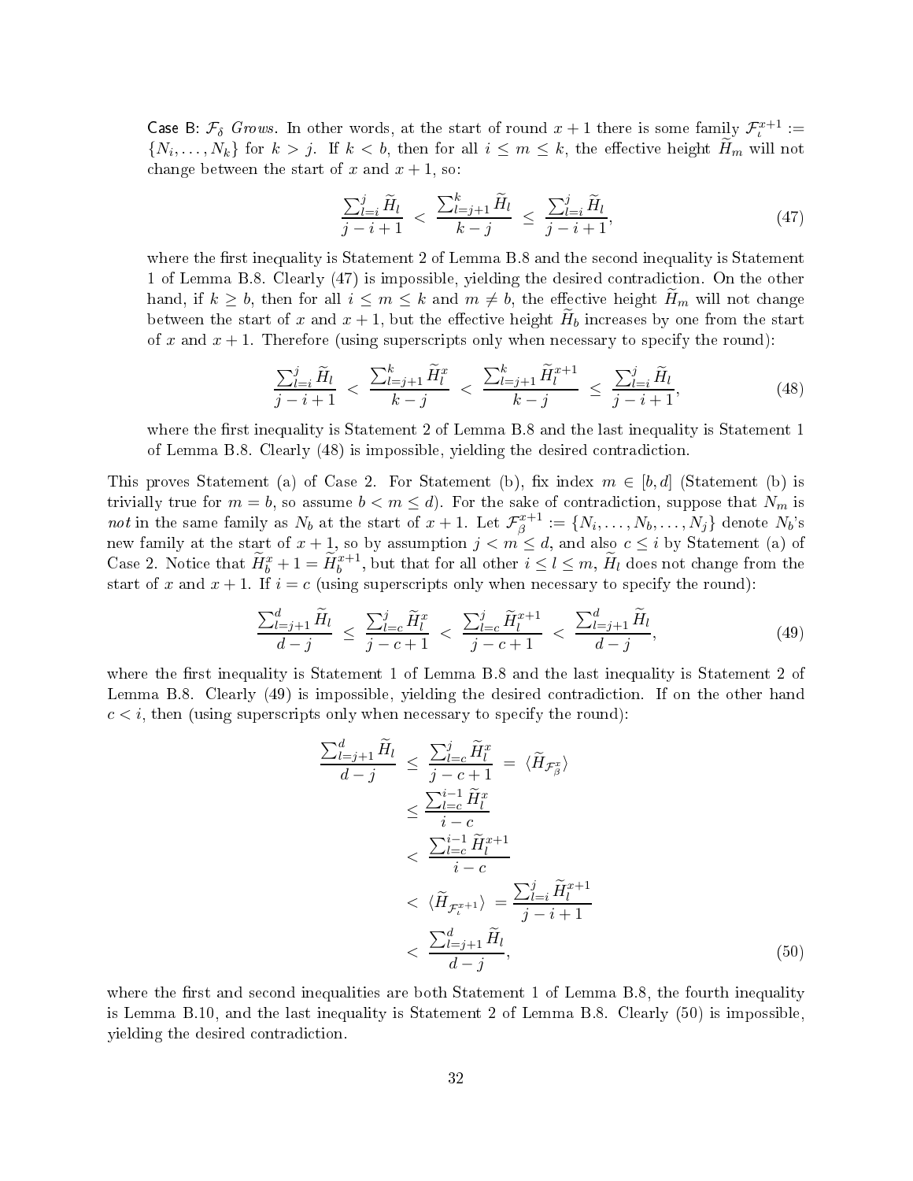Case B: $\mathcal{F}_\delta$ *Grows*. In other words, at the start of round $x+1$ there is some family $\mathcal{F}_\iota^{x+1} := \{N_i, \ldots, N_k\}$ for $k > j$. If $k < b$, then for all $i \le m \le k$, the effective height $\widetilde{H}_m$ will not change between the start of $x$ and $x+1$, so:

$$\frac{\sum_{l=i}^{j} \widetilde{H}_l}{j-i+1} < \frac{\sum_{l=j+1}^{k} \widetilde{H}_l}{k-j} \le \frac{\sum_{l=i}^{j} \widetilde{H}_l}{j-i+1}, \tag{47}$$

where the first inequality is Statement 2 of Lemma B.8 and the second inequality is Statement 1 of Lemma B.8. Clearly (47) is impossible, yielding the desired contradiction. On the other hand, if $k \ge b$, then for all $i \le m \le k$ and $m \ne b$, the effective height $\widetilde{H}_m$ will not change between the start of $x$ and $x+1$, but the effective height $\widetilde{H}_b$ increases by one from the start of $x$ and $x+1$. Therefore (using superscripts only when necessary to specify the round):

$$\frac{\sum_{l=i}^{j} \widetilde{H}_l}{j-i+1} < \frac{\sum_{l=j+1}^{k} \widetilde{H}_l^x}{k-j} < \frac{\sum_{l=j+1}^{k} \widetilde{H}_l^{x+1}}{k-j} \le \frac{\sum_{l=i}^{j} \widetilde{H}_l}{j-i+1}, \tag{48}$$

where the first inequality is Statement 2 of Lemma B.8 and the last inequality is Statement 1 of Lemma B.8. Clearly (48) is impossible, yielding the desired contradiction.

This proves Statement (a) of Case 2. For Statement (b), fix index $m \in [b, d]$ (Statement (b) is trivially true for $m = b$, so assume $b < m \le d$). For the sake of contradiction, suppose that $N_m$ is *not* in the same family as $N_b$ at the start of $x+1$. Let $\mathcal{F}_\beta^{x+1} := \{N_i, \ldots, N_b, \ldots, N_j\}$ denote $N_b$'s new family at the start of $x+1$, so by assumption $j < m \le d$, and also $c \le i$ by Statement (a) of Case 2. Notice that $\widetilde{H}_b^x + 1 = \widetilde{H}_b^{x+1}$, but that for all other $i \le l \le m$, $\widetilde{H}_l$ does not change from the start of $x$ and $x+1$. If $i = c$ (using superscripts only when necessary to specify the round):

$$\frac{\sum_{l=j+1}^{d} \widetilde{H}_l}{d-j} \le \frac{\sum_{l=c}^{j} \widetilde{H}_l^x}{j-c+1} < \frac{\sum_{l=c}^{j} \widetilde{H}_l^{x+1}}{j-c+1} < \frac{\sum_{l=j+1}^{d} \widetilde{H}_l}{d-j}, \tag{49}$$

where the first inequality is Statement 1 of Lemma B.8 and the last inequality is Statement 2 of Lemma B.8. Clearly (49) is impossible, yielding the desired contradiction. If on the other hand $c < i$, then (using superscripts only when necessary to specify the round):

$$\begin{aligned}
\frac{\sum_{l=j+1}^{d} \widetilde{H}_l}{d-j} &\le \frac{\sum_{l=c}^{j} \widetilde{H}_l^x}{j-c+1} = \langle \widetilde{H}_{\mathcal{F}_\beta^x} \rangle \\
&\le \frac{\sum_{l=c}^{i-1} \widetilde{H}_l^x}{i-c} \\
&< \frac{\sum_{l=c}^{i-1} \widetilde{H}_l^{x+1}}{i-c} \\
&< \langle \widetilde{H}_{\mathcal{F}_i^{x+1}} \rangle = \frac{\sum_{l=i}^{j} \widetilde{H}_l^{x+1}}{j-i+1} \\
&< \frac{\sum_{l=j+1}^{d} \widetilde{H}_l}{d-j},
\end{aligned} \tag{50}$$

where the first and second inequalities are both Statement 1 of Lemma B.8, the fourth inequality is Lemma B.10, and the last inequality is Statement 2 of Lemma B.8. Clearly (50) is impossible, yielding the desired contradiction.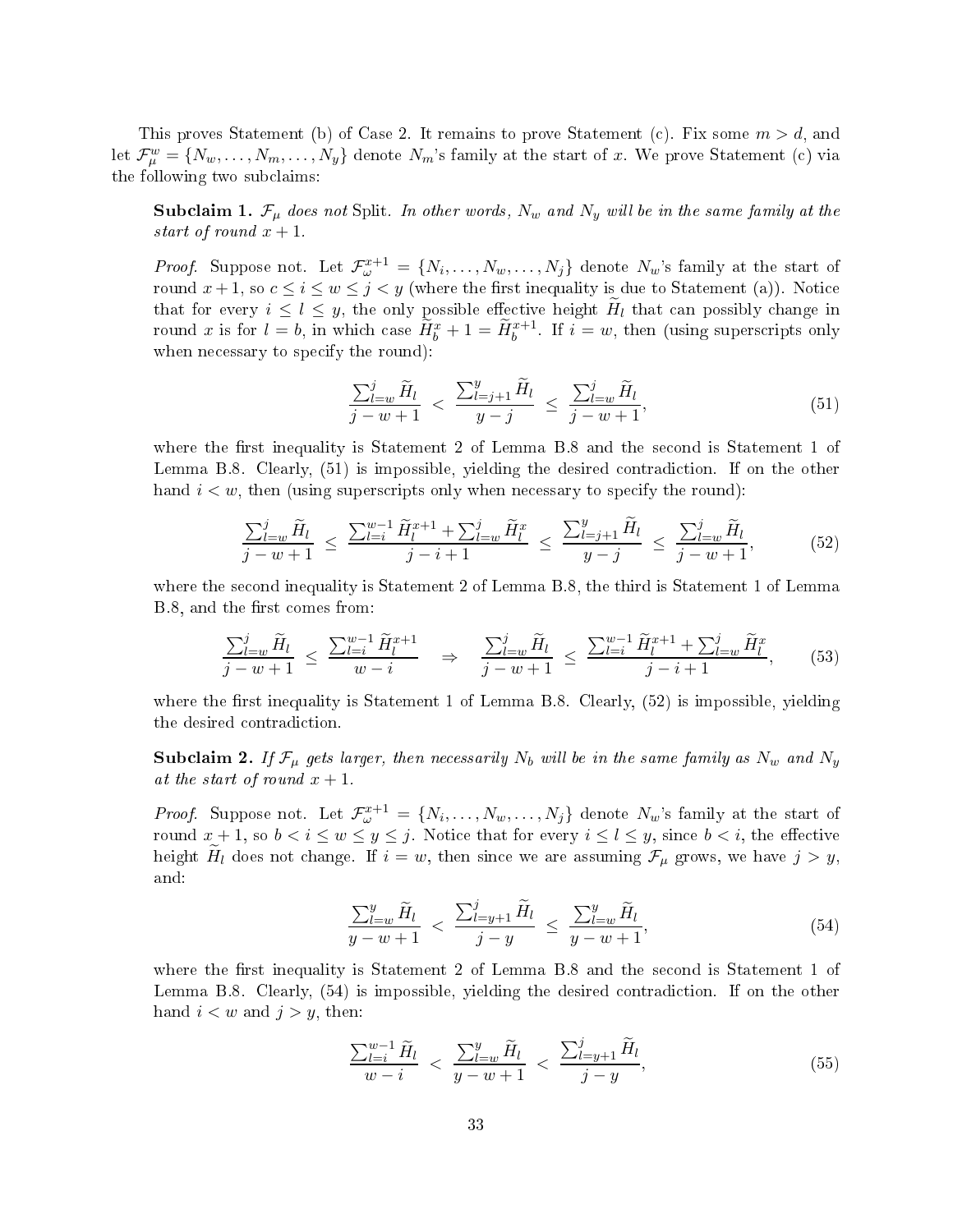This proves Statement (b) of Case 2. It remains to prove Statement (c). Fix some $m > d$, and let $\mathcal{F}^w_\mu = \{N_w, \ldots, N_m, \ldots, N_y\}$ denote $N_m$'s family at the start of $x$. We prove Statement (c) via the following two subclaims:

**Subclaim 1.** *$\mathcal{F}_\mu$ does not* Split. *In other words, $N_w$ and $N_y$ will be in the same family at the start of round $x+1$.*

*Proof.* Suppose not. Let $\mathcal{F}^{x+1}_\omega = \{N_i, \ldots, N_w, \ldots, N_j\}$ denote $N_w$'s family at the start of round $x+1$, so $c \leq i \leq w \leq j < y$ (where the first inequality is due to Statement (a)). Notice that for every $i \leq l \leq y$, the only possible effective height $\widetilde{H}_l$ that can possibly change in round $x$ is for $l = b$, in which case $\widetilde{H}^x_b + 1 = \widetilde{H}^{x+1}_b$. If $i = w$, then (using superscripts only when necessary to specify the round):

$$\frac{\sum_{l=w}^{j} \widetilde{H}_l}{j-w+1} < \frac{\sum_{l=j+1}^{y} \widetilde{H}_l}{y-j} \leq \frac{\sum_{l=w}^{j} \widetilde{H}_l}{j-w+1}, \tag{51}$$

where the first inequality is Statement 2 of Lemma B.8 and the second is Statement 1 of Lemma B.8. Clearly, (51) is impossible, yielding the desired contradiction. If on the other hand $i < w$, then (using superscripts only when necessary to specify the round):

$$\frac{\sum_{l=w}^{j} \widetilde{H}_l}{j-w+1} \leq \frac{\sum_{l=i}^{w-1} \widetilde{H}^{x+1}_l + \sum_{l=w}^{j} \widetilde{H}^x_l}{j-i+1} \leq \frac{\sum_{l=j+1}^{y} \widetilde{H}_l}{y-j} \leq \frac{\sum_{l=w}^{j} \widetilde{H}_l}{j-w+1}, \tag{52}$$

where the second inequality is Statement 2 of Lemma B.8, the third is Statement 1 of Lemma B.8, and the first comes from:

$$\frac{\sum_{l=w}^{j} \widetilde{H}_l}{j-w+1} \leq \frac{\sum_{l=i}^{w-1} \widetilde{H}^{x+1}_l}{w-i} \quad \Rightarrow \quad \frac{\sum_{l=w}^{j} \widetilde{H}_l}{j-w+1} \leq \frac{\sum_{l=i}^{w-1} \widetilde{H}^{x+1}_l + \sum_{l=w}^{j} \widetilde{H}^x_l}{j-i+1}, \tag{53}$$

where the first inequality is Statement 1 of Lemma B.8. Clearly, (52) is impossible, yielding the desired contradiction.

**Subclaim 2.** *If $\mathcal{F}_\mu$ gets larger, then necessarily $N_b$ will be in the same family as $N_w$ and $N_y$ at the start of round $x+1$.*

*Proof.* Suppose not. Let $\mathcal{F}^{x+1}_\omega = \{N_i, \ldots, N_w, \ldots, N_j\}$ denote $N_w$'s family at the start of round $x+1$, so $b < i \leq w \leq y \leq j$. Notice that for every $i \leq l \leq y$, since $b < i$, the effective height $\widetilde{H}_l$ does not change. If $i = w$, then since we are assuming $\mathcal{F}_\mu$ grows, we have $j > y$, and:

$$\frac{\sum_{l=w}^{y} \widetilde{H}_l}{y-w+1} < \frac{\sum_{l=y+1}^{j} \widetilde{H}_l}{j-y} \leq \frac{\sum_{l=w}^{y} \widetilde{H}_l}{y-w+1}, \tag{54}$$

where the first inequality is Statement 2 of Lemma B.8 and the second is Statement 1 of Lemma B.8. Clearly, (54) is impossible, yielding the desired contradiction. If on the other hand $i < w$ and $j > y$, then:

$$\frac{\sum_{l=i}^{w-1} \widetilde{H}_l}{w-i} < \frac{\sum_{l=w}^{y} \widetilde{H}_l}{y-w+1} < \frac{\sum_{l=y+1}^{j} \widetilde{H}_l}{j-y}, \tag{55}$$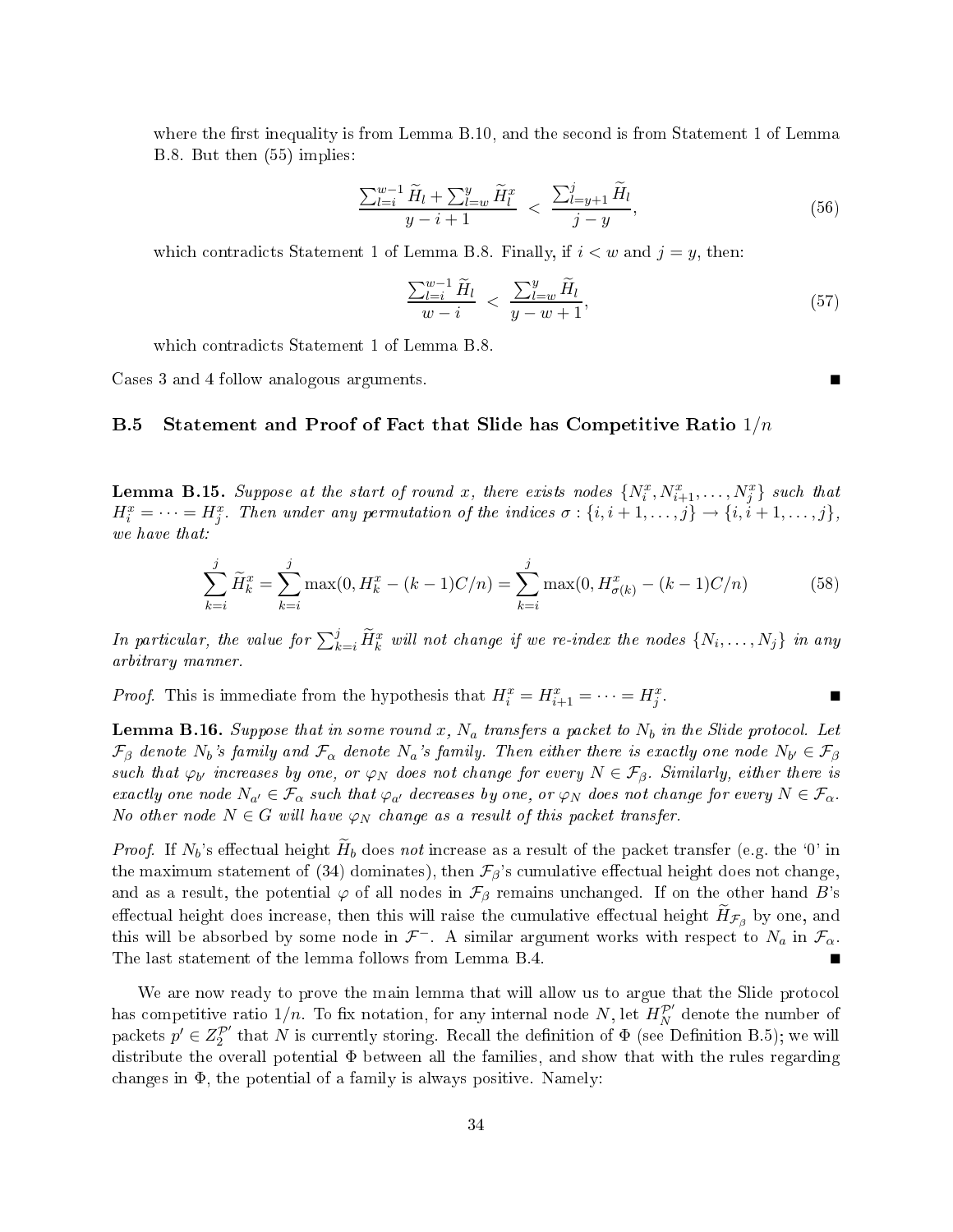where the first inequality is from Lemma B.10, and the second is from Statement 1 of Lemma B.8. But then (55) implies:

$$\frac{\sum_{l=i}^{w-1} \widetilde{H}_l + \sum_{l=w}^{y} \widetilde{H}_l^x}{y-i+1} \;<\; \frac{\sum_{l=y+1}^{j} \widetilde{H}_l}{j-y}, \tag{56}$$

which contradicts Statement 1 of Lemma B.8. Finally, if $i < w$ and $j = y$, then:

$$\frac{\sum_{l=i}^{w-1} \widetilde{H}_l}{w-i} \;<\; \frac{\sum_{l=w}^{y} \widetilde{H}_l}{y-w+1}, \tag{57}$$

which contradicts Statement 1 of Lemma B.8.

Cases 3 and 4 follow analogous arguments. ■

### B.5 Statement and Proof of Fact that Slide has Competitive Ratio $1/n$

**Lemma B.15.** *Suppose at the start of round $x$, there exists nodes $\{N_i^x, N_{i+1}^x, \dots, N_j^x\}$ such that $H_i^x = \dots = H_j^x$. Then under any permutation of the indices $\sigma : \{i, i+1, \dots, j\} \to \{i, i+1, \dots, j\}$, we have that:*

$$\sum_{k=i}^{j} \widetilde{H}_k^x = \sum_{k=i}^{j} \max(0, H_k^x - (k-1)C/n) = \sum_{k=i}^{j} \max(0, H_{\sigma(k)}^x - (k-1)C/n) \tag{58}$$

*In particular, the value for $\sum_{k=i}^{j} \widetilde{H}_k^x$ will not change if we re-index the nodes $\{N_i, \dots, N_j\}$ in any arbitrary manner.*

*Proof.* This is immediate from the hypothesis that $H_i^x = H_{i+1}^x = \dots = H_j^x$. ■

**Lemma B.16.** *Suppose that in some round $x$, $N_a$ transfers a packet to $N_b$ in the Slide protocol. Let $\mathcal{F}_\beta$ denote $N_b$'s family and $\mathcal{F}_\alpha$ denote $N_a$'s family. Then either there is exactly one node $N_{b'} \in \mathcal{F}_\beta$ such that $\varphi_{b'}$ increases by one, or $\varphi_N$ does not change for every $N \in \mathcal{F}_\beta$. Similarly, either there is exactly one node $N_{a'} \in \mathcal{F}_\alpha$ such that $\varphi_{a'}$ decreases by one, or $\varphi_N$ does not change for every $N \in \mathcal{F}_\alpha$. No other node $N \in G$ will have $\varphi_N$ change as a result of this packet transfer.*

*Proof.* If $N_b$'s effectual height $\widetilde{H}_b$ does *not* increase as a result of the packet transfer (e.g. the '0' in the maximum statement of (34) dominates), then $\mathcal{F}_\beta$'s cumulative effectual height does not change, and as a result, the potential $\varphi$ of all nodes in $\mathcal{F}_\beta$ remains unchanged. If on the other hand $B$'s effectual height does increase, then this will raise the cumulative effectual height $\widetilde{H}_{\mathcal{F}_\beta}$ by one, and this will be absorbed by some node in $\mathcal{F}^-$. A similar argument works with respect to $N_a$ in $\mathcal{F}_\alpha$. The last statement of the lemma follows from Lemma B.4. ■

We are now ready to prove the main lemma that will allow us to argue that the Slide protocol has competitive ratio $1/n$. To fix notation, for any internal node $N$, let $H_N^{\mathcal{P}'}$ denote the number of packets $p' \in Z_2^{\mathcal{P}'}$ that $N$ is currently storing. Recall the definition of $\Phi$ (see Definition B.5); we will distribute the overall potential $\Phi$ between all the families, and show that with the rules regarding changes in $\Phi$, the potential of a family is always positive. Namely: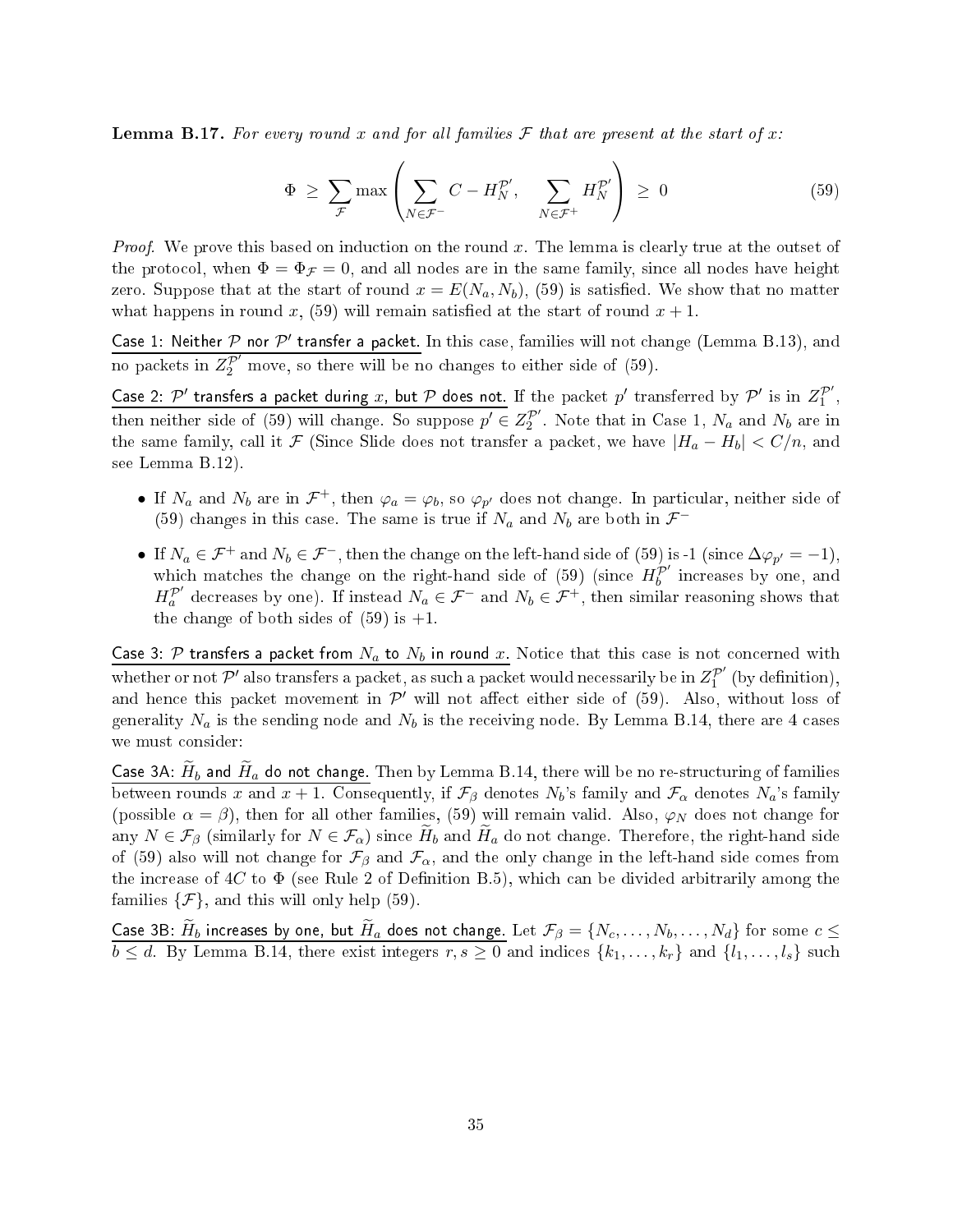**Lemma B.17.** *For every round $x$ and for all families $\mathcal{F}$ that are present at the start of $x$:*

$$\Phi \;\geq\; \sum_{\mathcal{F}} \max\left( \sum_{N \in \mathcal{F}^-} C - H_N^{\mathcal{P}'}, \quad \sum_{N \in \mathcal{F}^+} H_N^{\mathcal{P}'} \right) \;\geq\; 0 \tag{59}$$

*Proof.* We prove this based on induction on the round $x$. The lemma is clearly true at the outset of the protocol, when $\Phi = \Phi_{\mathcal{F}} = 0$, and all nodes are in the same family, since all nodes have height zero. Suppose that at the start of round $x = E(N_a, N_b)$, (59) is satisfied. We show that no matter what happens in round $x$, (59) will remain satisfied at the start of round $x + 1$.

Case 1: Neither $\mathcal{P}$ nor $\mathcal{P}'$ transfer a packet. In this case, families will not change (Lemma B.13), and no packets in $Z_2^{\mathcal{P}'}$ move, so there will be no changes to either side of (59).

Case 2: $\mathcal{P}'$ transfers a packet during $x$, but $\mathcal{P}$ does not. If the packet $p'$ transferred by $\mathcal{P}'$ is in $Z_1^{\mathcal{P}'}$, then neither side of (59) will change. So suppose $p' \in Z_2^{\mathcal{P}'}$. Note that in Case 1, $N_a$ and $N_b$ are in the same family, call it $\mathcal{F}$ (Since Slide does not transfer a packet, we have $|H_a - H_b| < C/n$, and see Lemma B.12).

- If $N_a$ and $N_b$ are in $\mathcal{F}^+$, then $\varphi_a = \varphi_b$, so $\varphi_{p'}$ does not change. In particular, neither side of (59) changes in this case. The same is true if $N_a$ and $N_b$ are both in $\mathcal{F}^-$
- If $N_a \in \mathcal{F}^+$ and $N_b \in \mathcal{F}^-$, then the change on the left-hand side of (59) is -1 (since $\Delta\varphi_{p'} = -1$), which matches the change on the right-hand side of (59) (since $H_b^{\mathcal{P}'}$ increases by one, and $H_a^{\mathcal{P}'}$ decreases by one). If instead $N_a \in \mathcal{F}^-$ and $N_b \in \mathcal{F}^+$, then similar reasoning shows that the change of both sides of (59) is +1.

Case 3: $\mathcal{P}$ transfers a packet from $N_a$ to $N_b$ in round $x$. Notice that this case is not concerned with whether or not $\mathcal{P}'$ also transfers a packet, as such a packet would necessarily be in $Z_1^{\mathcal{P}'}$ (by definition), and hence this packet movement in $\mathcal{P}'$ will not affect either side of (59). Also, without loss of generality $N_a$ is the sending node and $N_b$ is the receiving node. By Lemma B.14, there are 4 cases we must consider:

Case 3A: $\widetilde{H}_b$ and $\widetilde{H}_a$ do not change. Then by Lemma B.14, there will be no re-structuring of families between rounds $x$ and $x + 1$. Consequently, if $\mathcal{F}_\beta$ denotes $N_b$'s family and $\mathcal{F}_\alpha$ denotes $N_a$'s family (possible $\alpha = \beta$), then for all other families, (59) will remain valid. Also, $\varphi_N$ does not change for any $N \in \mathcal{F}_\beta$ (similarly for $N \in \mathcal{F}_\alpha$) since $\widetilde{H}_b$ and $\widetilde{H}_a$ do not change. Therefore, the right-hand side of (59) also will not change for $\mathcal{F}_\beta$ and $\mathcal{F}_\alpha$, and the only change in the left-hand side comes from the increase of $4C$ to $\Phi$ (see Rule 2 of Definition B.5), which can be divided arbitrarily among the families $\{\mathcal{F}\}$, and this will only help (59).

Case 3B: $\widetilde{H}_b$ increases by one, but $\widetilde{H}_a$ does not change. Let $\mathcal{F}_\beta = \{N_c, \ldots, N_b, \ldots, N_d\}$ for some $c \leq b \leq d$. By Lemma B.14, there exist integers $r, s \geq 0$ and indices $\{k_1, \ldots, k_r\}$ and $\{l_1, \ldots, l_s\}$ such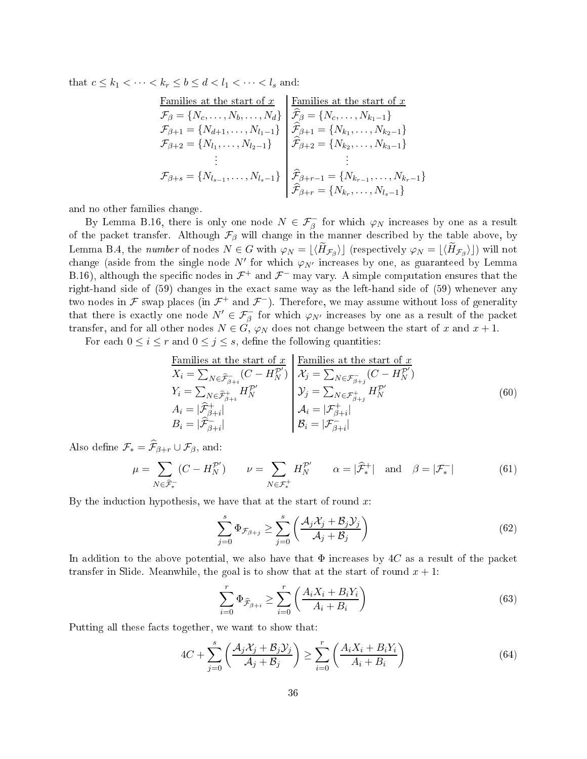that $c \le k_1 < \cdots < k_r \le b \le d < l_1 < \cdots < l_s$ and:

| Families at the start of $x$ | Families at the start of $x$ |
|---|---|
| $\mathcal{F}_\beta = \{N_c, \ldots, N_b, \ldots, N_d\}$ | $\widehat{\mathcal{F}}_\beta = \{N_c, \ldots, N_{k_1 - 1}\}$ |
| $\mathcal{F}_{\beta+1} = \{N_{d+1}, \ldots, N_{l_1 - 1}\}$ | $\widehat{\mathcal{F}}_{\beta+1} = \{N_{k_1}, \ldots, N_{k_2 - 1}\}$ |
| $\mathcal{F}_{\beta+2} = \{N_{l_1}, \ldots, N_{l_2 - 1}\}$ | $\widehat{\mathcal{F}}_{\beta+2} = \{N_{k_2}, \ldots, N_{k_3 - 1}\}$ |
| $\vdots$ | $\vdots$ |
| $\mathcal{F}_{\beta+s} = \{N_{l_{s-1}}, \ldots, N_{l_s - 1}\}$ | $\widehat{\mathcal{F}}_{\beta+r-1} = \{N_{k_{r-1}}, \ldots, N_{k_r - 1}\}$ |
| | $\widehat{\mathcal{F}}_{\beta+r} = \{N_{k_r}, \ldots, N_{l_s - 1}\}$ |

and no other families change.

By Lemma B.16, there is only one node $N \in \mathcal{F}^-_\beta$ for which $\varphi_N$ increases by one as a result of the packet transfer. Although $\mathcal{F}_\beta$ will change in the manner described by the table above, by Lemma B.4, the *number* of nodes $N \in G$ with $\varphi_N = \lfloor \langle \widetilde{H}_{\mathcal{F}_\beta} \rangle \rfloor$ (respectively $\varphi_N = \lfloor \langle \widetilde{H}_{\mathcal{F}_\beta} \rangle \rfloor$) will not change (aside from the single node $N'$ for which $\varphi_{N'}$ increases by one, as guaranteed by Lemma B.16), although the specific nodes in $\mathcal{F}^+$ and $\mathcal{F}^-$ may vary. A simple computation ensures that the right-hand side of (59) changes in the exact same way as the left-hand side of (59) whenever any two nodes in $\mathcal{F}$ swap places (in $\mathcal{F}^+$ and $\mathcal{F}^-$). Therefore, we may assume without loss of generality that there is exactly one node $N' \in \mathcal{F}^-_\beta$ for which $\varphi_{N'}$ increases by one as a result of the packet transfer, and for all other nodes $N \in G$, $\varphi_N$ does not change between the start of $x$ and $x+1$.

For each $0 \le i \le r$ and $0 \le j \le s$, define the following quantities:

$$
\begin{array}{l|l}
\underline{\text{Families at the start of } x} & \underline{\text{Families at the start of } x} \\
X_i = \sum_{N \in \widehat{\mathcal{F}}^-_{\beta+i}} (C - H^{\mathcal{P}'}_N) & \mathcal{X}_j = \sum_{N \in \mathcal{F}^-_{\beta+j}} (C - H^{\mathcal{P}'}_N) \\
Y_i = \sum_{N \in \widehat{\mathcal{F}}^+_{\beta+i}} H^{\mathcal{P}'}_N & \mathcal{Y}_j = \sum_{N \in \mathcal{F}^+_{\beta+j}} H^{\mathcal{P}'}_N \\
A_i = |\widehat{\mathcal{F}}^+_{\beta+i}| & \mathcal{A}_i = |\mathcal{F}^+_{\beta+i}| \\
B_i = |\widehat{\mathcal{F}}^-_{\beta+i}| & \mathcal{B}_i = |\mathcal{F}^-_{\beta+i}|
\end{array}
\tag{60}
$$

Also define $\mathcal{F}_* = \widehat{\mathcal{F}}_{\beta+r} \cup \mathcal{F}_\beta$, and:

$$
\mu = \sum_{N \in \widehat{\mathcal{F}}^-_*} (C - H^{\mathcal{P}'}_N) \qquad \nu = \sum_{N \in \mathcal{F}^+_*} H^{\mathcal{P}'}_N \qquad \alpha = |\widehat{\mathcal{F}}^+_*| \quad \text{and} \quad \beta = |\mathcal{F}^-_*| \tag{61}
$$

By the induction hypothesis, we have that at the start of round $x$:

$$
\sum_{j=0}^{s} \Phi_{\mathcal{F}_{\beta+j}} \ge \sum_{j=0}^{s} \left( \frac{\mathcal{A}_j \mathcal{X}_j + \mathcal{B}_j \mathcal{Y}_j}{\mathcal{A}_j + \mathcal{B}_j} \right) \tag{62}
$$

In addition to the above potential, we also have that $\Phi$ increases by $4C$ as a result of the packet transfer in Slide. Meanwhile, the goal is to show that at the start of round $x+1$:

$$
\sum_{i=0}^{r} \Phi_{\widehat{\mathcal{F}}_{\beta+i}} \ge \sum_{i=0}^{r} \left( \frac{A_i X_i + B_i Y_i}{A_i + B_i} \right) \tag{63}
$$

Putting all these facts together, we want to show that:

$$
4C + \sum_{j=0}^{s} \left( \frac{\mathcal{A}_j \mathcal{X}_j + \mathcal{B}_j \mathcal{Y}_j}{\mathcal{A}_j + \mathcal{B}_j} \right) \ge \sum_{i=0}^{r} \left( \frac{A_i X_i + B_i Y_i}{A_i + B_i} \right) \tag{64}
$$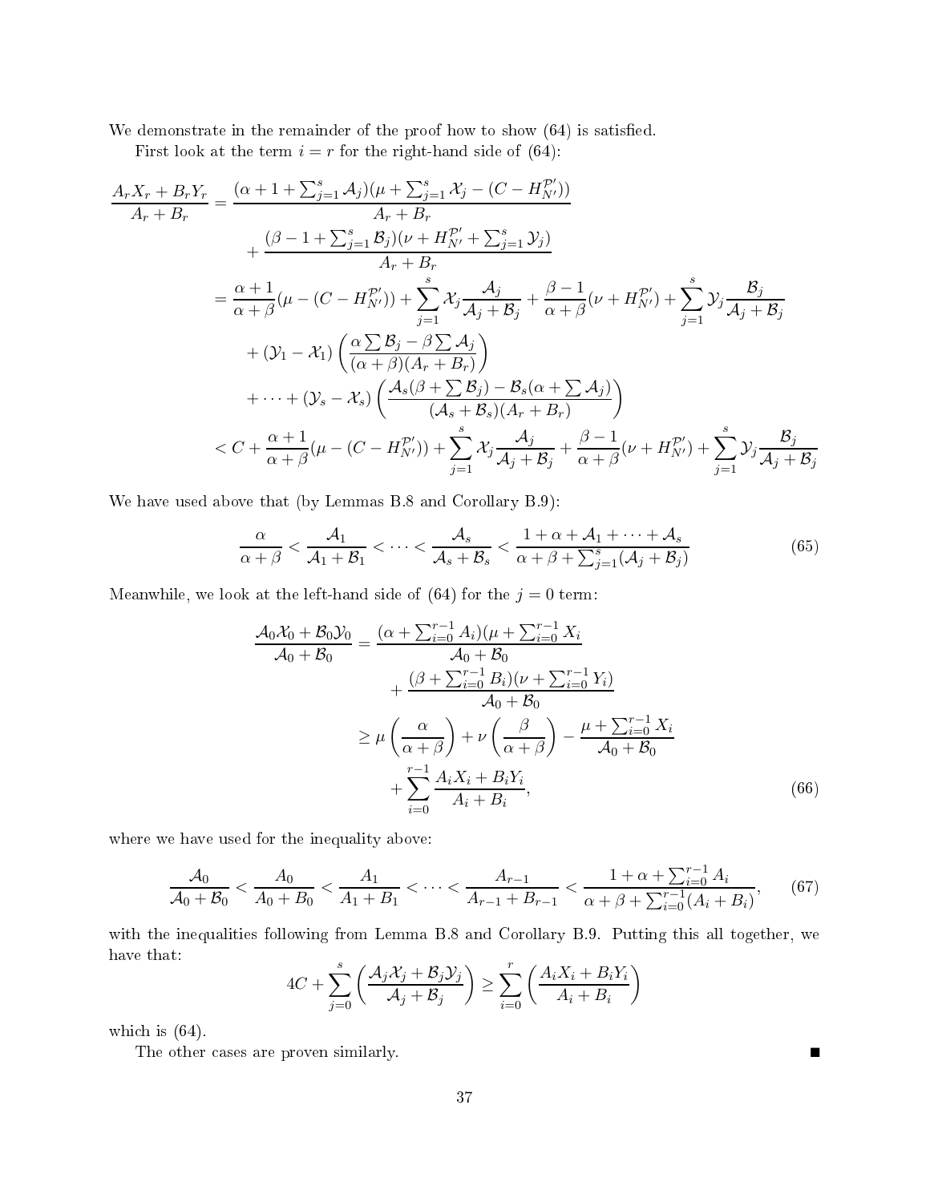We demonstrate in the remainder of the proof how to show (64) is satisfied.

First look at the term $i = r$ for the right-hand side of (64):

$$
\begin{aligned}
\frac{A_r X_r + B_r Y_r}{A_r + B_r} &= \frac{(\alpha + 1 + \sum_{j=1}^{s} \mathcal{A}_j)(\mu + \sum_{j=1}^{s} \mathcal{X}_j - (C - H_{N'}^{\mathcal{P}'}))}{A_r + B_r} \\
&\quad + \frac{(\beta - 1 + \sum_{j=1}^{s} \mathcal{B}_j)(\nu + H_{N'}^{\mathcal{P}'} + \sum_{j=1}^{s} \mathcal{Y}_j)}{A_r + B_r} \\
&= \frac{\alpha+1}{\alpha+\beta}(\mu - (C - H_{N'}^{\mathcal{P}'})) + \sum_{j=1}^{s} \mathcal{X}_j \frac{\mathcal{A}_j}{\mathcal{A}_j + \mathcal{B}_j} + \frac{\beta - 1}{\alpha + \beta}(\nu + H_{N'}^{\mathcal{P}'}) + \sum_{j=1}^{s} \mathcal{Y}_j \frac{\mathcal{B}_j}{\mathcal{A}_j + \mathcal{B}_j} \\
&\quad + (\mathcal{Y}_1 - \mathcal{X}_1)\left(\frac{\alpha \sum \mathcal{B}_j - \beta \sum \mathcal{A}_j}{(\alpha+\beta)(A_r + B_r)}\right) \\
&\quad + \cdots + (\mathcal{Y}_s - \mathcal{X}_s)\left(\frac{\mathcal{A}_s(\beta + \sum \mathcal{B}_j) - \mathcal{B}_s(\alpha + \sum \mathcal{A}_j)}{(\mathcal{A}_s + \mathcal{B}_s)(A_r + B_r)}\right) \\
&< C + \frac{\alpha+1}{\alpha+\beta}(\mu - (C - H_{N'}^{\mathcal{P}'})) + \sum_{j=1}^{s} \mathcal{X}_j \frac{\mathcal{A}_j}{\mathcal{A}_j + \mathcal{B}_j} + \frac{\beta - 1}{\alpha + \beta}(\nu + H_{N'}^{\mathcal{P}'}) + \sum_{j=1}^{s} \mathcal{Y}_j \frac{\mathcal{B}_j}{\mathcal{A}_j + \mathcal{B}_j}
\end{aligned}
$$

We have used above that (by Lemmas B.8 and Corollary B.9):

$$
\frac{\alpha}{\alpha+\beta} < \frac{\mathcal{A}_1}{\mathcal{A}_1 + \mathcal{B}_1} < \cdots < \frac{\mathcal{A}_s}{\mathcal{A}_s + \mathcal{B}_s} < \frac{1 + \alpha + \mathcal{A}_1 + \cdots + \mathcal{A}_s}{\alpha + \beta + \sum_{j=1}^{s}(\mathcal{A}_j + \mathcal{B}_j)} \tag{65}
$$

Meanwhile, we look at the left-hand side of (64) for the $j = 0$ term:

$$
\begin{aligned}
\frac{\mathcal{A}_0 \mathcal{X}_0 + \mathcal{B}_0 \mathcal{Y}_0}{\mathcal{A}_0 + \mathcal{B}_0} &= \frac{(\alpha + \sum_{i=0}^{r-1} A_i)(\mu + \sum_{i=0}^{r-1} X_i}{\mathcal{A}_0 + \mathcal{B}_0} \\
&\quad + \frac{(\beta + \sum_{i=0}^{r-1} B_i)(\nu + \sum_{i=0}^{r-1} Y_i)}{\mathcal{A}_0 + \mathcal{B}_0} \\
&\geq \mu\left(\frac{\alpha}{\alpha+\beta}\right) + \nu\left(\frac{\beta}{\alpha+\beta}\right) - \frac{\mu + \sum_{i=0}^{r-1} X_i}{\mathcal{A}_0 + \mathcal{B}_0} \\
&\quad + \sum_{i=0}^{r-1} \frac{A_i X_i + B_i Y_i}{A_i + B_i},
\end{aligned} \tag{66}
$$

where we have used for the inequality above:

$$
\frac{\mathcal{A}_0}{\mathcal{A}_0 + \mathcal{B}_0} < \frac{A_0}{A_0 + B_0} < \frac{A_1}{A_1 + B_1} < \cdots < \frac{A_{r-1}}{A_{r-1} + B_{r-1}} < \frac{1 + \alpha + \sum_{i=0}^{r-1} A_i}{\alpha + \beta + \sum_{i=0}^{r-1}(A_i + B_i)}, \tag{67}
$$

with the inequalities following from Lemma B.8 and Corollary B.9. Putting this all together, we have that:

$$
4C + \sum_{j=0}^{s}\left(\frac{\mathcal{A}_j \mathcal{X}_j + \mathcal{B}_j \mathcal{Y}_j}{\mathcal{A}_j + \mathcal{B}_j}\right) \geq \sum_{i=0}^{r}\left(\frac{A_i X_i + B_i Y_i}{A_i + B_i}\right)
$$

which is (64).

The other cases are proven similarly. ■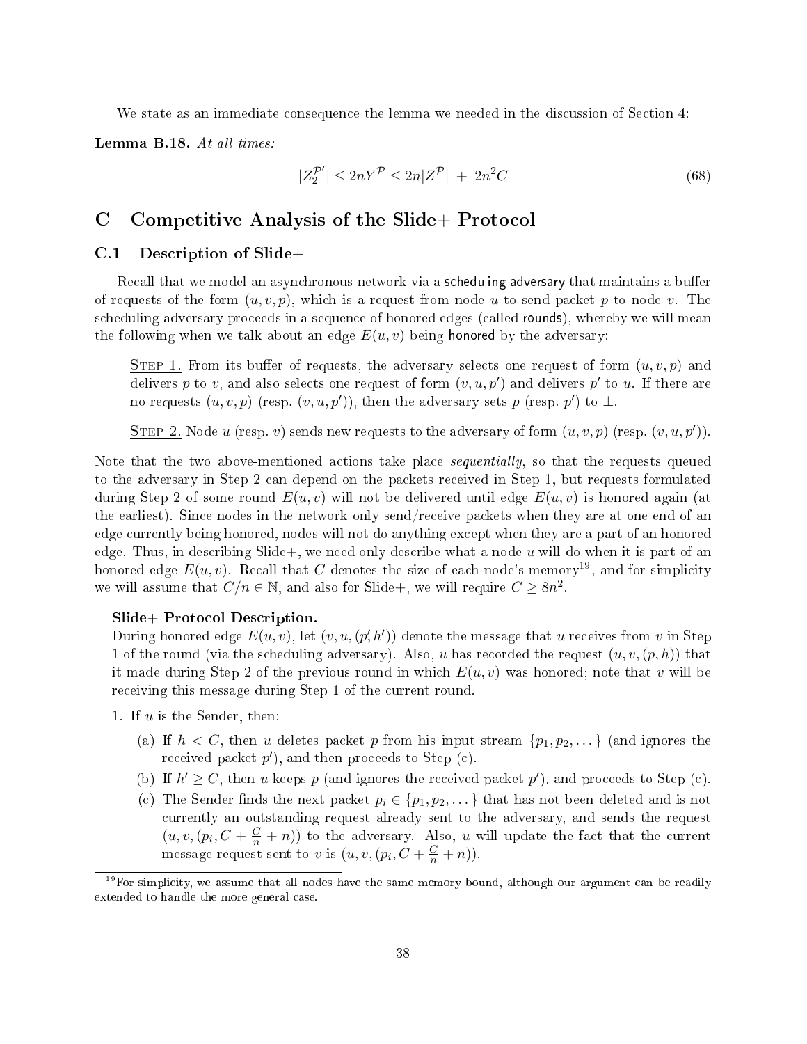We state as an immediate consequence the lemma we needed in the discussion of Section 4:

**Lemma B.18.** *At all times:*

$$|Z_2^{\mathcal{P}'}| \leq 2nY^{\mathcal{P}} \leq 2n|Z^{\mathcal{P}}| \; + \; 2n^2C \tag{68}$$

# C Competitive Analysis of the Slide+ Protocol

## C.1 Description of Slide+

Recall that we model an asynchronous network via a scheduling adversary that maintains a buffer of requests of the form $(u, v, p)$, which is a request from node $u$ to send packet $p$ to node $v$. The scheduling adversary proceeds in a sequence of honored edges (called rounds), whereby we will mean the following when we talk about an edge $E(u, v)$ being honored by the adversary:

> Step 1. From its buffer of requests, the adversary selects one request of form $(u, v, p)$ and delivers $p$ to $v$, and also selects one request of form $(v, u, p')$ and delivers $p'$ to $u$. If there are no requests $(u, v, p)$ (resp. $(v, u, p')$), then the adversary sets $p$ (resp. $p'$) to $\perp$.
>
> Step 2. Node $u$ (resp. $v$) sends new requests to the adversary of form $(u, v, p)$ (resp. $(v, u, p')$).

Note that the two above-mentioned actions take place *sequentially*, so that the requests queued to the adversary in Step 2 can depend on the packets received in Step 1, but requests formulated during Step 2 of some round $E(u, v)$ will not be delivered until edge $E(u, v)$ is honored again (at the earliest). Since nodes in the network only send/receive packets when they are at one end of an edge currently being honored, nodes will not do anything except when they are a part of an honored edge. Thus, in describing Slide+, we need only describe what a node $u$ will do when it is part of an honored edge $E(u, v)$. Recall that $C$ denotes the size of each node's memory[19], and for simplicity we will assume that $C/n \in \mathbb{N}$, and also for Slide+, we will require $C \geq 8n^2$.

**Slide+ Protocol Description.**
During honored edge $E(u, v)$, let $(v, u, (p', h'))$ denote the message that $u$ receives from $v$ in Step 1 of the round (via the scheduling adversary). Also, $u$ has recorded the request $(u, v, (p, h))$ that it made during Step 2 of the previous round in which $E(u, v)$ was honored; note that $v$ will be receiving this message during Step 1 of the current round.

1. If $u$ is the Sender, then:
   (a) If $h < C$, then $u$ deletes packet $p$ from his input stream $\{p_1, p_2, \dots\}$ (and ignores the received packet $p'$), and then proceeds to Step (c).
   (b) If $h' \geq C$, then $u$ keeps $p$ (and ignores the received packet $p'$), and proceeds to Step (c).
   (c) The Sender finds the next packet $p_i \in \{p_1, p_2, \dots\}$ that has not been deleted and is not currently an outstanding request already sent to the adversary, and sends the request $(u, v, (p_i, C + \frac{C}{n} + n))$ to the adversary. Also, $u$ will update the fact that the current message request sent to $v$ is $(u, v, (p_i, C + \frac{C}{n} + n))$.

[19] For simplicity, we assume that all nodes have the same memory bound, although our argument can be readily extended to handle the more general case.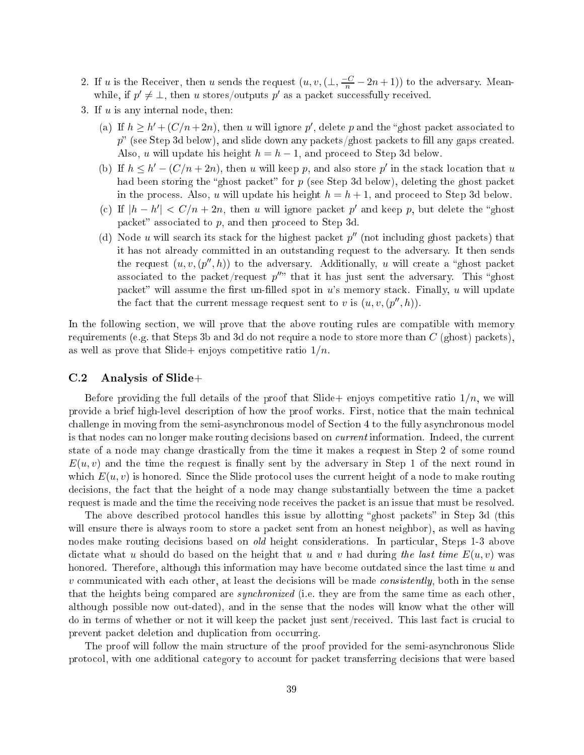2. If $u$ is the Receiver, then $u$ sends the request $(u, v, (\perp, \frac{-C}{n} - 2n + 1))$ to the adversary. Meanwhile, if $p' \neq \perp$, then $u$ stores/outputs $p'$ as a packet successfully received.
3. If $u$ is any internal node, then:
   (a) If $h \geq h' + (C/n + 2n)$, then $u$ will ignore $p'$, delete $p$ and the "ghost packet associated to $p$" (see Step 3d below), and slide down any packets/ghost packets to fill any gaps created. Also, $u$ will update his height $h = h - 1$, and proceed to Step 3d below.
   (b) If $h \leq h' - (C/n + 2n)$, then $u$ will keep $p$, and also store $p'$ in the stack location that $u$ had been storing the "ghost packet" for $p$ (see Step 3d below), deleting the ghost packet in the process. Also, $u$ will update his height $h = h + 1$, and proceed to Step 3d below.
   (c) If $|h - h'| < C/n + 2n$, then $u$ will ignore packet $p'$ and keep $p$, but delete the "ghost packet" associated to $p$, and then proceed to Step 3d.
   (d) Node $u$ will search its stack for the highest packet $p''$ (not including ghost packets) that it has not already committed in an outstanding request to the adversary. It then sends the request $(u, v, (p'', h))$ to the adversary. Additionally, $u$ will create a "ghost packet associated to the packet/request $p''$" that it has just sent the adversary. This "ghost packet" will assume the first un-filled spot in $u$'s memory stack. Finally, $u$ will update the fact that the current message request sent to $v$ is $(u, v, (p'', h))$.

In the following section, we will prove that the above routing rules are compatible with memory requirements (e.g. that Steps 3b and 3d do not require a node to store more than $C$ (ghost) packets), as well as prove that Slide+ enjoys competitive ratio $1/n$.

### C.2 Analysis of Slide+

Before providing the full details of the proof that Slide+ enjoys competitive ratio $1/n$, we will provide a brief high-level description of how the proof works. First, notice that the main technical challenge in moving from the semi-asynchronous model of Section 4 to the fully asynchronous model is that nodes can no longer make routing decisions based on *current* information. Indeed, the current state of a node may change drastically from the time it makes a request in Step 2 of some round $E(u, v)$ and the time the request is finally sent by the adversary in Step 1 of the next round in which $E(u, v)$ is honored. Since the Slide protocol uses the current height of a node to make routing decisions, the fact that the height of a node may change substantially between the time a packet request is made and the time the receiving node receives the packet is an issue that must be resolved.

The above described protocol handles this issue by allotting "ghost packets" in Step 3d (this will ensure there is always room to store a packet sent from an honest neighbor), as well as having nodes make routing decisions based on *old* height considerations. In particular, Steps 1-3 above dictate what $u$ should do based on the height that $u$ and $v$ had during *the last time* $E(u, v)$ was honored. Therefore, although this information may have become outdated since the last time $u$ and $v$ communicated with each other, at least the decisions will be made *consistently*, both in the sense that the heights being compared are *synchronized* (i.e. they are from the same time as each other, although possible now out-dated), and in the sense that the nodes will know what the other will do in terms of whether or not it will keep the packet just sent/received. This last fact is crucial to prevent packet deletion and duplication from occurring.

The proof will follow the main structure of the proof provided for the semi-asynchronous Slide protocol, with one additional category to account for packet transferring decisions that were based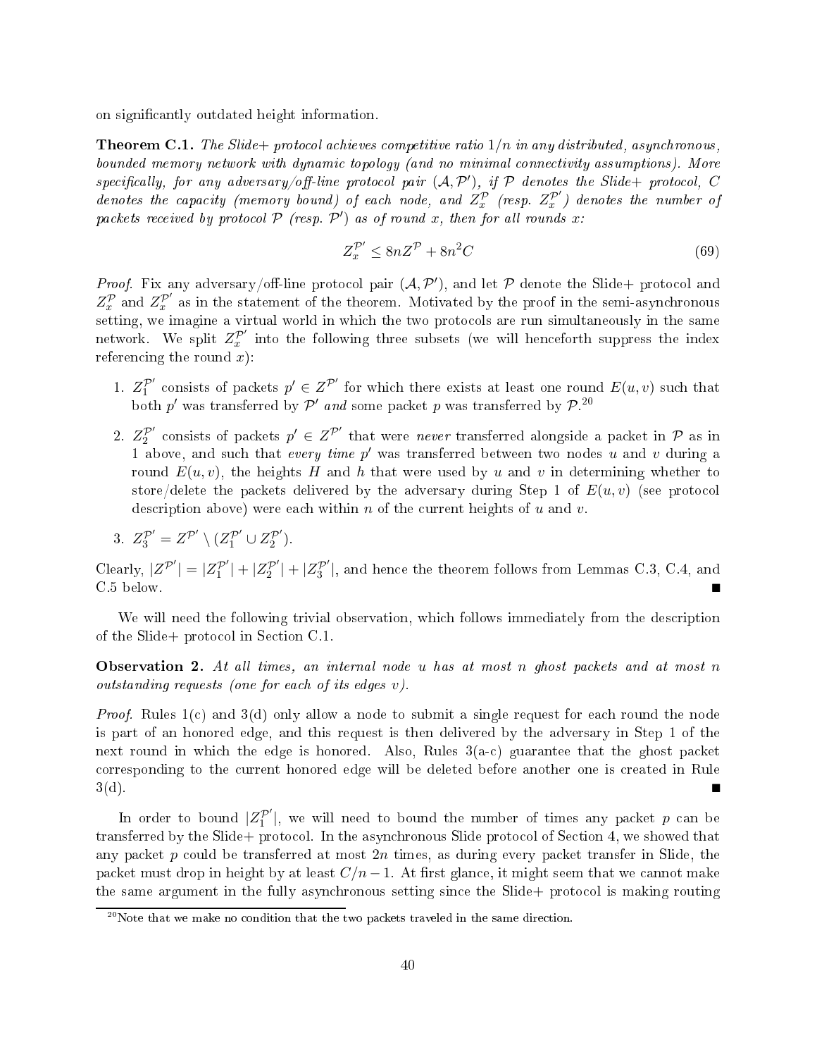on significantly outdated height information.

**Theorem C.1.** *The Slide+ protocol achieves competitive ratio $1/n$ in any distributed, asynchronous, bounded memory network with dynamic topology (and no minimal connectivity assumptions). More specifically, for any adversary/off-line protocol pair $(\mathcal{A}, \mathcal{P}')$, if $\mathcal{P}$ denotes the Slide+ protocol, $C$ denotes the capacity (memory bound) of each node, and $Z^{\mathcal{P}}_x$ (resp. $Z^{\mathcal{P}'}_x$) denotes the number of packets received by protocol $\mathcal{P}$ (resp. $\mathcal{P}'$) as of round $x$, then for all rounds $x$:*

$$Z^{\mathcal{P}'}_x \leq 8nZ^{\mathcal{P}} + 8n^2C \tag{69}$$

*Proof.* Fix any adversary/off-line protocol pair $(\mathcal{A}, \mathcal{P}')$, and let $\mathcal{P}$ denote the Slide+ protocol and $Z^{\mathcal{P}}_x$ and $Z^{\mathcal{P}'}_x$ as in the statement of the theorem. Motivated by the proof in the semi-asynchronous setting, we imagine a virtual world in which the two protocols are run simultaneously in the same network. We split $Z^{\mathcal{P}'}_x$ into the following three subsets (we will henceforth suppress the index referencing the round $x$):

1. $Z^{\mathcal{P}'}_1$ consists of packets $p' \in Z^{\mathcal{P}'}$ for which there exists at least one round $E(u,v)$ such that both $p'$ was transferred by $\mathcal{P}'$ *and* some packet $p$ was transferred by $\mathcal{P}$.[20]
2. $Z^{\mathcal{P}'}_2$ consists of packets $p' \in Z^{\mathcal{P}'}$ that were *never* transferred alongside a packet in $\mathcal{P}$ as in 1 above, and such that *every time* $p'$ was transferred between two nodes $u$ and $v$ during a round $E(u,v)$, the heights $H$ and $h$ that were used by $u$ and $v$ in determining whether to store/delete the packets delivered by the adversary during Step 1 of $E(u,v)$ (see protocol description above) were each within $n$ of the current heights of $u$ and $v$.
3. $Z^{\mathcal{P}'}_3 = Z^{\mathcal{P}'} \setminus (Z^{\mathcal{P}'}_1 \cup Z^{\mathcal{P}'}_2)$.

Clearly, $|Z^{\mathcal{P}'}| = |Z^{\mathcal{P}'}_1| + |Z^{\mathcal{P}'}_2| + |Z^{\mathcal{P}'}_3|$, and hence the theorem follows from Lemmas C.3, C.4, and C.5 below. ∎

We will need the following trivial observation, which follows immediately from the description of the Slide+ protocol in Section C.1.

**Observation 2.** *At all times, an internal node $u$ has at most $n$ ghost packets and at most $n$ outstanding requests (one for each of its edges $v$).*

*Proof.* Rules 1(c) and 3(d) only allow a node to submit a single request for each round the node is part of an honored edge, and this request is then delivered by the adversary in Step 1 of the next round in which the edge is honored. Also, Rules 3(a-c) guarantee that the ghost packet corresponding to the current honored edge will be deleted before another one is created in Rule 3(d). ∎

In order to bound $|Z^{\mathcal{P}'}_1|$, we will need to bound the number of times any packet $p$ can be transferred by the Slide+ protocol. In the asynchronous Slide protocol of Section 4, we showed that any packet $p$ could be transferred at most $2n$ times, as during every packet transfer in Slide, the packet must drop in height by at least $C/n - 1$. At first glance, it might seem that we cannot make the same argument in the fully asynchronous setting since the Slide+ protocol is making routing

[20] Note that we make no condition that the two packets traveled in the same direction.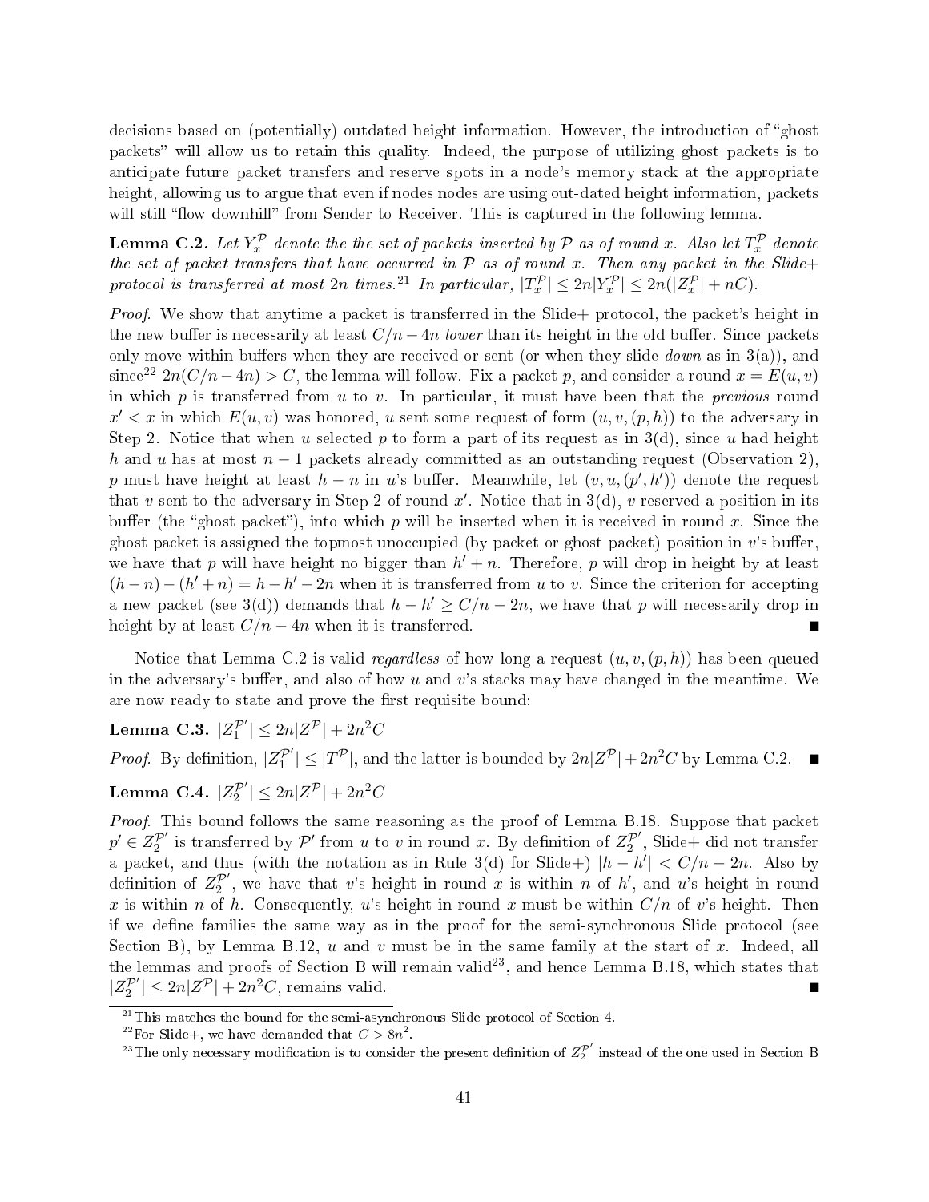decisions based on (potentially) outdated height information. However, the introduction of "ghost packets" will allow us to retain this quality. Indeed, the purpose of utilizing ghost packets is to anticipate future packet transfers and reserve spots in a node's memory stack at the appropriate height, allowing us to argue that even if nodes nodes are using out-dated height information, packets will still "flow downhill" from Sender to Receiver. This is captured in the following lemma.

**Lemma C.2.** *Let $Y_x^{\mathcal{P}}$ denote the the set of packets inserted by $\mathcal{P}$ as of round $x$. Also let $T_x^{\mathcal{P}}$ denote the set of packet transfers that have occurred in $\mathcal{P}$ as of round $x$. Then any packet in the Slide+ protocol is transferred at most $2n$ times.*[21] *In particular, $|T_x^{\mathcal{P}}| \le 2n|Y_x^{\mathcal{P}}| \le 2n(|Z_x^{\mathcal{P}}| + nC)$.*

*Proof.* We show that anytime a packet is transferred in the Slide+ protocol, the packet's height in the new buffer is necessarily at least $C/n - 4n$ *lower* than its height in the old buffer. Since packets only move within buffers when they are received or sent (or when they slide *down* as in 3(a)), and since[22] $2n(C/n - 4n) > C$, the lemma will follow. Fix a packet $p$, and consider a round $x = E(u, v)$ in which $p$ is transferred from $u$ to $v$. In particular, it must have been that the *previous* round $x' < x$ in which $E(u, v)$ was honored, $u$ sent some request of form $(u, v, (p, h))$ to the adversary in Step 2. Notice that when $u$ selected $p$ to form a part of its request as in 3(d), since $u$ had height $h$ and $u$ has at most $n - 1$ packets already committed as an outstanding request (Observation 2), $p$ must have height at least $h - n$ in $u$'s buffer. Meanwhile, let $(v, u, (p', h'))$ denote the request that $v$ sent to the adversary in Step 2 of round $x'$. Notice that in 3(d), $v$ reserved a position in its buffer (the "ghost packet"), into which $p$ will be inserted when it is received in round $x$. Since the ghost packet is assigned the topmost unoccupied (by packet or ghost packet) position in $v$'s buffer, we have that $p$ will have height no bigger than $h' + n$. Therefore, $p$ will drop in height by at least $(h - n) - (h' + n) = h - h' - 2n$ when it is transferred from $u$ to $v$. Since the criterion for accepting a new packet (see 3(d)) demands that $h - h' \ge C/n - 2n$, we have that $p$ will necessarily drop in height by at least $C/n - 4n$ when it is transferred. ∎

Notice that Lemma C.2 is valid *regardless* of how long a request $(u, v, (p, h))$ has been queued in the adversary's buffer, and also of how $u$ and $v$'s stacks may have changed in the meantime. We are now ready to state and prove the first requisite bound:

**Lemma C.3.** $|Z_1^{\mathcal{P}'}| \le 2n|Z^{\mathcal{P}}| + 2n^2C$

*Proof.* By definition, $|Z_1^{\mathcal{P}'}| \le |T^{\mathcal{P}}|$, and the latter is bounded by $2n|Z^{\mathcal{P}}| + 2n^2C$ by Lemma C.2. ∎

**Lemma C.4.** $|Z_2^{\mathcal{P}'}| \le 2n|Z^{\mathcal{P}}| + 2n^2C$

*Proof.* This bound follows the same reasoning as the proof of Lemma B.18. Suppose that packet $p' \in Z_2^{\mathcal{P}'}$ is transferred by $\mathcal{P}'$ from $u$ to $v$ in round $x$. By definition of $Z_2^{\mathcal{P}'}$, Slide+ did not transfer a packet, and thus (with the notation as in Rule 3(d) for Slide+) $|h - h'| < C/n - 2n$. Also by definition of $Z_2^{\mathcal{P}'}$, we have that $v$'s height in round $x$ is within $n$ of $h'$, and $u$'s height in round $x$ is within $n$ of $h$. Consequently, $u$'s height in round $x$ must be within $C/n$ of $v$'s height. Then if we define families the same way as in the proof for the semi-synchronous Slide protocol (see Section B), by Lemma B.12, $u$ and $v$ must be in the same family at the start of $x$. Indeed, all the lemmas and proofs of Section B will remain valid[23], and hence Lemma B.18, which states that $|Z_2^{\mathcal{P}'}| \le 2n|Z^{\mathcal{P}}| + 2n^2C$, remains valid. ∎

[21] This matches the bound for the semi-asynchronous Slide protocol of Section 4.

[22] For Slide+, we have demanded that $C > 8n^2$.

[23] The only necessary modification is to consider the present definition of $Z_2^{\mathcal{P}'}$ instead of the one used in Section B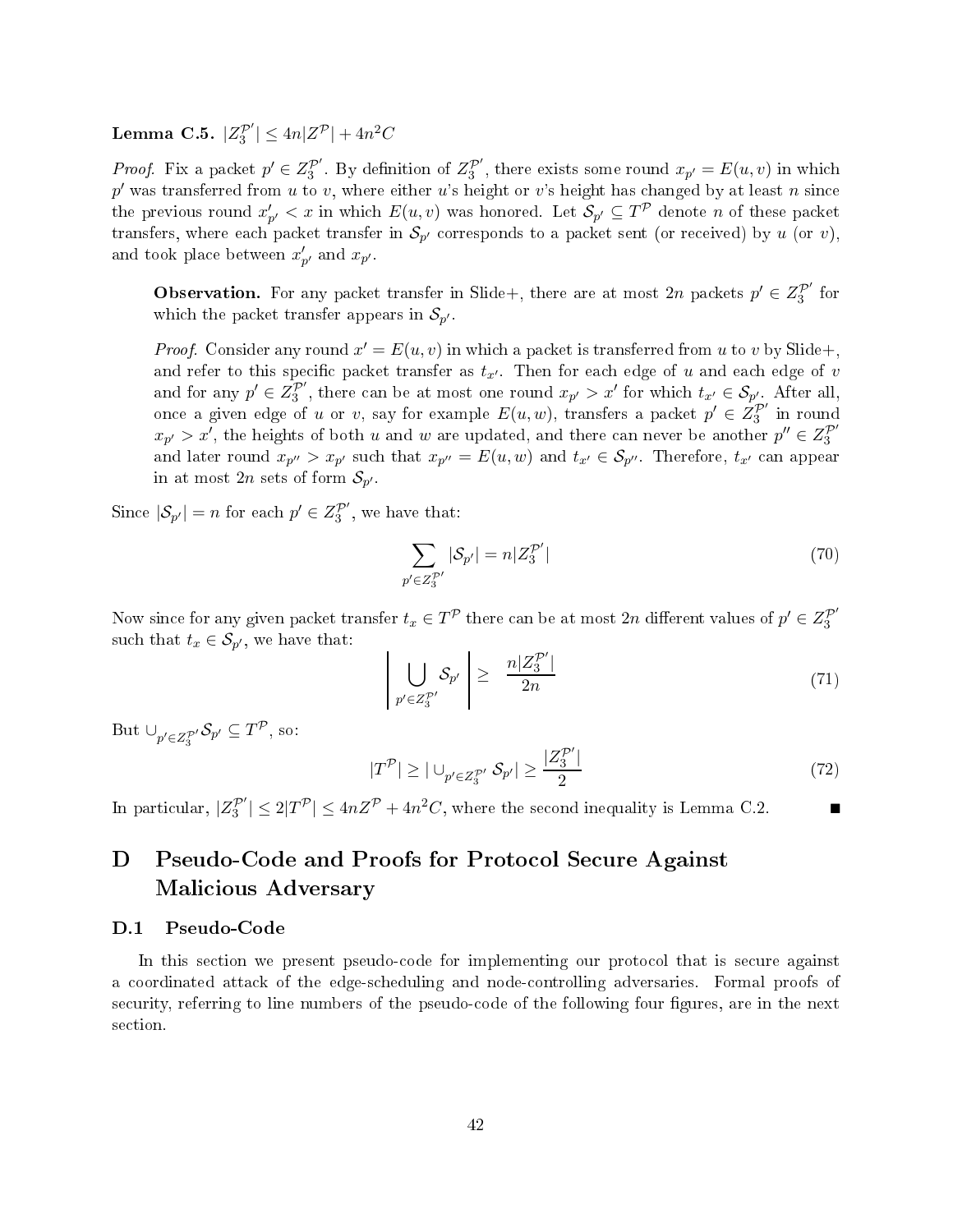**Lemma C.5.** $|Z_3^{\mathcal{P}'}| \leq 4n|Z^{\mathcal{P}}| + 4n^2 C$

*Proof.* Fix a packet $p' \in Z_3^{\mathcal{P}'}$. By definition of $Z_3^{\mathcal{P}'}$, there exists some round $x_{p'} = E(u,v)$ in which $p'$ was transferred from $u$ to $v$, where either $u$'s height or $v$'s height has changed by at least $n$ since the previous round $x'_{p'} < x$ in which $E(u,v)$ was honored. Let $\mathcal{S}_{p'} \subseteq T^{\mathcal{P}}$ denote $n$ of these packet transfers, where each packet transfer in $\mathcal{S}_{p'}$ corresponds to a packet sent (or received) by $u$ (or $v$), and took place between $x'_{p'}$ and $x_{p'}$.

> **Observation.** For any packet transfer in Slide+, there are at most $2n$ packets $p' \in Z_3^{\mathcal{P}'}$ for which the packet transfer appears in $\mathcal{S}_{p'}$.
>
> *Proof.* Consider any round $x' = E(u,v)$ in which a packet is transferred from $u$ to $v$ by Slide+, and refer to this specific packet transfer as $t_{x'}$. Then for each edge of $u$ and each edge of $v$ and for any $p' \in Z_3^{\mathcal{P}'}$, there can be at most one round $x_{p'} > x'$ for which $t_{x'} \in \mathcal{S}_{p'}$. After all, once a given edge of $u$ or $v$, say for example $E(u,w)$, transfers a packet $p' \in Z_3^{\mathcal{P}'}$ in round $x_{p'} > x'$, the heights of both $u$ and $w$ are updated, and there can never be another $p'' \in Z_3^{\mathcal{P}'}$ and later round $x_{p''} > x_{p'}$ such that $x_{p''} = E(u,w)$ and $t_{x'} \in \mathcal{S}_{p''}$. Therefore, $t_{x'}$ can appear in at most $2n$ sets of form $\mathcal{S}_{p'}$.

Since $|\mathcal{S}_{p'}| = n$ for each $p' \in Z_3^{\mathcal{P}'}$, we have that:

$$\sum_{p' \in Z_3^{\mathcal{P}'}} |\mathcal{S}_{p'}| = n|Z_3^{\mathcal{P}'}| \tag{70}$$

Now since for any given packet transfer $t_x \in T^{\mathcal{P}}$ there can be at most $2n$ different values of $p' \in Z_3^{\mathcal{P}'}$ such that $t_x \in \mathcal{S}_{p'}$, we have that:

$$\left| \bigcup_{p' \in Z_3^{\mathcal{P}'}} \mathcal{S}_{p'} \right| \geq \frac{n|Z_3^{\mathcal{P}'}|}{2n} \tag{71}$$

But $\cup_{p' \in Z_3^{\mathcal{P}'}} \mathcal{S}_{p'} \subseteq T^{\mathcal{P}}$, so:

$$|T^{\mathcal{P}}| \geq |\cup_{p' \in Z_3^{\mathcal{P}'}} \mathcal{S}_{p'}| \geq \frac{|Z_3^{\mathcal{P}'}|}{2} \tag{72}$$

In particular, $|Z_3^{\mathcal{P}'}| \leq 2|T^{\mathcal{P}}| \leq 4nZ^{\mathcal{P}} + 4n^2 C$, where the second inequality is Lemma C.2. ∎

# D Pseudo-Code and Proofs for Protocol Secure Against Malicious Adversary

## D.1 Pseudo-Code

In this section we present pseudo-code for implementing our protocol that is secure against a coordinated attack of the edge-scheduling and node-controlling adversaries. Formal proofs of security, referring to line numbers of the pseudo-code of the following four figures, are in the next section.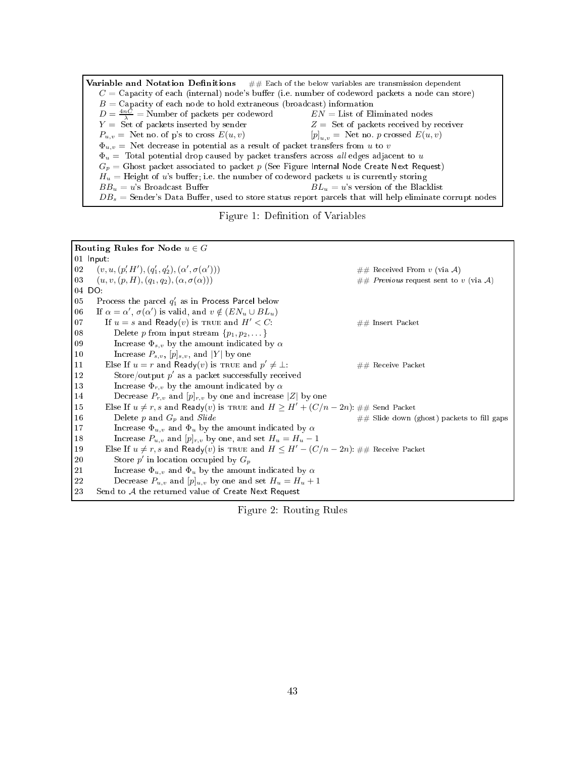**Variable and Notation Definitions** ## Each of the below variables are transmission dependent

$C$ = Capacity of each (internal) node's buffer (i.e. number of codeword packets a node can store)

$B$ = Capacity of each node to hold extraneous (broadcast) information

$D = \frac{4nC}{\lambda}$ = Number of packets per codeword

$EN$ = List of Eliminated nodes

$Y$ = Set of packets inserted by sender

$Z$ = Set of packets received by receiver

$P_{u,v}$ = Net no. of p's to cross $E(u,v)$

$[p]_{u,v}$ = Net no. $p$ crossed $E(u,v)$

$\Phi_{u,v}$ = Net decrease in potential as a result of packet transfers from $u$ to $v$

$\Phi_u$ = Total potential drop caused by packet transfers across *all* edges adjacent to $u$

$G_p$ = Ghost packet associated to packet $p$ (See Figure Internal Node Create Next Request)

$H_u$ = Height of $u$'s buffer; i.e. the number of codeword packets $u$ is currently storing

$BB_u$ = $u$'s Broadcast Buffer

$BL_u$ = $u$'s version of the Blacklist

$DB_s$ = Sender's Data Buffer, used to store status report parcels that will help eliminate corrupt nodes

Figure 1: Definition of Variables

```
Routing Rules for Node u ∈ G
01 Input:
02    (v, u, (p', H'), (q'_1, q'_2), (α', σ(α')))            ## Received From v (via A)
03    (u, v, (p, H), (q_1, q_2), (α, σ(α)))                  ## Previous request sent to v (via A)
04 DO:
05    Process the parcel q'_1 as in Process Parcel below
06    If α = α', σ(α') is valid, and v ∉ (EN_u ∪ BL_u)
07       If u = s and Ready(v) is TRUE and H' < C:             ## Insert Packet
08          Delete p from input stream {p_1, p_2, ...}
09          Increase Φ_{s,v} by the amount indicated by α
10          Increase P_{s,v}, [p]_{s,v}, and |Y| by one
11       Else If u = r and Ready(v) is TRUE and p' ≠ ⊥:        ## Receive Packet
12          Store/output p' as a packet successfully received
13          Increase Φ_{r,v} by the amount indicated by α
14          Decrease P_{r,v} and [p]_{r,v} by one and increase |Z| by one
15       Else If u ≠ r, s and Ready(v) is TRUE and H ≥ H' + (C/n − 2n):  ## Send Packet
16          Delete p and G_p and Slide                         ## Slide down (ghost) packets to fill gaps
17          Increase Φ_{u,v} and Φ_u by the amount indicated by α
18          Increase P_{u,v} and [p]_{r,v} by one, and set H_u = H_u − 1
19       Else If u ≠ r, s and Ready(v) is TRUE and H ≤ H' − (C/n − 2n):  ## Receive Packet
20          Store p' in location occupied by G_p
21          Increase Φ_{u,v} and Φ_u by the amount indicated by α
22          Decrease P_{u,v} and [p]_{u,v} by one and set H_u = H_u + 1
23    Send to A the returned value of Create Next Request
```

Figure 2: Routing Rules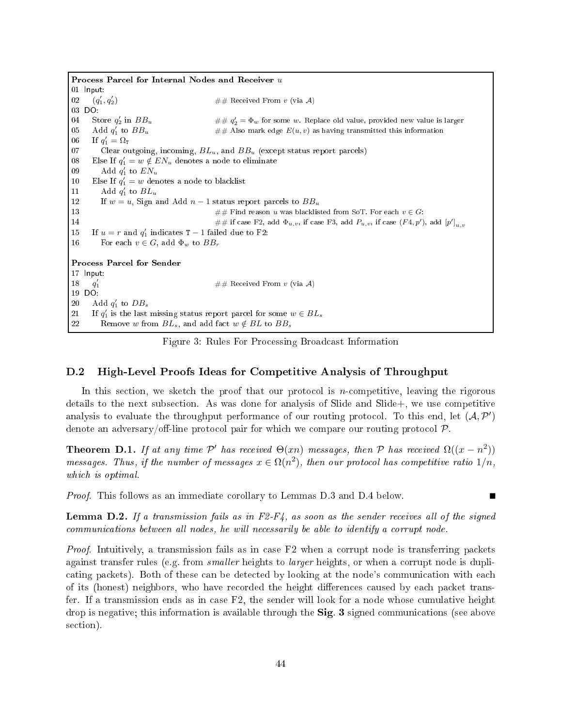```
Process Parcel for Internal Nodes and Receiver u
01 Input:
02    (q'_1, q'_2)                          ## Received From v (via A)
03 DO:
04    Store q'_2 in BB_u                    ## q'_2 = Φ_w for some w. Replace old value, provided new value is larger
05    Add q'_1 to BB_u                      ## Also mark edge E(u, v) as having transmitted this information
06    If q'_1 = Ω_T
07       Clear outgoing, incoming, BL_u, and BB_u (except status report parcels)
08    Else If q'_1 = w ∉ EN_u denotes a node to eliminate
09       Add q'_1 to EN_u
10    Else If q'_1 = w denotes a node to blacklist
11       Add q'_1 to BL_u
12       If w = u, Sign and Add n − 1 status report parcels to BB_u
13                                          ## Find reason u was blacklisted from SoT. For each v ∈ G:
14                                          ## if case F2, add Φ_{u,v}, if case F3, add P_{u,v}, if case (F4, p'), add [p']_{u,v}
15    If u = r and q'_1 indicates T − 1 failed due to F2:
16       For each v ∈ G, add Φ_w to BB_r

Process Parcel for Sender
17 Input:
18    q'_1                                  ## Received From v (via A)
19 DO:
20    Add q'_1 to DB_s
21    If q'_1 is the last missing status report parcel for some w ∈ BL_s
22       Remove w from BL_s, and add fact w ∉ BL to BB_s
```

Figure 3: Rules For Processing Broadcast Information

## D.2 High-Level Proofs Ideas for Competitive Analysis of Throughput

In this section, we sketch the proof that our protocol is $n$-competitive, leaving the rigorous details to the next subsection. As was done for analysis of Slide and Slide+, we use competitive analysis to evaluate the throughput performance of our routing protocol. To this end, let $(\mathcal{A}, \mathcal{P}')$ denote an adversary/off-line protocol pair for which we compare our routing protocol $\mathcal{P}$.

**Theorem D.1.** *If at any time $\mathcal{P}'$ has received $\Theta(xn)$ messages, then $\mathcal{P}$ has received $\Omega((x - n^2))$ messages. Thus, if the number of messages $x \in \Omega(n^2)$, then our protocol has competitive ratio $1/n$, which is optimal.*

*Proof.* This follows as an immediate corollary to Lemmas D.3 and D.4 below. ∎

**Lemma D.2.** *If a transmission fails as in F2-F4, as soon as the sender receives all of the signed communications between all nodes, he will necessarily be able to identify a corrupt node.*

*Proof.* Intuitively, a transmission fails as in case F2 when a corrupt node is transferring packets against transfer rules (e.g. from *smaller* heights to *larger* heights, or when a corrupt node is duplicating packets). Both of these can be detected by looking at the node's communication with each of its (honest) neighbors, who have recorded the height differences caused by each packet transfer. If a transmission ends as in case F2, the sender will look for a node whose cumulative height drop is negative; this information is available through the **Sig. 3** signed communications (see above section).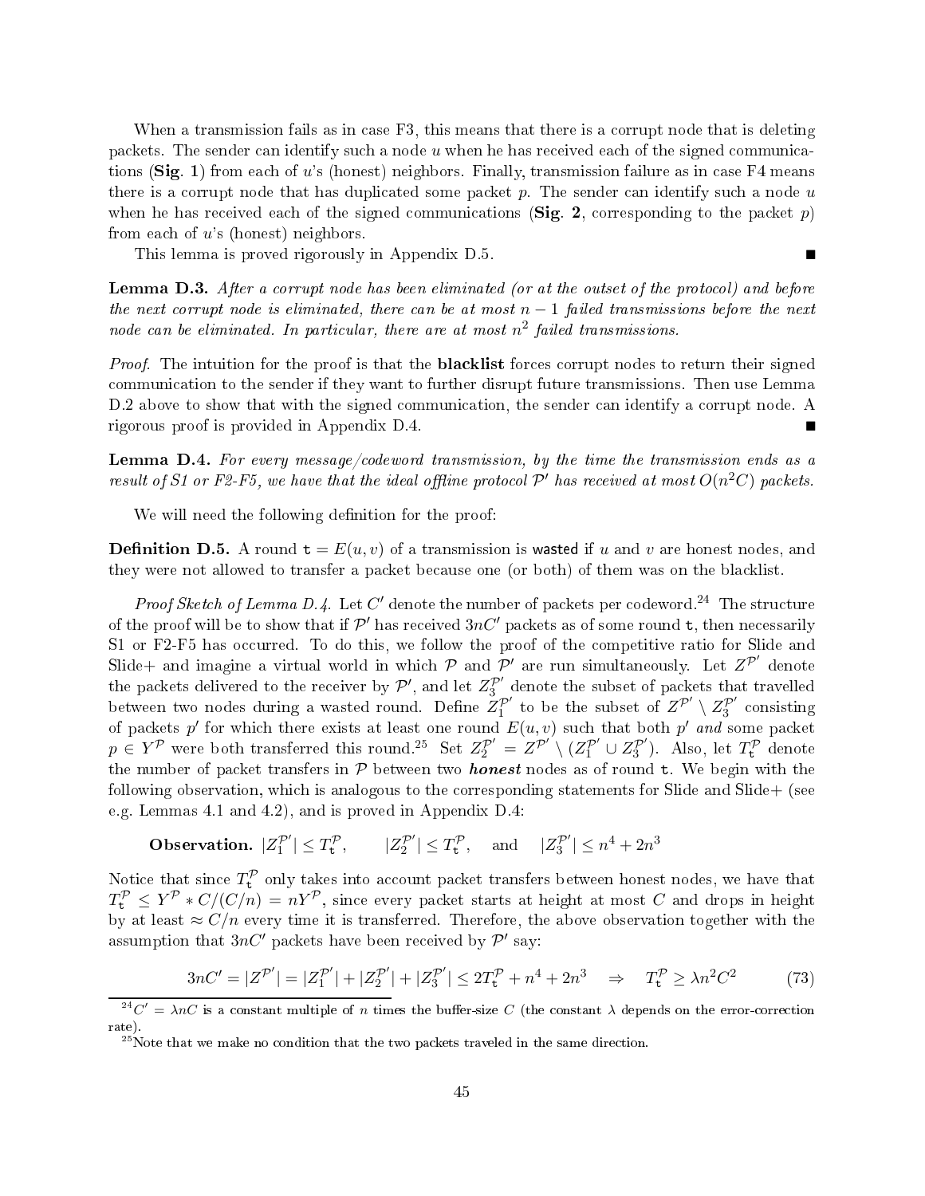When a transmission fails as in case F3, this means that there is a corrupt node that is deleting packets. The sender can identify such a node $u$ when he has received each of the signed communications (**Sig. 1**) from each of $u$'s (honest) neighbors. Finally, transmission failure as in case F4 means there is a corrupt node that has duplicated some packet $p$. The sender can identify such a node $u$ when he has received each of the signed communications (**Sig. 2**, corresponding to the packet $p$) from each of $u$'s (honest) neighbors.

This lemma is proved rigorously in Appendix D.5. ∎

**Lemma D.3.** *After a corrupt node has been eliminated (or at the outset of the protocol) and before the next corrupt node is eliminated, there can be at most $n-1$ failed transmissions before the next node can be eliminated. In particular, there are at most $n^2$ failed transmissions.*

*Proof.* The intuition for the proof is that the **blacklist** forces corrupt nodes to return their signed communication to the sender if they want to further disrupt future transmissions. Then use Lemma D.2 above to show that with the signed communication, the sender can identify a corrupt node. A rigorous proof is provided in Appendix D.4. ∎

**Lemma D.4.** *For every message/codeword transmission, by the time the transmission ends as a result of S1 or F2-F5, we have that the ideal offline protocol $\mathcal{P}'$ has received at most $O(n^2 C)$ packets.*

We will need the following definition for the proof:

**Definition D.5.** A round $\texttt{t} = E(u, v)$ of a transmission is wasted if $u$ and $v$ are honest nodes, and they were not allowed to transfer a packet because one (or both) of them was on the blacklist.

*Proof Sketch of Lemma D.4.* Let $C'$ denote the number of packets per codeword.[24] The structure of the proof will be to show that if $\mathcal{P}'$ has received $3nC'$ packets as of some round $\texttt{t}$, then necessarily S1 or F2-F5 has occurred. To do this, we follow the proof of the competitive ratio for Slide and Slide+ and imagine a virtual world in which $\mathcal{P}$ and $\mathcal{P}'$ are run simultaneously. Let $Z^{\mathcal{P}'}$ denote the packets delivered to the receiver by $\mathcal{P}'$, and let $Z_3^{\mathcal{P}'}$ denote the subset of packets that travelled between two nodes during a wasted round. Define $Z_1^{\mathcal{P}'}$ to be the subset of $Z^{\mathcal{P}'} \setminus Z_3^{\mathcal{P}'}$ consisting of packets $p'$ for which there exists at least one round $E(u, v)$ such that both $p'$ *and* some packet $p \in Y^{\mathcal{P}}$ were both transferred this round.[25] Set $Z_2^{\mathcal{P}'} = Z^{\mathcal{P}'} \setminus (Z_1^{\mathcal{P}'} \cup Z_3^{\mathcal{P}'})$. Also, let $T_{\texttt{t}}^{\mathcal{P}}$ denote the number of packet transfers in $\mathcal{P}$ between two ***honest*** nodes as of round $\texttt{t}$. We begin with the following observation, which is analogous to the corresponding statements for Slide and Slide+ (see e.g. Lemmas 4.1 and 4.2), and is proved in Appendix D.4:

**Observation.** $|Z_1^{\mathcal{P}'}| \le T_{\texttt{t}}^{\mathcal{P}}, \quad |Z_2^{\mathcal{P}'}| \le T_{\texttt{t}}^{\mathcal{P}}, \quad \text{and} \quad |Z_3^{\mathcal{P}'}| \le n^4 + 2n^3$

Notice that since $T_{\texttt{t}}^{\mathcal{P}}$ only takes into account packet transfers between honest nodes, we have that $T_{\texttt{t}}^{\mathcal{P}} \le Y^{\mathcal{P}} * C/(C/n) = nY^{\mathcal{P}}$, since every packet starts at height at most $C$ and drops in height by at least $\approx C/n$ every time it is transferred. Therefore, the above observation together with the assumption that $3nC'$ packets have been received by $\mathcal{P}'$ say:

$$3nC' = |Z^{\mathcal{P}'}| = |Z_1^{\mathcal{P}'}| + |Z_2^{\mathcal{P}'}| + |Z_3^{\mathcal{P}'}| \le 2T_{\texttt{t}}^{\mathcal{P}} + n^4 + 2n^3 \quad \Rightarrow \quad T_{\texttt{t}}^{\mathcal{P}} \ge \lambda n^2 C^2 \tag{73}$$

[24] $C' = \lambda n C$ is a constant multiple of $n$ times the buffer-size $C$ (the constant $\lambda$ depends on the error-correction rate).

[25] Note that we make no condition that the two packets traveled in the same direction.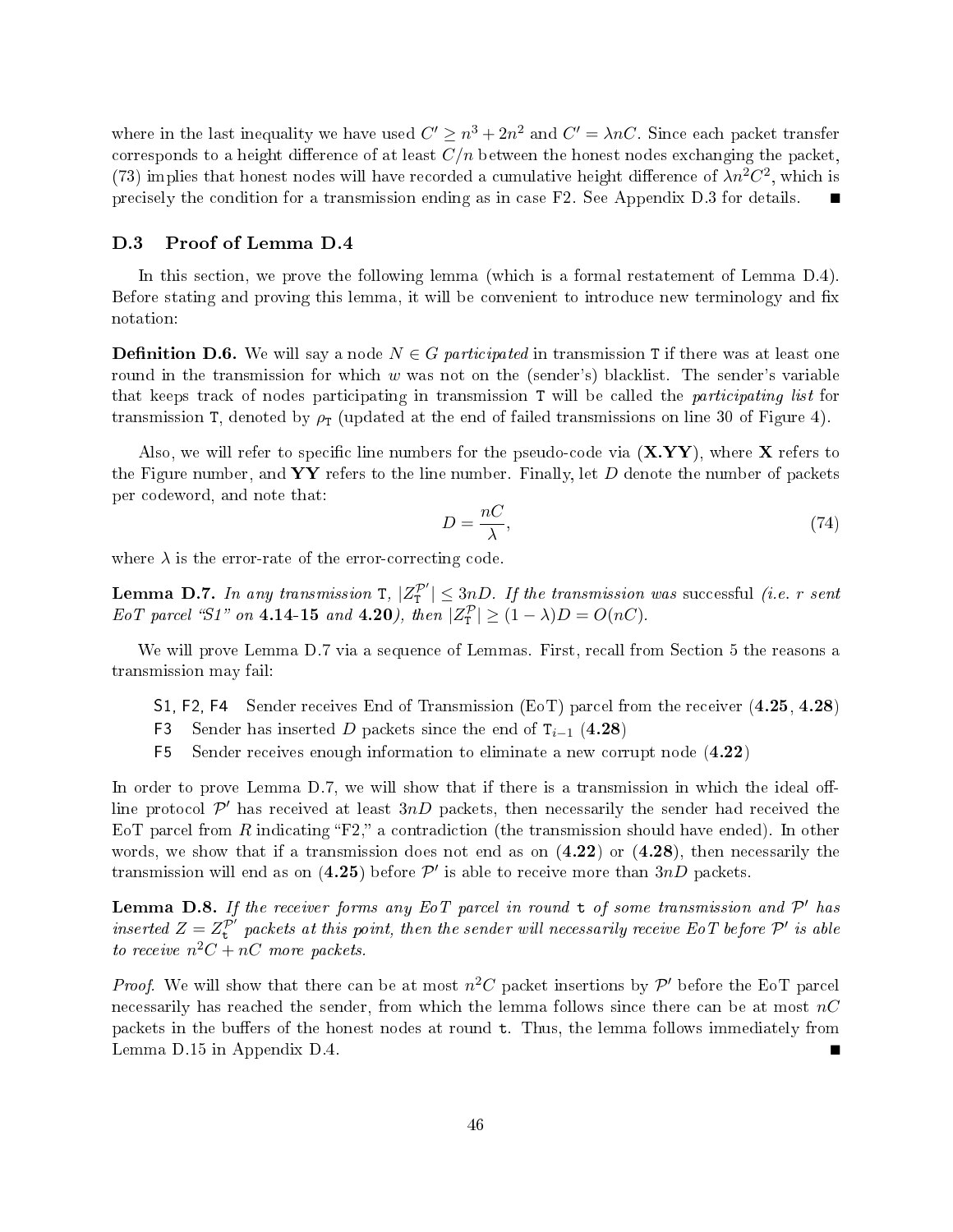where in the last inequality we have used $C' \geq n^3 + 2n^2$ and $C' = \lambda nC$. Since each packet transfer corresponds to a height difference of at least $C/n$ between the honest nodes exchanging the packet, (73) implies that honest nodes will have recorded a cumulative height difference of $\lambda n^2 C^2$, which is precisely the condition for a transmission ending as in case F2. See Appendix D.3 for details. ■

### D.3 Proof of Lemma D.4

In this section, we prove the following lemma (which is a formal restatement of Lemma D.4). Before stating and proving this lemma, it will be convenient to introduce new terminology and fix notation:

**Definition D.6.** We will say a node $N \in G$ *participated* in transmission T if there was at least one round in the transmission for which $w$ was not on the (sender's) blacklist. The sender's variable that keeps track of nodes participating in transmission T will be called the *participating list* for transmission T, denoted by $\rho_{\mathtt{T}}$ (updated at the end of failed transmissions on line 30 of Figure 4).

Also, we will refer to specific line numbers for the pseudo-code via (**X.YY**), where **X** refers to the Figure number, and **YY** refers to the line number. Finally, let $D$ denote the number of packets per codeword, and note that:

$$D = \frac{nC}{\lambda}, \tag{74}$$

where $\lambda$ is the error-rate of the error-correcting code.

**Lemma D.7.** *In any transmission* T, $|Z_{\mathtt{T}}^{\mathcal{P}'}| \leq 3nD$. *If the transmission was* successful *(i.e. r sent EoT parcel "S1" on* **4.14-15** *and* **4.20***), then* $|Z_{\mathtt{T}}^{\mathcal{P}}| \geq (1-\lambda)D = O(nC)$.

We will prove Lemma D.7 via a sequence of Lemmas. First, recall from Section 5 the reasons a transmission may fail:

- S1, F2, F4 Sender receives End of Transmission (EoT) parcel from the receiver (**4.25**, **4.28**)
- F3 Sender has inserted $D$ packets since the end of $\mathtt{T}_{i-1}$ (**4.28**)
- F5 Sender receives enough information to eliminate a new corrupt node (**4.22**)

In order to prove Lemma D.7, we will show that if there is a transmission in which the ideal off-line protocol $\mathcal{P}'$ has received at least $3nD$ packets, then necessarily the sender had received the EoT parcel from $R$ indicating "F2," a contradiction (the transmission should have ended). In other words, we show that if a transmission does not end as on (**4.22**) or (**4.28**), then necessarily the transmission will end as on (**4.25**) before $\mathcal{P}'$ is able to receive more than $3nD$ packets.

**Lemma D.8.** *If the receiver forms any EoT parcel in round* t *of some transmission and* $\mathcal{P}'$ *has inserted* $Z = Z_{\mathtt{t}}^{\mathcal{P}'}$ *packets at this point, then the sender will necessarily receive EoT before* $\mathcal{P}'$ *is able to receive* $n^2C + nC$ *more packets.*

*Proof.* We will show that there can be at most $n^2C$ packet insertions by $\mathcal{P}'$ before the EoT parcel necessarily has reached the sender, from which the lemma follows since there can be at most $nC$ packets in the buffers of the honest nodes at round t. Thus, the lemma follows immediately from Lemma D.15 in Appendix D.4. ■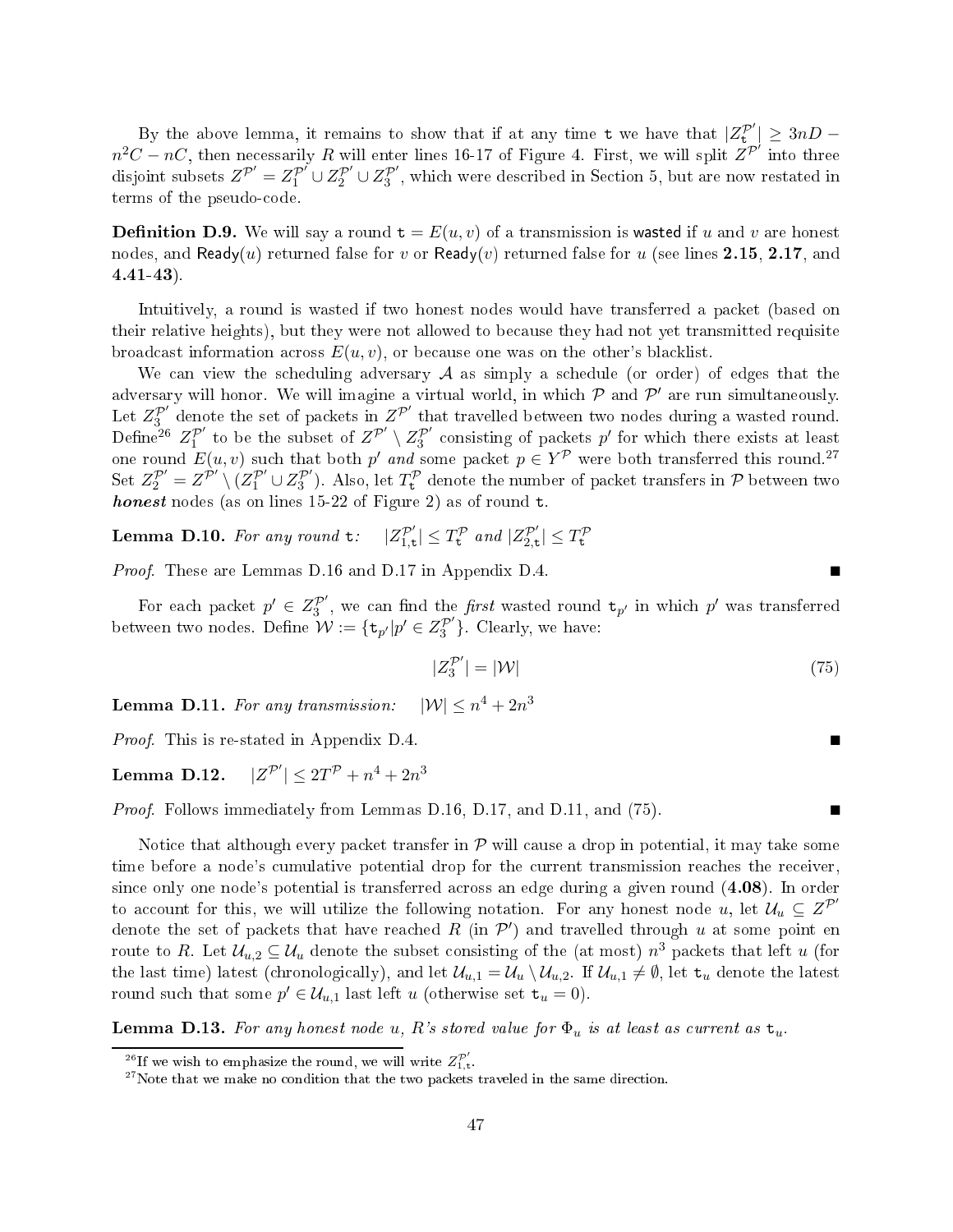By the above lemma, it remains to show that if at any time $\mathtt{t}$ we have that $|Z^{\mathcal{P}'}_{\mathtt{t}}| \geq 3nD - n^2C - nC$, then necessarily $R$ will enter lines 16-17 of Figure 4. First, we will split $Z^{\mathcal{P}'}$ into three disjoint subsets $Z^{\mathcal{P}'} = Z^{\mathcal{P}'}_1 \cup Z^{\mathcal{P}'}_2 \cup Z^{\mathcal{P}'}_3$, which were described in Section 5, but are now restated in terms of the pseudo-code.

**Definition D.9.** We will say a round $\mathtt{t} = E(u, v)$ of a transmission is wasted if $u$ and $v$ are honest nodes, and Ready($u$) returned false for $v$ or Ready($v$) returned false for $u$ (see lines **2.15**, **2.17**, and **4.41-43**).

Intuitively, a round is wasted if two honest nodes would have transferred a packet (based on their relative heights), but they were not allowed to because they had not yet transmitted requisite broadcast information across $E(u, v)$, or because one was on the other's blacklist.

We can view the scheduling adversary $\mathcal{A}$ as simply a schedule (or order) of edges that the adversary will honor. We will imagine a virtual world, in which $\mathcal{P}$ and $\mathcal{P}'$ are run simultaneously. Let $Z^{\mathcal{P}'}_3$ denote the set of packets in $Z^{\mathcal{P}'}$ that travelled between two nodes during a wasted round. Define[26] $Z^{\mathcal{P}'}_1$ to be the subset of $Z^{\mathcal{P}'} \setminus Z^{\mathcal{P}'}_3$ consisting of packets $p'$ for which there exists at least one round $E(u, v)$ such that both $p'$ *and* some packet $p \in Y^{\mathcal{P}}$ were both transferred this round.[27] Set $Z^{\mathcal{P}'}_2 = Z^{\mathcal{P}'} \setminus (Z^{\mathcal{P}'}_1 \cup Z^{\mathcal{P}'}_3)$. Also, let $T^{\mathcal{P}}_{\mathtt{t}}$ denote the number of packet transfers in $\mathcal{P}$ between two ***honest*** nodes (as on lines 15-22 of Figure 2) as of round $\mathtt{t}$.

**Lemma D.10.** *For any round* $\mathtt{t}$: $\quad |Z^{\mathcal{P}'}_{1,\mathtt{t}}| \leq T^{\mathcal{P}}_{\mathtt{t}}$ *and* $|Z^{\mathcal{P}'}_{2,\mathtt{t}}| \leq T^{\mathcal{P}}_{\mathtt{t}}$

*Proof.* These are Lemmas D.16 and D.17 in Appendix D.4. ∎

For each packet $p' \in Z^{\mathcal{P}'}_3$, we can find the *first* wasted round $\mathtt{t}_{p'}$ in which $p'$ was transferred between two nodes. Define $\mathcal{W} := \{\mathtt{t}_{p'} | p' \in Z^{\mathcal{P}'}_3\}$. Clearly, we have:

$$|Z^{\mathcal{P}'}_3| = |\mathcal{W}| \tag{75}$$

**Lemma D.11.** *For any transmission:* $\quad |\mathcal{W}| \leq n^4 + 2n^3$

*Proof.* This is re-stated in Appendix D.4. ∎

**Lemma D.12.** $\quad |Z^{\mathcal{P}'}| \leq 2T^{\mathcal{P}} + n^4 + 2n^3$

*Proof.* Follows immediately from Lemmas D.16, D.17, and D.11, and (75). ∎

Notice that although every packet transfer in $\mathcal{P}$ will cause a drop in potential, it may take some time before a node's cumulative potential drop for the current transmission reaches the receiver, since only one node's potential is transferred across an edge during a given round (**4.08**). In order to account for this, we will utilize the following notation. For any honest node $u$, let $\mathcal{U}_u \subseteq Z^{\mathcal{P}'}$ denote the set of packets that have reached $R$ (in $\mathcal{P}'$) and travelled through $u$ at some point en route to $R$. Let $\mathcal{U}_{u,2} \subseteq \mathcal{U}_u$ denote the subset consisting of the (at most) $n^3$ packets that left $u$ (for the last time) latest (chronologically), and let $\mathcal{U}_{u,1} = \mathcal{U}_u \setminus \mathcal{U}_{u,2}$. If $\mathcal{U}_{u,1} \neq \emptyset$, let $\mathtt{t}_u$ denote the latest round such that some $p' \in \mathcal{U}_{u,1}$ last left $u$ (otherwise set $\mathtt{t}_u = 0$).

**Lemma D.13.** *For any honest node $u$, $R$'s stored value for $\Phi_u$ is at least as current as $\mathtt{t}_u$.*

[26] If we wish to emphasize the round, we will write $Z^{\mathcal{P}'}_{1,\mathtt{t}}$.

[27] Note that we make no condition that the two packets traveled in the same direction.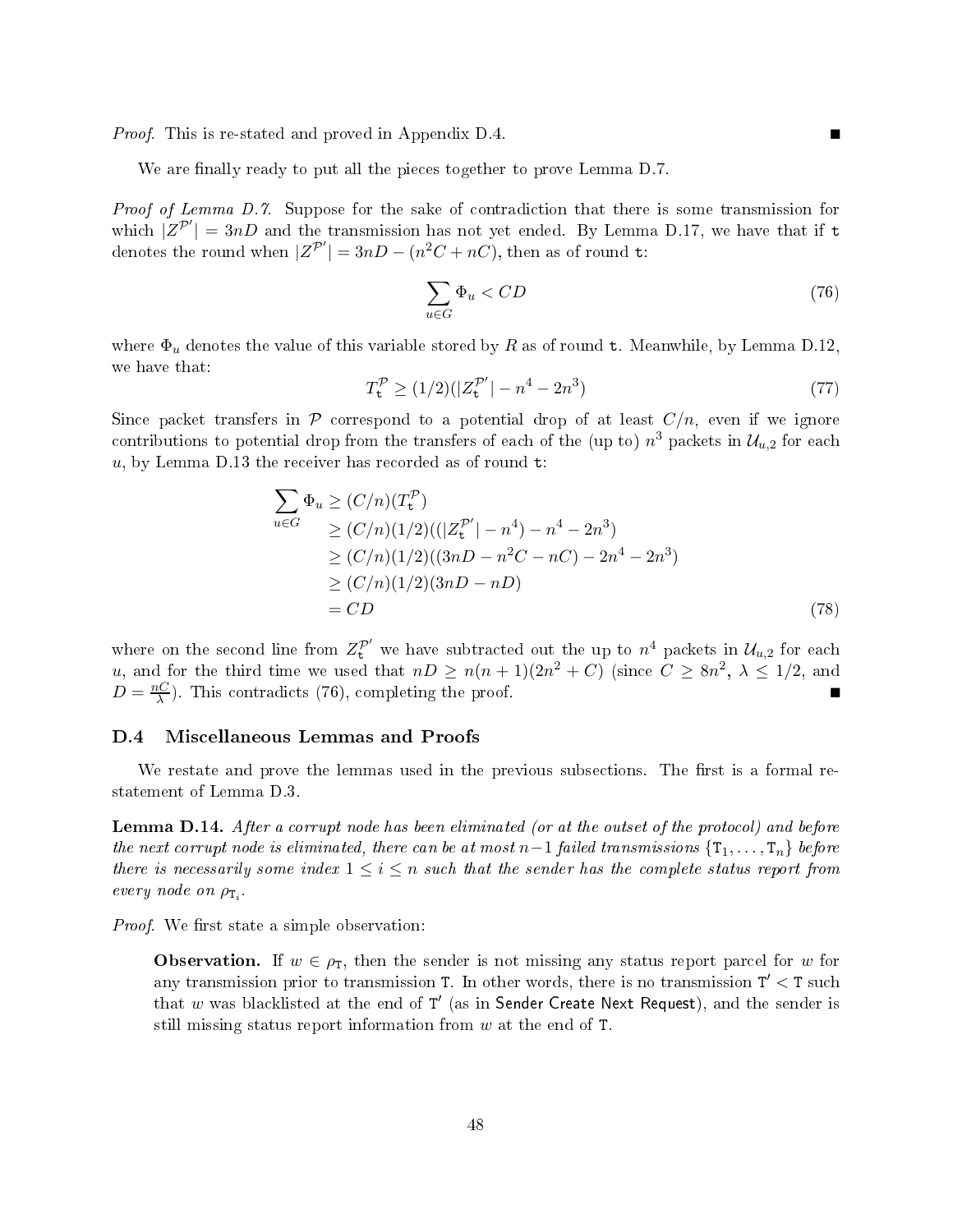*Proof.* This is re-stated and proved in Appendix D.4. ∎

We are finally ready to put all the pieces together to prove Lemma D.7.

*Proof of Lemma D.7.* Suppose for the sake of contradiction that there is some transmission for which $|Z^{\mathcal{P}'}| = 3nD$ and the transmission has not yet ended. By Lemma D.17, we have that if $\mathtt{t}$ denotes the round when $|Z^{\mathcal{P}'}| = 3nD - (n^2C + nC)$, then as of round $\mathtt{t}$:

$$\sum_{u \in G} \Phi_u < CD \tag{76}$$

where $\Phi_u$ denotes the value of this variable stored by $R$ as of round $\mathtt{t}$. Meanwhile, by Lemma D.12, we have that:

$$T^{\mathcal{P}}_{\mathtt{t}} \geq (1/2)(|Z^{\mathcal{P}'}_{\mathtt{t}}| - n^4 - 2n^3) \tag{77}$$

Since packet transfers in $\mathcal{P}$ correspond to a potential drop of at least $C/n$, even if we ignore contributions to potential drop from the transfers of each of the (up to) $n^3$ packets in $\mathcal{U}_{u,2}$ for each $u$, by Lemma D.13 the receiver has recorded as of round $\mathtt{t}$:

$$\begin{aligned}
\sum_{u \in G} \Phi_u &\geq (C/n)(T^{\mathcal{P}}_{\mathtt{t}}) \\
&\geq (C/n)(1/2)((|Z^{\mathcal{P}'}_{\mathtt{t}}| - n^4) - n^4 - 2n^3) \\
&\geq (C/n)(1/2)((3nD - n^2C - nC) - 2n^4 - 2n^3) \\
&\geq (C/n)(1/2)(3nD - nD) \\
&= CD
\end{aligned} \tag{78}$$

where on the second line from $Z^{\mathcal{P}'}_{\mathtt{t}}$ we have subtracted out the up to $n^4$ packets in $\mathcal{U}_{u,2}$ for each $u$, and for the third time we used that $nD \geq n(n+1)(2n^2 + C)$ (since $C \geq 8n^2$, $\lambda \leq 1/2$, and $D = \frac{nC}{\lambda}$). This contradicts (76), completing the proof. ∎

## D.4 Miscellaneous Lemmas and Proofs

We restate and prove the lemmas used in the previous subsections. The first is a formal re-statement of Lemma D.3.

**Lemma D.14.** *After a corrupt node has been eliminated (or at the outset of the protocol) and before the next corrupt node is eliminated, there can be at most $n-1$ failed transmissions $\{\mathtt{T}_1, \ldots, \mathtt{T}_n\}$ before there is necessarily some index $1 \leq i \leq n$ such that the sender has the complete status report from every node on $\rho_{\mathtt{T}_i}$.*

*Proof.* We first state a simple observation:

> **Observation.** If $w \in \rho_{\mathtt{T}}$, then the sender is not missing any status report parcel for $w$ for any transmission prior to transmission $\mathtt{T}$. In other words, there is no transmission $\mathtt{T}' < \mathtt{T}$ such that $w$ was blacklisted at the end of $\mathtt{T}'$ (as in Sender Create Next Request), and the sender is still missing status report information from $w$ at the end of $\mathtt{T}$.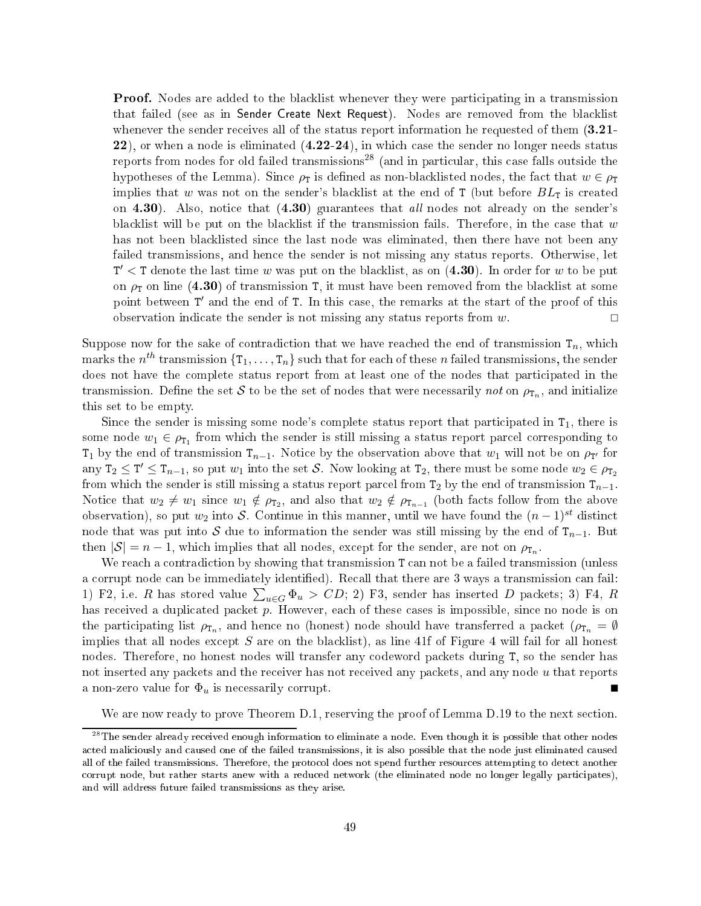**Proof.** Nodes are added to the blacklist whenever they were participating in a transmission that failed (see as in Sender Create Next Request). Nodes are removed from the blacklist whenever the sender receives all of the status report information he requested of them (**3.21-22**), or when a node is eliminated (**4.22-24**), in which case the sender no longer needs status reports from nodes for old failed transmissions[28] (and in particular, this case falls outside the hypotheses of the Lemma). Since $\rho_{\mathtt{T}}$ is defined as non-blacklisted nodes, the fact that $w \in \rho_{\mathtt{T}}$ implies that $w$ was not on the sender's blacklist at the end of $\mathtt{T}$ (but before $BL_{\mathtt{T}}$ is created on **4.30**). Also, notice that (**4.30**) guarantees that *all* nodes not already on the sender's blacklist will be put on the blacklist if the transmission fails. Therefore, in the case that $w$ has not been blacklisted since the last node was eliminated, then there have not been any failed transmissions, and hence the sender is not missing any status reports. Otherwise, let $\mathtt{T}' < \mathtt{T}$ denote the last time $w$ was put on the blacklist, as on (**4.30**). In order for $w$ to be put on $\rho_{\mathtt{T}}$ on line (**4.30**) of transmission $\mathtt{T}$, it must have been removed from the blacklist at some point between $\mathtt{T}'$ and the end of $\mathtt{T}$. In this case, the remarks at the start of the proof of this observation indicate the sender is not missing any status reports from $w$. □

Suppose now for the sake of contradiction that we have reached the end of transmission $\mathtt{T}_n$, which marks the $n^{th}$ transmission $\{\mathtt{T}_1, \dots, \mathtt{T}_n\}$ such that for each of these $n$ failed transmissions, the sender does not have the complete status report from at least one of the nodes that participated in the transmission. Define the set $\mathcal{S}$ to be the set of nodes that were necessarily *not* on $\rho_{\mathtt{T}_n}$, and initialize this set to be empty.

Since the sender is missing some node's complete status report that participated in $\mathtt{T}_1$, there is some node $w_1 \in \rho_{\mathtt{T}_1}$ from which the sender is still missing a status report parcel corresponding to $\mathtt{T}_1$ by the end of transmission $\mathtt{T}_{n-1}$. Notice by the observation above that $w_1$ will not be on $\rho_{\mathtt{T}'}$ for any $\mathtt{T}_2 \leq \mathtt{T}' \leq \mathtt{T}_{n-1}$, so put $w_1$ into the set $\mathcal{S}$. Now looking at $\mathtt{T}_2$, there must be some node $w_2 \in \rho_{\mathtt{T}_2}$ from which the sender is still missing a status report parcel from $\mathtt{T}_2$ by the end of transmission $\mathtt{T}_{n-1}$. Notice that $w_2 \neq w_1$ since $w_1 \notin \rho_{\mathtt{T}_2}$, and also that $w_2 \notin \rho_{\mathtt{T}_{n-1}}$ (both facts follow from the above observation), so put $w_2$ into $\mathcal{S}$. Continue in this manner, until we have found the $(n-1)^{st}$ distinct node that was put into $\mathcal{S}$ due to information the sender was still missing by the end of $\mathtt{T}_{n-1}$. But then $|\mathcal{S}| = n - 1$, which implies that all nodes, except for the sender, are not on $\rho_{\mathtt{T}_n}$.

We reach a contradiction by showing that transmission $\mathtt{T}$ can not be a failed transmission (unless a corrupt node can be immediately identified). Recall that there are 3 ways a transmission can fail: 1) F2, i.e. $R$ has stored value $\sum_{u \in G} \Phi_u > CD$; 2) F3, sender has inserted $D$ packets; 3) F4, $R$ has received a duplicated packet $p$. However, each of these cases is impossible, since no node is on the participating list $\rho_{\mathtt{T}_n}$, and hence no (honest) node should have transferred a packet ($\rho_{\mathtt{T}_n} = \emptyset$ implies that all nodes except $S$ are on the blacklist), as line 41f of Figure 4 will fail for all honest nodes. Therefore, no honest nodes will transfer any codeword packets during $\mathtt{T}$, so the sender has not inserted any packets and the receiver has not received any packets, and any node $u$ that reports a non-zero value for $\Phi_u$ is necessarily corrupt. ■

We are now ready to prove Theorem D.1, reserving the proof of Lemma D.19 to the next section.

[28] The sender already received enough information to eliminate a node. Even though it is possible that other nodes acted maliciously and caused one of the failed transmissions, it is also possible that the node just eliminated caused all of the failed transmissions. Therefore, the protocol does not spend further resources attempting to detect another corrupt node, but rather starts anew with a reduced network (the eliminated node no longer legally participates), and will address future failed transmissions as they arise.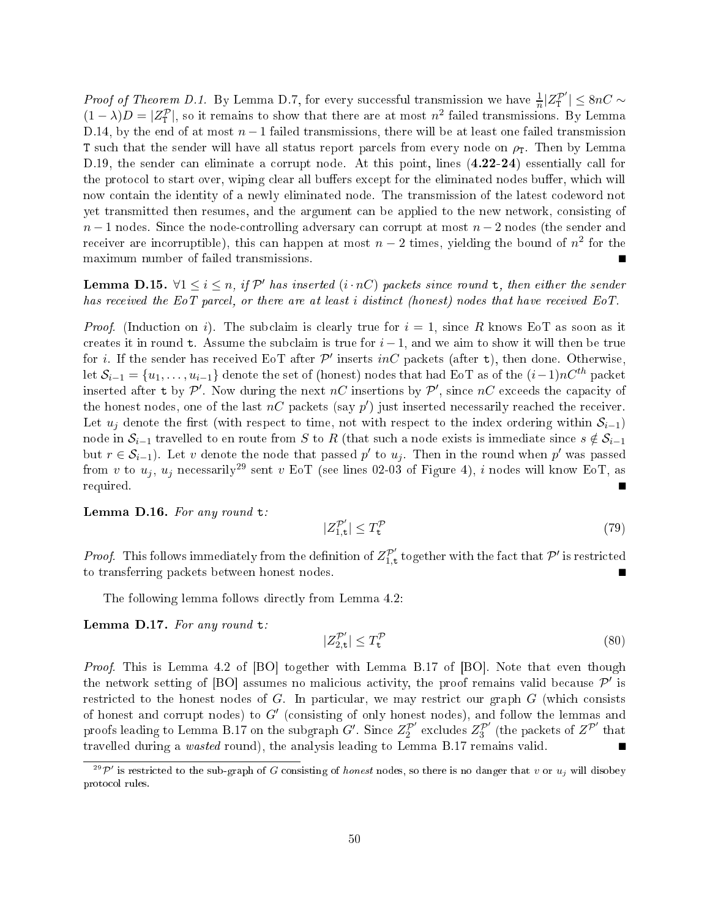*Proof of Theorem D.1.* By Lemma D.7, for every successful transmission we have $\frac{1}{n}|Z_{\mathtt{T}}^{\mathcal{P}'}| \le 8nC \sim (1-\lambda)D = |Z_{\mathtt{T}}^{\mathcal{P}}|$, so it remains to show that there are at most $n^2$ failed transmissions. By Lemma D.14, by the end of at most $n-1$ failed transmissions, there will be at least one failed transmission $\mathtt{T}$ such that the sender will have all status report parcels from every node on $\rho_{\mathtt{T}}$. Then by Lemma D.19, the sender can eliminate a corrupt node. At this point, lines **(4.22-24)** essentially call for the protocol to start over, wiping clear all buffers except for the eliminated nodes buffer, which will now contain the identity of a newly eliminated node. The transmission of the latest codeword not yet transmitted then resumes, and the argument can be applied to the new network, consisting of $n-1$ nodes. Since the node-controlling adversary can corrupt at most $n-2$ nodes (the sender and receiver are incorruptible), this can happen at most $n-2$ times, yielding the bound of $n^2$ for the maximum number of failed transmissions. ∎

**Lemma D.15.** *$\forall 1 \le i \le n$, if $\mathcal{P}'$ has inserted $(i \cdot nC)$ packets since round $\mathtt{t}$, then either the sender has received the EoT parcel, or there are at least $i$ distinct (honest) nodes that have received EoT.*

*Proof.* (Induction on $i$). The subclaim is clearly true for $i = 1$, since $R$ knows EoT as soon as it creates it in round $\mathtt{t}$. Assume the subclaim is true for $i-1$, and we aim to show it will then be true for $i$. If the sender has received EoT after $\mathcal{P}'$ inserts $inC$ packets (after $\mathtt{t}$), then done. Otherwise, let $\mathcal{S}_{i-1} = \{u_1, \dots, u_{i-1}\}$ denote the set of (honest) nodes that had EoT as of the $(i-1)nC^{th}$ packet inserted after $\mathtt{t}$ by $\mathcal{P}'$. Now during the next $nC$ insertions by $\mathcal{P}'$, since $nC$ exceeds the capacity of the honest nodes, one of the last $nC$ packets (say $p'$) just inserted necessarily reached the receiver. Let $u_j$ denote the first (with respect to time, not with respect to the index ordering within $\mathcal{S}_{i-1}$) node in $\mathcal{S}_{i-1}$ travelled to en route from $S$ to $R$ (that such a node exists is immediate since $s \notin \mathcal{S}_{i-1}$ but $r \in \mathcal{S}_{i-1}$). Let $v$ denote the node that passed $p'$ to $u_j$. Then in the round when $p'$ was passed from $v$ to $u_j$, $u_j$ necessarily[29] sent $v$ EoT (see lines 02-03 of Figure 4), $i$ nodes will know EoT, as required. ∎

**Lemma D.16.** *For any round $\mathtt{t}$:*

$$|Z_{1,\mathtt{t}}^{\mathcal{P}'}| \le T_{\mathtt{t}}^{\mathcal{P}} \tag{79}$$

*Proof.* This follows immediately from the definition of $Z_{1,\mathtt{t}}^{\mathcal{P}'}$ together with the fact that $\mathcal{P}'$ is restricted to transferring packets between honest nodes. ∎

The following lemma follows directly from Lemma 4.2:

**Lemma D.17.** *For any round $\mathtt{t}$:*

$$|Z_{2,\mathtt{t}}^{\mathcal{P}'}| \le T_{\mathtt{t}}^{\mathcal{P}} \tag{80}$$

*Proof.* This is Lemma 4.2 of [BO] together with Lemma B.17 of [BO]. Note that even though the network setting of [BO] assumes no malicious activity, the proof remains valid because $\mathcal{P}'$ is restricted to the honest nodes of $G$. In particular, we may restrict our graph $G$ (which consists of honest and corrupt nodes) to $G'$ (consisting of only honest nodes), and follow the lemmas and proofs leading to Lemma B.17 on the subgraph $G'$. Since $Z_2^{\mathcal{P}'}$ excludes $Z_3^{\mathcal{P}'}$ (the packets of $Z^{\mathcal{P}'}$ that travelled during a *wasted* round), the analysis leading to Lemma B.17 remains valid. ∎

---

[29] $\mathcal{P}'$ is restricted to the sub-graph of $G$ consisting of *honest* nodes, so there is no danger that $v$ or $u_j$ will disobey protocol rules.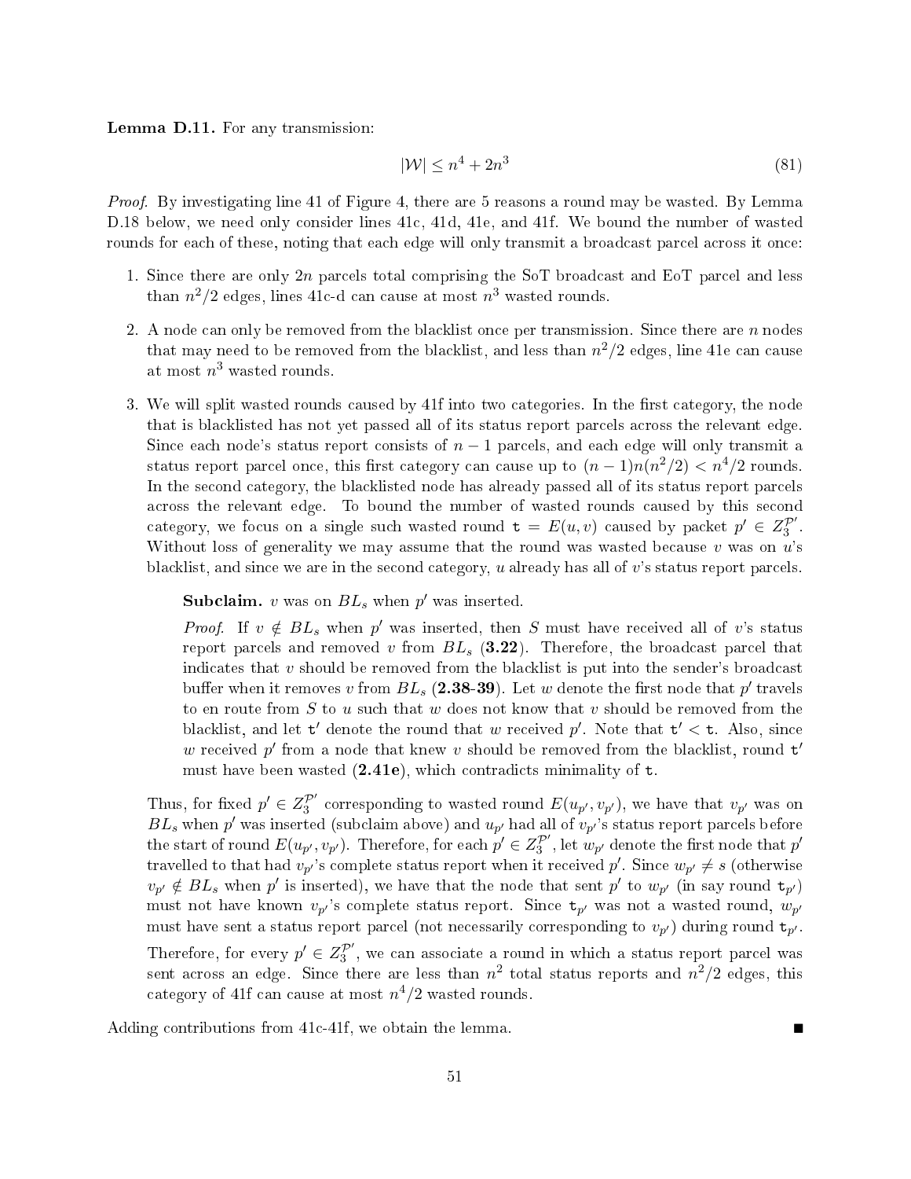**Lemma D.11.** For any transmission:

$$|\mathcal{W}| \leq n^4 + 2n^3 \tag{81}$$

*Proof.* By investigating line 41 of Figure 4, there are 5 reasons a round may be wasted. By Lemma D.18 below, we need only consider lines 41c, 41d, 41e, and 41f. We bound the number of wasted rounds for each of these, noting that each edge will only transmit a broadcast parcel across it once:

1. Since there are only $2n$ parcels total comprising the SoT broadcast and EoT parcel and less than $n^2/2$ edges, lines 41c-d can cause at most $n^3$ wasted rounds.
2. A node can only be removed from the blacklist once per transmission. Since there are $n$ nodes that may need to be removed from the blacklist, and less than $n^2/2$ edges, line 41e can cause at most $n^3$ wasted rounds.
3. We will split wasted rounds caused by 41f into two categories. In the first category, the node that is blacklisted has not yet passed all of its status report parcels across the relevant edge. Since each node's status report consists of $n-1$ parcels, and each edge will only transmit a status report parcel once, this first category can cause up to $(n-1)n(n^2/2) < n^4/2$ rounds. In the second category, the blacklisted node has already passed all of its status report parcels across the relevant edge. To bound the number of wasted rounds caused by this second category, we focus on a single such wasted round $\mathtt{t} = E(u,v)$ caused by packet $p' \in Z_3^{\mathcal{P}'}$. Without loss of generality we may assume that the round was wasted because $v$ was on $u$'s blacklist, and since we are in the second category, $u$ already has all of $v$'s status report parcels.

   **Subclaim.** $v$ was on $BL_s$ when $p'$ was inserted.

   *Proof.* If $v \notin BL_s$ when $p'$ was inserted, then $S$ must have received all of $v$'s status report parcels and removed $v$ from $BL_s$ (**3.22**). Therefore, the broadcast parcel that indicates that $v$ should be removed from the blacklist is put into the sender's broadcast buffer when it removes $v$ from $BL_s$ (**2.38-39**). Let $w$ denote the first node that $p'$ travels to en route from $S$ to $u$ such that $w$ does not know that $v$ should be removed from the blacklist, and let $\mathtt{t}'$ denote the round that $w$ received $p'$. Note that $\mathtt{t}' < \mathtt{t}$. Also, since $w$ received $p'$ from a node that knew $v$ should be removed from the blacklist, round $\mathtt{t}'$ must have been wasted (**2.41e**), which contradicts minimality of $\mathtt{t}$.

   Thus, for fixed $p' \in Z_3^{\mathcal{P}'}$ corresponding to wasted round $E(u_{p'}, v_{p'})$, we have that $v_{p'}$ was on $BL_s$ when $p'$ was inserted (subclaim above) and $u_{p'}$ had all of $v_{p'}$'s status report parcels before the start of round $E(u_{p'}, v_{p'})$. Therefore, for each $p' \in Z_3^{\mathcal{P}'}$, let $w_{p'}$ denote the first node that $p'$ travelled to that had $v_{p'}$'s complete status report when it received $p'$. Since $w_{p'} \neq s$ (otherwise $v_{p'} \notin BL_s$ when $p'$ is inserted), we have that the node that sent $p'$ to $w_{p'}$ (in say round $\mathtt{t}_{p'}$) must not have known $v_{p'}$'s complete status report. Since $\mathtt{t}_{p'}$ was not a wasted round, $w_{p'}$ must have sent a status report parcel (not necessarily corresponding to $v_{p'}$) during round $\mathtt{t}_{p'}$. Therefore, for every $p' \in Z_3^{\mathcal{P}'}$, we can associate a round in which a status report parcel was sent across an edge. Since there are less than $n^2$ total status reports and $n^2/2$ edges, this category of 41f can cause at most $n^4/2$ wasted rounds.

Adding contributions from 41c-41f, we obtain the lemma. ∎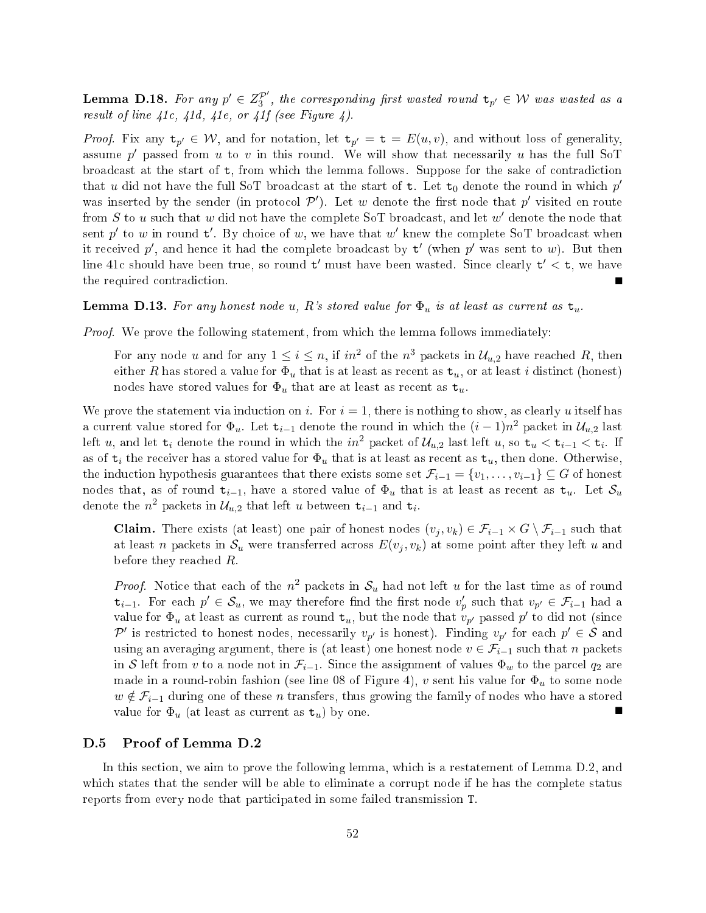**Lemma D.18.** *For any $p' \in Z_3^{\mathcal{P}'}$, the corresponding first wasted round $\mathtt{t}_{p'} \in \mathcal{W}$ was wasted as a result of line 41c, 41d, 41e, or 41f (see Figure 4).*

*Proof.* Fix any $\mathtt{t}_{p'} \in \mathcal{W}$, and for notation, let $\mathtt{t}_{p'} = \mathtt{t} = E(u, v)$, and without loss of generality, assume $p'$ passed from $u$ to $v$ in this round. We will show that necessarily $u$ has the full SoT broadcast at the start of $\mathtt{t}$, from which the lemma follows. Suppose for the sake of contradiction that $u$ did not have the full SoT broadcast at the start of $\mathtt{t}$. Let $\mathtt{t}_0$ denote the round in which $p'$ was inserted by the sender (in protocol $\mathcal{P}'$). Let $w$ denote the first node that $p'$ visited en route from $S$ to $u$ such that $w$ did not have the complete SoT broadcast, and let $w'$ denote the node that sent $p'$ to $w$ in round $\mathtt{t}'$. By choice of $w$, we have that $w'$ knew the complete SoT broadcast when it received $p'$, and hence it had the complete broadcast by $\mathtt{t}'$ (when $p'$ was sent to $w$). But then line 41c should have been true, so round $\mathtt{t}'$ must have been wasted. Since clearly $\mathtt{t}' < \mathtt{t}$, we have the required contradiction. ∎

**Lemma D.13.** *For any honest node $u$, $R$'s stored value for $\Phi_u$ is at least as current as $\mathtt{t}_u$.*

*Proof.* We prove the following statement, from which the lemma follows immediately:

> For any node $u$ and for any $1 \leq i \leq n$, if $in^2$ of the $n^3$ packets in $\mathcal{U}_{u,2}$ have reached $R$, then either $R$ has stored a value for $\Phi_u$ that is at least as recent as $\mathtt{t}_u$, or at least $i$ distinct (honest) nodes have stored values for $\Phi_u$ that are at least as recent as $\mathtt{t}_u$.

We prove the statement via induction on $i$. For $i = 1$, there is nothing to show, as clearly $u$ itself has a current value stored for $\Phi_u$. Let $\mathtt{t}_{i-1}$ denote the round in which the $(i-1)n^2$ packet in $\mathcal{U}_{u,2}$ last left $u$, and let $\mathtt{t}_i$ denote the round in which the $in^2$ packet of $\mathcal{U}_{u,2}$ last left $u$, so $\mathtt{t}_u < \mathtt{t}_{i-1} < \mathtt{t}_i$. If as of $\mathtt{t}_i$ the receiver has a stored value for $\Phi_u$ that is at least as recent as $\mathtt{t}_u$, then done. Otherwise, the induction hypothesis guarantees that there exists some set $\mathcal{F}_{i-1} = \{v_1, \ldots, v_{i-1}\} \subseteq G$ of honest nodes that, as of round $\mathtt{t}_{i-1}$, have a stored value of $\Phi_u$ that is at least as recent as $\mathtt{t}_u$. Let $\mathcal{S}_u$ denote the $n^2$ packets in $\mathcal{U}_{u,2}$ that left $u$ between $\mathtt{t}_{i-1}$ and $\mathtt{t}_i$.

> **Claim.** There exists (at least) one pair of honest nodes $(v_j, v_k) \in \mathcal{F}_{i-1} \times G \setminus \mathcal{F}_{i-1}$ such that at least $n$ packets in $\mathcal{S}_u$ were transferred across $E(v_j, v_k)$ at some point after they left $u$ and before they reached $R$.
>
> *Proof.* Notice that each of the $n^2$ packets in $\mathcal{S}_u$ had not left $u$ for the last time as of round $\mathtt{t}_{i-1}$. For each $p' \in \mathcal{S}_u$, we may therefore find the first node $v'_p$ such that $v_{p'} \in \mathcal{F}_{i-1}$ had a value for $\Phi_u$ at least as current as round $\mathtt{t}_u$, but the node that $v_{p'}$ passed $p'$ to did not (since $\mathcal{P}'$ is restricted to honest nodes, necessarily $v_{p'}$ is honest). Finding $v_{p'}$ for each $p' \in \mathcal{S}$ and using an averaging argument, there is (at least) one honest node $v \in \mathcal{F}_{i-1}$ such that $n$ packets in $\mathcal{S}$ left from $v$ to a node not in $\mathcal{F}_{i-1}$. Since the assignment of values $\Phi_w$ to the parcel $q_2$ are made in a round-robin fashion (see line 08 of Figure 4), $v$ sent his value for $\Phi_u$ to some node $w \notin \mathcal{F}_{i-1}$ during one of these $n$ transfers, thus growing the family of nodes who have a stored value for $\Phi_u$ (at least as current as $\mathtt{t}_u$) by one. ∎

## D.5 Proof of Lemma D.2

In this section, we aim to prove the following lemma, which is a restatement of Lemma D.2, and which states that the sender will be able to eliminate a corrupt node if he has the complete status reports from every node that participated in some failed transmission $\mathtt{T}$.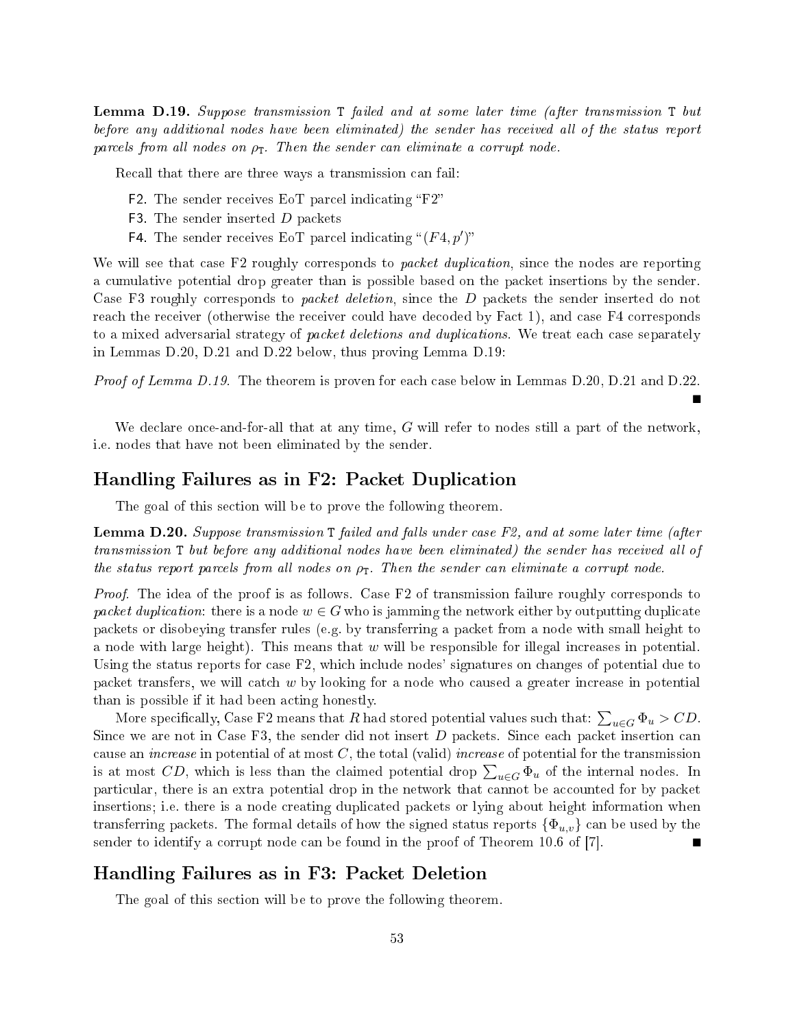**Lemma D.19.** *Suppose transmission* T *failed and at some later time (after transmission* T *but before any additional nodes have been eliminated) the sender has received all of the status report parcels from all nodes on* $\rho_{\mathtt{T}}$*. Then the sender can eliminate a corrupt node.*

Recall that there are three ways a transmission can fail:

- F2. The sender receives EoT parcel indicating "F2"
- F3. The sender inserted $D$ packets
- F4. The sender receives EoT parcel indicating "$(F4, p')$"

We will see that case F2 roughly corresponds to *packet duplication*, since the nodes are reporting a cumulative potential drop greater than is possible based on the packet insertions by the sender. Case F3 roughly corresponds to *packet deletion*, since the $D$ packets the sender inserted do not reach the receiver (otherwise the receiver could have decoded by Fact 1), and case F4 corresponds to a mixed adversarial strategy of *packet deletions and duplications*. We treat each case separately in Lemmas D.20, D.21 and D.22 below, thus proving Lemma D.19:

*Proof of Lemma D.19.* The theorem is proven for each case below in Lemmas D.20, D.21 and D.22. ∎

We declare once-and-for-all that at any time, $G$ will refer to nodes still a part of the network, i.e. nodes that have not been eliminated by the sender.

## Handling Failures as in F2: Packet Duplication

The goal of this section will be to prove the following theorem.

**Lemma D.20.** *Suppose transmission* T *failed and falls under case F2, and at some later time (after transmission* T *but before any additional nodes have been eliminated) the sender has received all of the status report parcels from all nodes on* $\rho_{\mathtt{T}}$*. Then the sender can eliminate a corrupt node.*

*Proof.* The idea of the proof is as follows. Case F2 of transmission failure roughly corresponds to *packet duplication*: there is a node $w \in G$ who is jamming the network either by outputting duplicate packets or disobeying transfer rules (e.g. by transferring a packet from a node with small height to a node with large height). This means that $w$ will be responsible for illegal increases in potential. Using the status reports for case F2, which include nodes' signatures on changes of potential due to packet transfers, we will catch $w$ by looking for a node who caused a greater increase in potential than is possible if it had been acting honestly.

More specifically, Case F2 means that $R$ had stored potential values such that: $\sum_{u \in G} \Phi_u > CD$. Since we are not in Case F3, the sender did not insert $D$ packets. Since each packet insertion can cause an *increase* in potential of at most $C$, the total (valid) *increase* of potential for the transmission is at most $CD$, which is less than the claimed potential drop $\sum_{u \in G} \Phi_u$ of the internal nodes. In particular, there is an extra potential drop in the network that cannot be accounted for by packet insertions; i.e. there is a node creating duplicated packets or lying about height information when transferring packets. The formal details of how the signed status reports $\{\Phi_{u,v}\}$ can be used by the sender to identify a corrupt node can be found in the proof of Theorem 10.6 of [7]. ∎

## Handling Failures as in F3: Packet Deletion

The goal of this section will be to prove the following theorem.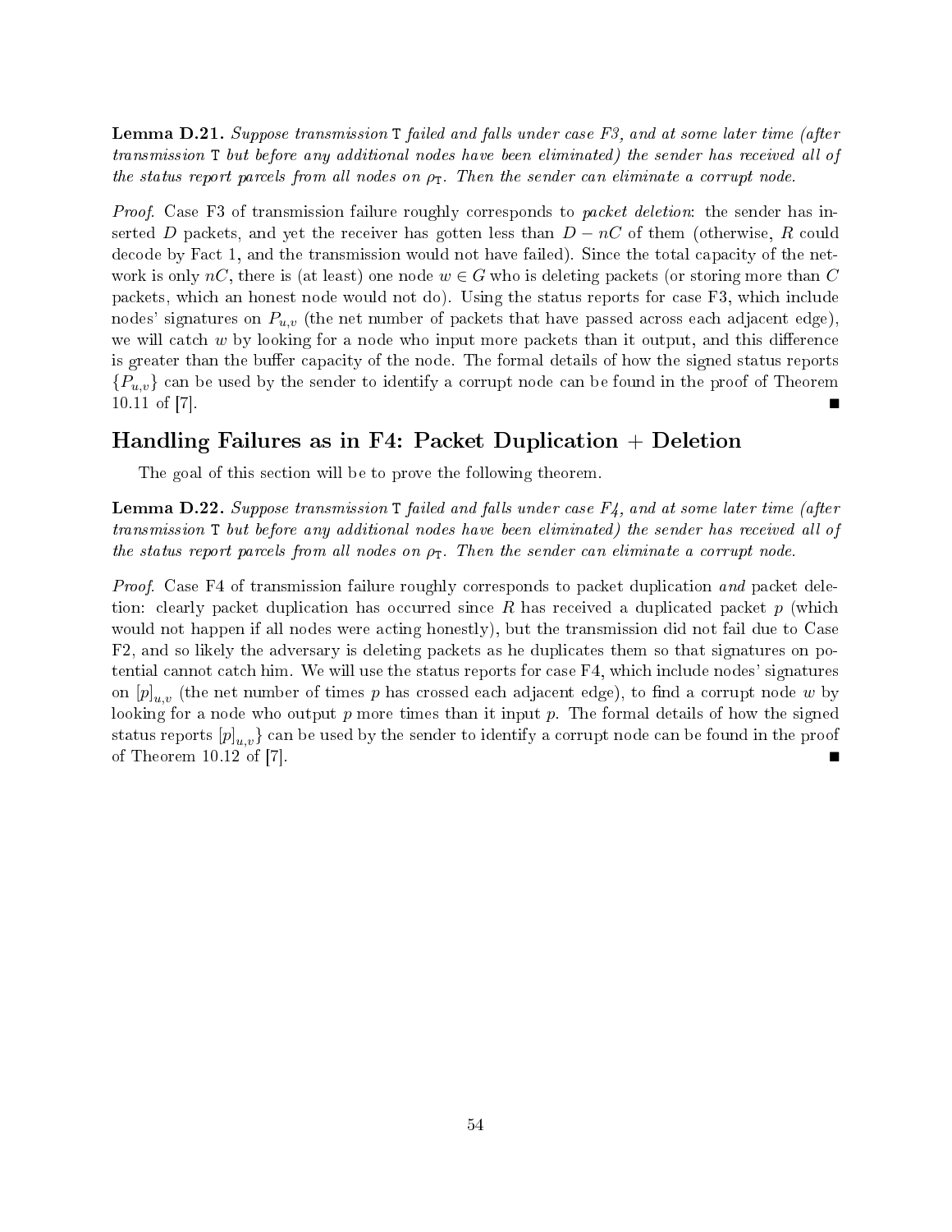**Lemma D.21.** *Suppose transmission* T *failed and falls under case F3, and at some later time (after transmission* T *but before any additional nodes have been eliminated) the sender has received all of the status report parcels from all nodes on* $\rho_{\mathtt{T}}$*. Then the sender can eliminate a corrupt node.*

*Proof.* Case F3 of transmission failure roughly corresponds to *packet deletion*: the sender has inserted $D$ packets, and yet the receiver has gotten less than $D - nC$ of them (otherwise, $R$ could decode by Fact 1, and the transmission would not have failed). Since the total capacity of the network is only $nC$, there is (at least) one node $w \in G$ who is deleting packets (or storing more than $C$ packets, which an honest node would not do). Using the status reports for case F3, which include nodes' signatures on $P_{u,v}$ (the net number of packets that have passed across each adjacent edge), we will catch $w$ by looking for a node who input more packets than it output, and this difference is greater than the buffer capacity of the node. The formal details of how the signed status reports $\{P_{u,v}\}$ can be used by the sender to identify a corrupt node can be found in the proof of Theorem 10.11 of [7]. ∎

## Handling Failures as in F4: Packet Duplication + Deletion

The goal of this section will be to prove the following theorem.

**Lemma D.22.** *Suppose transmission* T *failed and falls under case F4, and at some later time (after transmission* T *but before any additional nodes have been eliminated) the sender has received all of the status report parcels from all nodes on* $\rho_{\mathtt{T}}$*. Then the sender can eliminate a corrupt node.*

*Proof.* Case F4 of transmission failure roughly corresponds to packet duplication *and* packet deletion: clearly packet duplication has occurred since $R$ has received a duplicated packet $p$ (which would not happen if all nodes were acting honestly), but the transmission did not fail due to Case F2, and so likely the adversary is deleting packets as he duplicates them so that signatures on potential cannot catch him. We will use the status reports for case F4, which include nodes' signatures on $[p]_{u,v}$ (the net number of times $p$ has crossed each adjacent edge), to find a corrupt node $w$ by looking for a node who output $p$ more times than it input $p$. The formal details of how the signed status reports $[p]_{u,v}\}$ can be used by the sender to identify a corrupt node can be found in the proof of Theorem 10.12 of [7]. ∎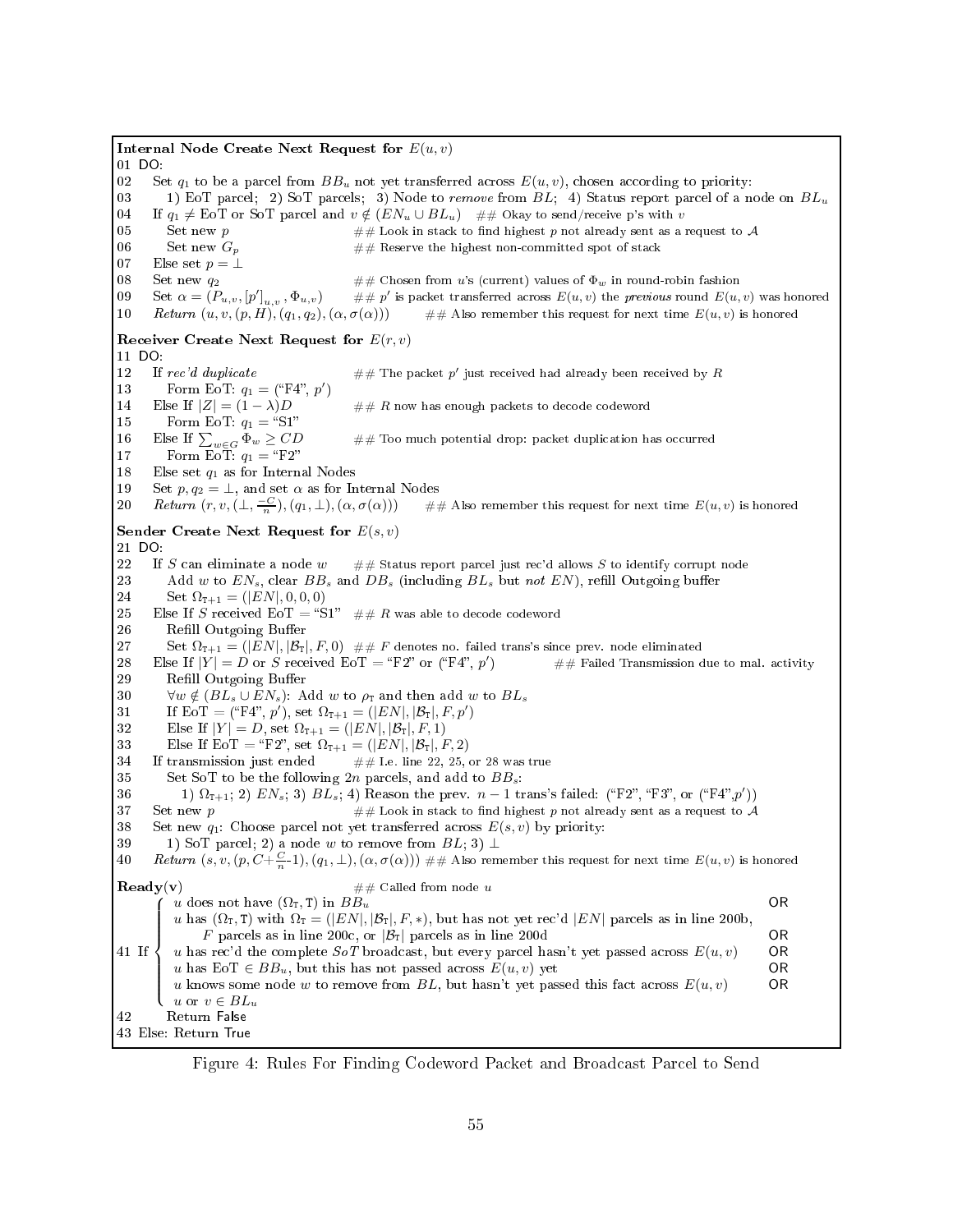**Internal Node Create Next Request for $E(u, v)$**

01 DO:

02 Set $q_1$ to be a parcel from $BB_u$ not yet transferred across $E(u, v)$, chosen according to priority:

03 1) EoT parcel; 2) SoT parcels; 3) Node to *remove* from $BL$; 4) Status report parcel of a node on $BL_u$

04 If $q_1 \neq$ EoT or SoT parcel and $v \notin (EN_u \cup BL_u)$ ## Okay to send/receive p's with $v$

05 Set new $p$ ## Look in stack to find highest $p$ not already sent as a request to $\mathcal{A}$

06 Set new $G_p$ ## Reserve the highest non-committed spot of stack

07 Else set $p = \perp$

08 Set new $q_2$ ## Chosen from $u$'s (current) values of $\Phi_w$ in round-robin fashion

09 Set $\alpha = (P_{u,v}, [p']_{u,v}, \Phi_{u,v})$ ## $p'$ is packet transferred across $E(u, v)$ the *previous* round $E(u, v)$ was honored

10 *Return* $(u, v, (p, H), (q_1, q_2), (\alpha, \sigma(\alpha)))$ ## Also remember this request for next time $E(u, v)$ is honored

**Receiver Create Next Request for $E(r, v)$**

11 DO:

12 If *rec'd duplicate* ## The packet $p'$ just received had already been received by $R$

13 Form EoT: $q_1 =$ ("F4", $p'$)

14 Else If $|Z| = (1 - \lambda)D$ ## $R$ now has enough packets to decode codeword

15 Form EoT: $q_1 =$ "S1"

16 Else If $\sum_{w \in G} \Phi_w \geq CD$ ## Too much potential drop: packet duplication has occurred

17 Form EoT: $q_1 =$ "F2"

18 Else set $q_1$ as for Internal Nodes

19 Set $p, q_2 = \perp$, and set $\alpha$ as for Internal Nodes

20 *Return* $(r, v, (\perp, \frac{-C}{n}), (q_1, \perp), (\alpha, \sigma(\alpha)))$ ## Also remember this request for next time $E(u, v)$ is honored

**Sender Create Next Request for $E(s, v)$**

21 DO:

22 If $S$ can eliminate a node $w$ ## Status report parcel just rec'd allows $S$ to identify corrupt node

23 Add $w$ to $EN_s$, clear $BB_s$ and $DB_s$ (including $BL_s$ but *not* $EN$), refill Outgoing buffer

24 Set $\Omega_{T+1} = (|EN|, 0, 0, 0)$

25 Else If $S$ received EoT = "S1" ## $R$ was able to decode codeword

26 Refill Outgoing Buffer

27 Set $\Omega_{T+1} = (|EN|, |\mathcal{B}_T|, F, 0)$ ## $F$ denotes no. failed trans's since prev. node eliminated

28 Else If $|Y| = D$ or $S$ received EoT = "F2" or ("F4", $p'$) ## Failed Transmission due to mal. activity

29 Refill Outgoing Buffer

30 $\forall w \notin (BL_s \cup EN_s)$: Add $w$ to $\rho_T$ and then add $w$ to $BL_s$

31 If EoT = ("F4", $p'$), set $\Omega_{T+1} = (|EN|, |\mathcal{B}_T|, F, p')$

32 Else If $|Y| = D$, set $\Omega_{T+1} = (|EN|, |\mathcal{B}_T|, F, 1)$

33 Else If EoT = "F2", set $\Omega_{T+1} = (|EN|, |\mathcal{B}_T|, F, 2)$

34 If transmission just ended ## I.e. line 22, 25, or 28 was true

35 Set SoT to be the following $2n$ parcels, and add to $BB_s$:

36 1) $\Omega_{T+1}$; 2) $EN_s$; 3) $BL_s$; 4) Reason the prev. $n-1$ trans's failed: ("F2", "F3", or ("F4",$p'$))

37 Set new $p$ ## Look in stack to find highest $p$ not already sent as a request to $\mathcal{A}$

38 Set new $q_1$: Choose parcel not yet transferred across $E(s, v)$ by priority:

39 1) SoT parcel; 2) a node $w$ to remove from $BL$; 3) $\perp$

40 *Return* $(s, v, (p, C + \frac{C}{n}\text{-}1), (q_1, \perp), (\alpha, \sigma(\alpha)))$ ## Also remember this request for next time $E(u, v)$ is honored

**Ready(v)** ## Called from node $u$

41 If
- $u$ does not have $(\Omega_T, T)$ in $BB_u$ OR
- $u$ has $(\Omega_T, T)$ with $\Omega_T = (|EN|, |\mathcal{B}_T|, F, *)$, but has not yet rec'd $|EN|$ parcels as in line 200b, $F$ parcels as in line 200c, or $|\mathcal{B}_T|$ parcels as in line 200d OR
- $u$ has rec'd the complete $SoT$ broadcast, but every parcel hasn't yet passed across $E(u, v)$ OR
- $u$ has EoT $\in BB_u$, but this has not passed across $E(u, v)$ yet OR
- $u$ knows some node $w$ to remove from $BL$, but hasn't yet passed this fact across $E(u, v)$ OR
- $u$ or $v \in BL_u$

42 Return False

43 Else: Return True

Figure 4: Rules For Finding Codeword Packet and Broadcast Parcel to Send